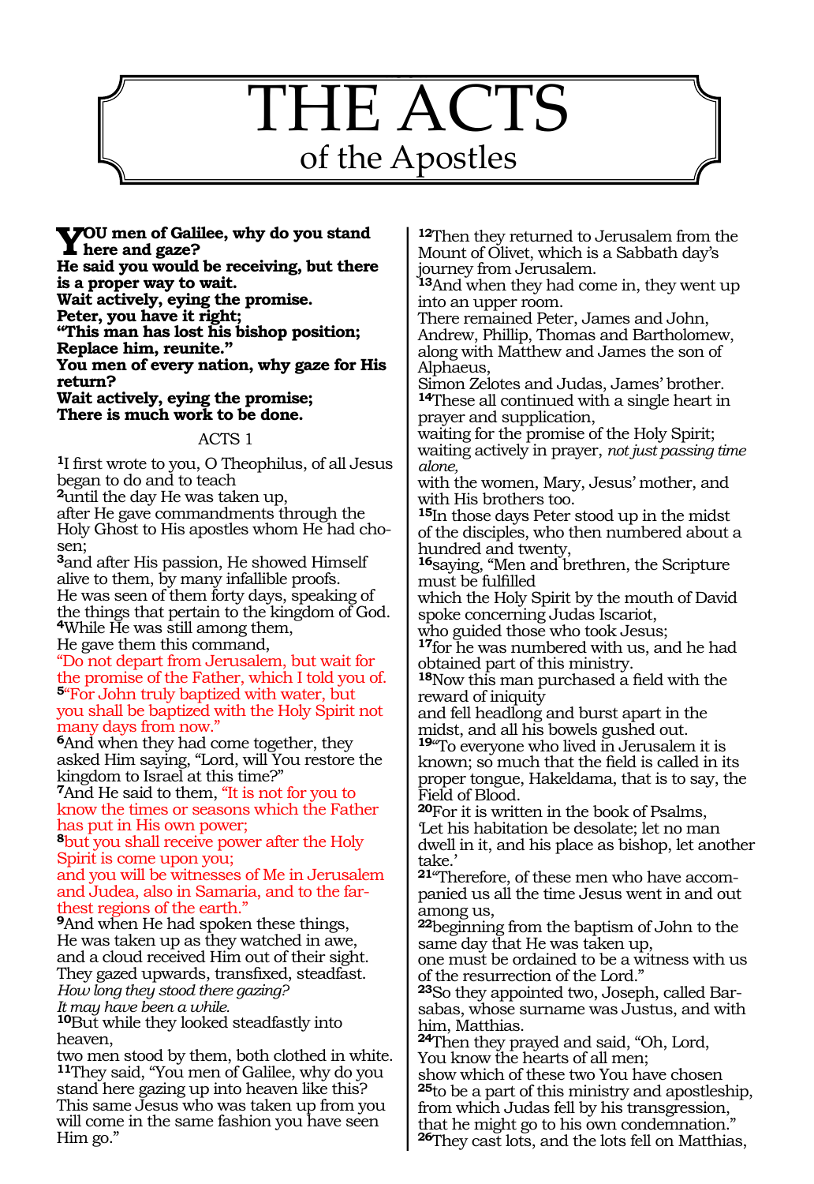# THE ACTS
## of the Apostles

**YOU men of Galilee, why do you stand here and gaze?**
**He said you would be receiving, but there is a proper way to wait.**
**Wait actively, eying the promise.**
**Peter, you have it right;**
**"This man has lost his bishop position;**
**Replace him, reunite."**
**You men of every nation, why gaze for His return?**
**Wait actively, eying the promise;**
**There is much work to be done.**

ACTS 1

**1**I first wrote to you, O Theophilus, of all Jesus began to do and to teach
**2**until the day He was taken up,
after He gave commandments through the Holy Ghost to His apostles whom He had chosen;
**3**and after His passion, He showed Himself alive to them, by many infallible proofs.
He was seen of them forty days, speaking of the things that pertain to the kingdom of God.
**4**While He was still among them,
He gave them this command,
"Do not depart from Jerusalem, but wait for the promise of the Father, which I told you of.
**5**"For John truly baptized with water, but you shall be baptized with the Holy Spirit not many days from now."
**6**And when they had come together, they asked Him saying, "Lord, will You restore the kingdom to Israel at this time?"
**7**And He said to them, "It is not for you to know the times or seasons which the Father has put in His own power;
**8**but you shall receive power after the Holy Spirit is come upon you;
and you will be witnesses of Me in Jerusalem and Judea, also in Samaria, and to the farthest regions of the earth."
**9**And when He had spoken these things,
He was taken up as they watched in awe,
and a cloud received Him out of their sight.
They gazed upwards, transfixed, steadfast.
*How long they stood there gazing?*
*It may have been a while.*
**10**But while they looked steadfastly into heaven,
two men stood by them, both clothed in white.
**11**They said, "You men of Galilee, why do you stand here gazing up into heaven like this?
This same Jesus who was taken up from you will come in the same fashion you have seen Him go."
**12**Then they returned to Jerusalem from the Mount of Olivet, which is a Sabbath day's journey from Jerusalem.
**13**And when they had come in, they went up into an upper room.
There remained Peter, James and John,
Andrew, Phillip, Thomas and Bartholomew,
along with Matthew and James the son of Alphaeus,
Simon Zelotes and Judas, James' brother.
**14**These all continued with a single heart in prayer and supplication,
waiting for the promise of the Holy Spirit;
waiting actively in prayer, *not just passing time alone,*
with the women, Mary, Jesus' mother, and with His brothers too.
**15**In those days Peter stood up in the midst of the disciples, who then numbered about a hundred and twenty,
**16**saying, "Men and brethren, the Scripture must be fulfilled
which the Holy Spirit by the mouth of David spoke concerning Judas Iscariot,
who guided those who took Jesus;
**17**for he was numbered with us, and he had obtained part of this ministry.
**18**Now this man purchased a field with the reward of iniquity
and fell headlong and burst apart in the midst, and all his bowels gushed out.
**19**"To everyone who lived in Jerusalem it is known; so much that the field is called in its proper tongue, Hakeldama, that is to say, the Field of Blood.
**20**For it is written in the book of Psalms,
'Let his habitation be desolate; let no man dwell in it, and his place as bishop, let another take.'
**21**"Therefore, of these men who have accompanied us all the time Jesus went in and out among us,
**22**beginning from the baptism of John to the same day that He was taken up,
one must be ordained to be a witness with us of the resurrection of the Lord."
**23**So they appointed two, Joseph, called Barsabas, whose surname was Justus, and with him, Matthias.
**24**Then they prayed and said, "Oh, Lord,
You know the hearts of all men;
show which of these two You have chosen
**25**to be a part of this ministry and apostleship, from which Judas fell by his transgression, that he might go to his own condemnation."
**26**They cast lots, and the lots fell on Matthias,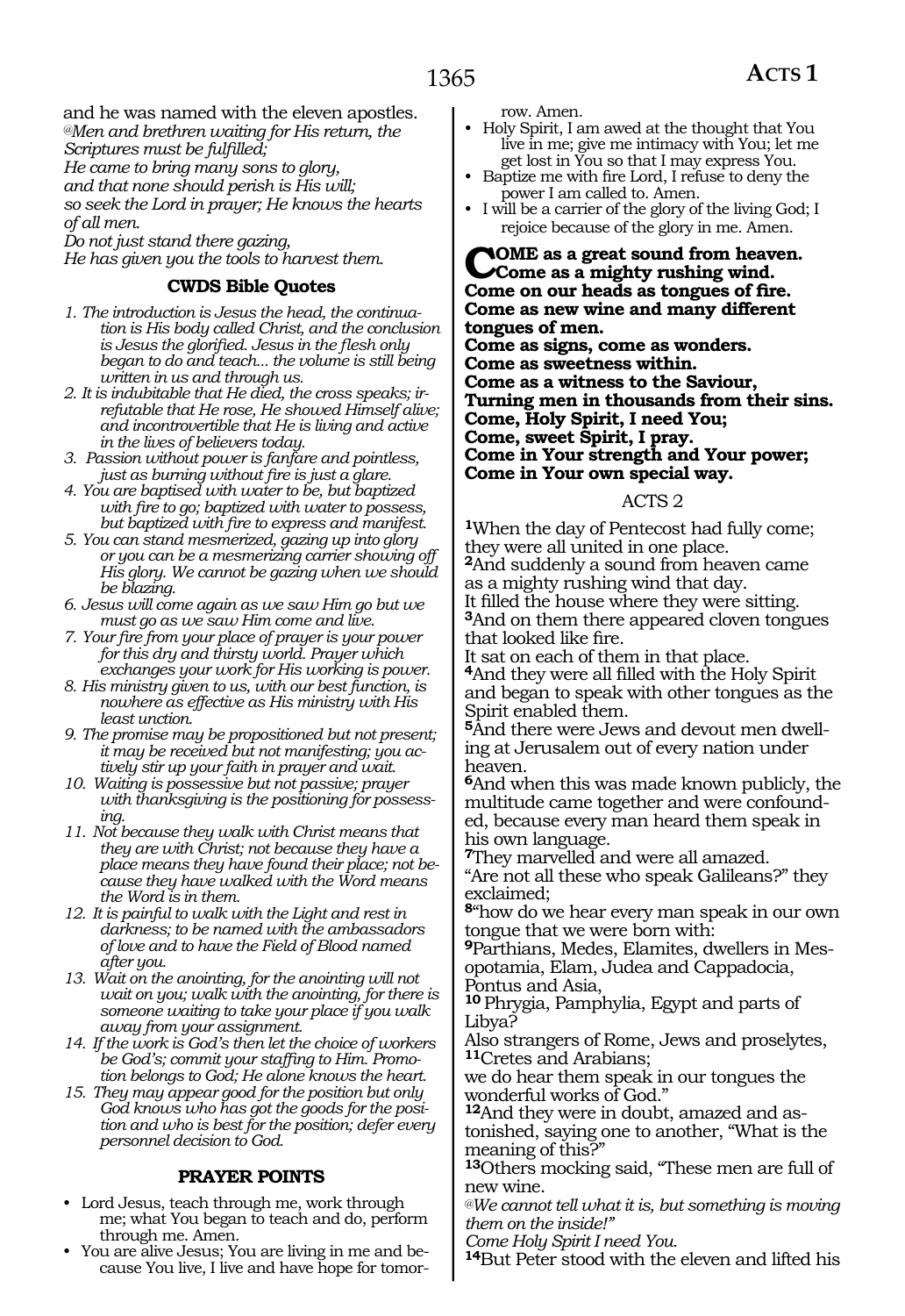and he was named with the eleven apostles.
*@Men and brethren waiting for His return, the Scriptures must be fulfilled;*
*He came to bring many sons to glory,*
*and that none should perish is His will;*
*so seek the Lord in prayer; He knows the hearts of all men.*
*Do not just stand there gazing,*
*He has given you the tools to harvest them.*

### CWDS Bible Quotes

1. *The introduction is Jesus the head, the continuation is His body called Christ, and the conclusion is Jesus the glorified. Jesus in the flesh only began to do and teach... the volume is still being written in us and through us.*
2. *It is indubitable that He died, the cross speaks; irrefutable that He rose, He showed Himself alive; and incontrovertible that He is living and active in the lives of believers today.*
3. *Passion without power is fanfare and pointless, just as burning without fire is just a glare.*
4. *You are baptised with water to be, but baptized with fire to go; baptized with water to possess, but baptized with fire to express and manifest.*
5. *You can stand mesmerized, gazing up into glory or you can be a mesmerizing carrier showing off His glory. We cannot be gazing when we should be blazing.*
6. *Jesus will come again as we saw Him go but we must go as we saw Him come and live.*
7. *Your fire from your place of prayer is your power for this dry and thirsty world. Prayer which exchanges your work for His working is power.*
8. *His ministry given to us, with our best function, is nowhere as effective as His ministry with His least unction.*
9. *The promise may be propositioned but not present; it may be received but not manifesting; you actively stir up your faith in prayer and wait.*
10. *Waiting is possessive but not passive; prayer with thanksgiving is the positioning for possessing.*
11. *Not because they walk with Christ means that they are with Christ; not because they have a place means they have found their place; not because they have walked with the Word means the Word is in them.*
12. *It is painful to walk with the Light and rest in darkness; to be named with the ambassadors of love and to have the Field of Blood named after you.*
13. *Wait on the anointing, for the anointing will not wait on you; walk with the anointing, for there is someone waiting to take your place if you walk away from your assignment.*
14. *If the work is God's then let the choice of workers be God's; commit your staffing to Him. Promotion belongs to God; He alone knows the heart.*
15. *They may appear good for the position but only God knows who has got the goods for the position and who is best for the position; defer every personnel decision to God.*

### PRAYER POINTS

- Lord Jesus, teach through me, work through me; what You began to teach and do, perform through me. Amen.
- You are alive Jesus; You are living in me and because You live, I live and have hope for tomorrow. Amen.
- Holy Spirit, I am awed at the thought that You live in me; give me intimacy with You; let me get lost in You so that I may express You.
- Baptize me with fire Lord, I refuse to deny the power I am called to. Amen.
- I will be a carrier of the glory of the living God; I rejoice because of the glory in me. Amen.

**COME as a great sound from heaven.**
**Come as a mighty rushing wind.**
**Come on our heads as tongues of fire.**
**Come as new wine and many different tongues of men.**
**Come as signs, come as wonders.**
**Come as sweetness within.**
**Come as a witness to the Saviour,**
**Turning men in thousands from their sins.**
**Come, Holy Spirit, I need You;**
**Come, sweet Spirit, I pray.**
**Come in Your strength and Your power;**
**Come in Your own special way.**

## ACTS 2

**1**When the day of Pentecost had fully come; they were all united in one place.
**2**And suddenly a sound from heaven came as a mighty rushing wind that day.
It filled the house where they were sitting.
**3**And on them there appeared cloven tongues that looked like fire.
It sat on each of them in that place.
**4**And they were all filled with the Holy Spirit and began to speak with other tongues as the Spirit enabled them.
**5**And there were Jews and devout men dwelling at Jerusalem out of every nation under heaven.
**6**And when this was made known publicly, the multitude came together and were confounded, because every man heard them speak in his own language.
**7**They marvelled and were all amazed.
"Are not all these who speak Galileans?" they exclaimed;
**8**"how do we hear every man speak in our own tongue that we were born with:
**9**Parthians, Medes, Elamites, dwellers in Mesopotamia, Elam, Judea and Cappadocia, Pontus and Asia,
**10** Phrygia, Pamphylia, Egypt and parts of Libya?
Also strangers of Rome, Jews and proselytes,
**11**Cretes and Arabians;
we do hear them speak in our tongues the wonderful works of God."
**12**And they were in doubt, amazed and astonished, saying one to another, "What is the meaning of this?"
**13**Others mocking said, "These men are full of new wine.
*@We cannot tell what it is, but something is moving them on the inside!"*
*Come Holy Spirit I need You.*
**14**But Peter stood with the eleven and lifted his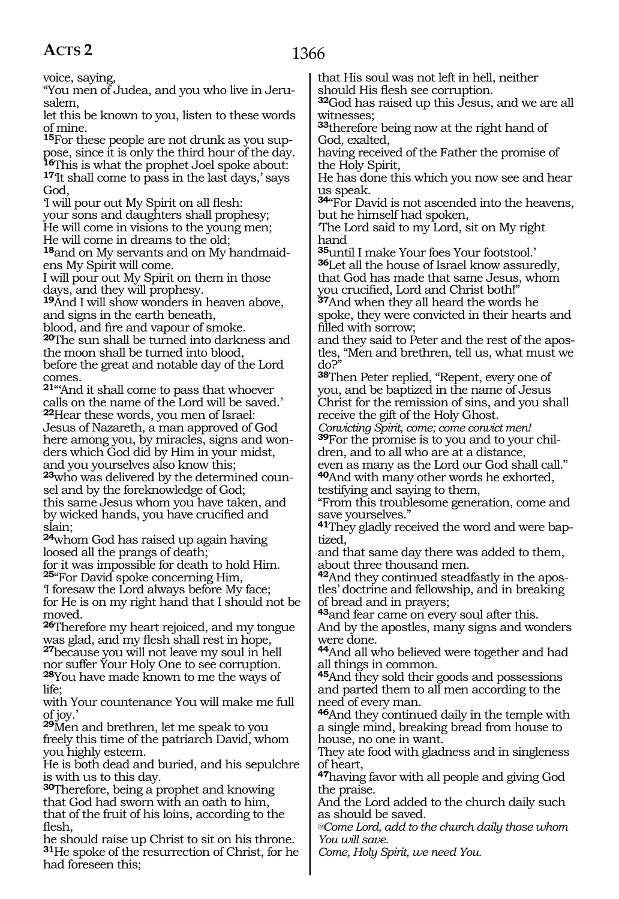voice, saying,
"You men of Judea, and you who live in Jerusalem,
let this be known to you, listen to these words of mine.
**15**For these people are not drunk as you suppose, since it is only the third hour of the day.
**16**This is what the prophet Joel spoke about:
**17**'It shall come to pass in the last days,' says God,
'I will pour out My Spirit on all flesh:
your sons and daughters shall prophesy;
He will come in visions to the young men;
He will come in dreams to the old;
**18**and on My servants and on My handmaidens My Spirit will come.
I will pour out My Spirit on them in those days, and they will prophesy.
**19**And I will show wonders in heaven above,
and signs in the earth beneath,
blood, and fire and vapour of smoke.
**20**The sun shall be turned into darkness and the moon shall be turned into blood,
before the great and notable day of the Lord comes.
**21**"And it shall come to pass that whoever calls on the name of the Lord will be saved.'
**22**Hear these words, you men of Israel:
Jesus of Nazareth, a man approved of God here among you, by miracles, signs and wonders which God did by Him in your midst,
and you yourselves also know this;
**23**who was delivered by the determined counsel and by the foreknowledge of God;
this same Jesus whom you have taken, and by wicked hands, you have crucified and slain;
**24**whom God has raised up again having loosed all the prangs of death;
for it was impossible for death to hold Him.
**25**"For David spoke concerning Him,
'I foresaw the Lord always before My face;
for He is on my right hand that I should not be moved.
**26**Therefore my heart rejoiced, and my tongue was glad, and my flesh shall rest in hope,
**27**because you will not leave my soul in hell nor suffer Your Holy One to see corruption.
**28**You have made known to me the ways of life;
with Your countenance You will make me full of joy.'
**29**Men and brethren, let me speak to you freely this time of the patriarch David, whom you highly esteem.
He is both dead and buried, and his sepulchre is with us to this day.
**30**Therefore, being a prophet and knowing that God had sworn with an oath to him,
that of the fruit of his loins, according to the flesh,
he should raise up Christ to sit on his throne.
**31**He spoke of the resurrection of Christ, for he had foreseen this;
that His soul was not left in hell, neither should His flesh see corruption.
**32**God has raised up this Jesus, and we are all witnesses;
**33**therefore being now at the right hand of God, exalted,
having received of the Father the promise of the Holy Spirit,
He has done this which you now see and hear us speak.
**34**"For David is not ascended into the heavens, but he himself had spoken,
'The Lord said to my Lord, sit on My right hand
**35**until I make Your foes Your footstool.'
**36**Let all the house of Israel know assuredly, that God has made that same Jesus, whom you crucified, Lord and Christ both!"
**37**And when they all heard the words he spoke, they were convicted in their hearts and filled with sorrow;
and they said to Peter and the rest of the apostles, "Men and brethren, tell us, what must we do?"
**38**Then Peter replied, "Repent, every one of you, and be baptized in the name of Jesus Christ for the remission of sins, and you shall receive the gift of the Holy Ghost.
*Convicting Spirit, come; come convict men!*
**39**For the promise is to you and to your children, and to all who are at a distance,
even as many as the Lord our God shall call."
**40**And with many other words he exhorted, testifying and saying to them,
"From this troublesome generation, come and save yourselves."
**41**They gladly received the word and were baptized,
and that same day there was added to them, about three thousand men.
**42**And they continued steadfastly in the apostles' doctrine and fellowship, and in breaking of bread and in prayers;
**43**and fear came on every soul after this.
And by the apostles, many signs and wonders were done.
**44**And all who believed were together and had all things in common.
**45**And they sold their goods and possessions and parted them to all men according to the need of every man.
**46**And they continued daily in the temple with a single mind, breaking bread from house to house, no one in want.
They ate food with gladness and in singleness of heart,
**47**having favor with all people and giving God the praise.
And the Lord added to the church daily such as should be saved.
*@Come Lord, add to the church daily those whom You will save.*
*Come, Holy Spirit, we need You.*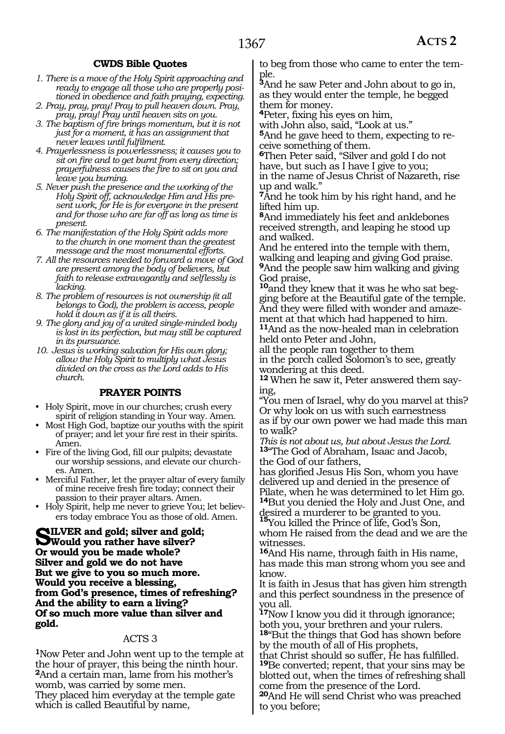### CWDS Bible Quotes

1. *There is a move of the Holy Spirit approaching and ready to engage all those who are properly positioned in obedience and faith praying, expecting.*
2. *Pray, pray, pray! Pray to pull heaven down. Pray, pray, pray! Pray until heaven sits on you.*
3. *The baptism of fire brings momentum, but it is not just for a moment, it has an assignment that never leaves until fulfilment.*
4. *Prayerlessness is powerlessness; it causes you to sit on fire and to get burnt from every direction; prayerfulness causes the fire to sit on you and leave you burning.*
5. *Never push the presence and the working of the Holy Spirit off, acknowledge Him and His present work, for He is for everyone in the present and for those who are far off as long as time is present.*
6. *The manifestation of the Holy Spirit adds more to the church in one moment than the greatest message and the most monumental efforts.*
7. *All the resources needed to forward a move of God are present among the body of believers, but faith to release extravagantly and selflessly is lacking.*
8. *The problem of resources is not ownership (it all belongs to God), the problem is access, people hold it down as if it is all theirs.*
9. *The glory and joy of a united single-minded body is lost in its perfection, but may still be captured in its pursuance.*
10. *Jesus is working salvation for His own glory; allow the Holy Spirit to multiply what Jesus divided on the cross as the Lord adds to His church.*

### PRAYER POINTS

- Holy Spirit, move in our churches; crush every spirit of religion standing in Your way. Amen.
- Most High God, baptize our youths with the spirit of prayer; and let your fire rest in their spirits. Amen.
- Fire of the living God, fill our pulpits; devastate our worship sessions, and elevate our churches. Amen.
- Merciful Father, let the prayer altar of every family of mine receive fresh fire today; connect their passion to their prayer altars. Amen.
- Holy Spirit, help me never to grieve You; let believers today embrace You as those of old. Amen.

**SILVER and gold; silver and gold;**
**Would you rather have silver?**
**Or would you be made whole?**
**Silver and gold we do not have**
**But we give to you so much more.**
**Would you receive a blessing,**
**from God's presence, times of refreshing?**
**And the ability to earn a living?**
**Of so much more value than silver and gold.**

## ACTS 3

**1**Now Peter and John went up to the temple at the hour of prayer, this being the ninth hour.
**2**And a certain man, lame from his mother's womb, was carried by some men.
They placed him everyday at the temple gate which is called Beautiful by name,
to beg from those who came to enter the temple.
**3**And he saw Peter and John about to go in, as they would enter the temple, he begged them for money.
**4**Peter, fixing his eyes on him,
with John also, said, "Look at us."
**5**And he gave heed to them, expecting to receive something of them.
**6**Then Peter said, "Silver and gold I do not have, but such as I have I give to you;
in the name of Jesus Christ of Nazareth, rise up and walk."
**7**And he took him by his right hand, and he lifted him up.
**8**And immediately his feet and anklebones received strength, and leaping he stood up and walked.
And he entered into the temple with them, walking and leaping and giving God praise.
**9**And the people saw him walking and giving God praise,
**10**and they knew that it was he who sat begging before at the Beautiful gate of the temple.
And they were filled with wonder and amazement at that which had happened to him.
**11**And as the now-healed man in celebration held onto Peter and John,
all the people ran together to them
in the porch called Solomon's to see, greatly wondering at this deed.
**12** When he saw it, Peter answered them saying,
"You men of Israel, why do you marvel at this?
Or why look on us with such earnestness
as if by our own power we had made this man to walk?
*This is not about us, but about Jesus the Lord.*
**13**"The God of Abraham, Isaac and Jacob,
the God of our fathers,
has glorified Jesus His Son, whom you have delivered up and denied in the presence of Pilate, when he was determined to let Him go.
**14**But you denied the Holy and Just One, and desired a murderer to be granted to you.
**15**You killed the Prince of life, God's Son,
whom He raised from the dead and we are the witnesses.
**16**And His name, through faith in His name, has made this man strong whom you see and know.
It is faith in Jesus that has given him strength and this perfect soundness in the presence of you all.
**17**Now I know you did it through ignorance;
both you, your brethren and your rulers.
**18**"But the things that God has shown before by the mouth of all of His prophets,
that Christ should so suffer, He has fulfilled.
**19**Be converted; repent, that your sins may be blotted out, when the times of refreshing shall come from the presence of the Lord.
**20**And He will send Christ who was preached to you before;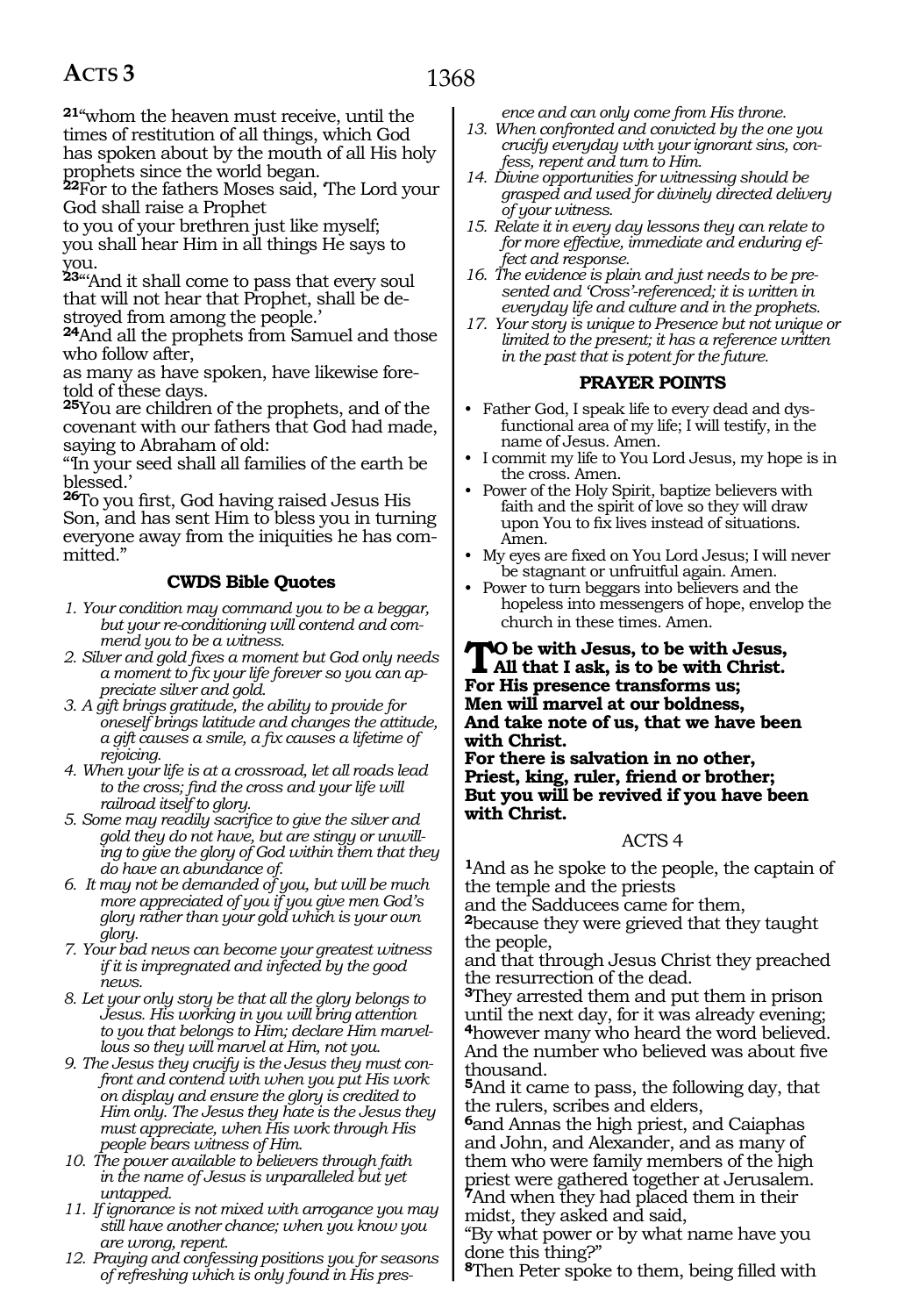**21**"whom the heaven must receive, until the times of restitution of all things, which God has spoken about by the mouth of all His holy prophets since the world began.
**22**For to the fathers Moses said, 'The Lord your God shall raise a Prophet
to you of your brethren just like myself;
you shall hear Him in all things He says to you.
**23**"'And it shall come to pass that every soul that will not hear that Prophet, shall be destroyed from among the people.'
**24**And all the prophets from Samuel and those who follow after,
as many as have spoken, have likewise foretold of these days.
**25**You are children of the prophets, and of the covenant with our fathers that God had made, saying to Abraham of old:
"In your seed shall all families of the earth be blessed.'
**26**To you first, God having raised Jesus His Son, and has sent Him to bless you in turning everyone away from the iniquities he has committed."

### CWDS Bible Quotes

1. *Your condition may command you to be a beggar, but your re-conditioning will contend and commend you to be a witness.*
2. *Silver and gold fixes a moment but God only needs a moment to fix your life forever so you can appreciate silver and gold.*
3. *A gift brings gratitude, the ability to provide for oneself brings latitude and changes the attitude, a gift causes a smile, a fix causes a lifetime of rejoicing.*
4. *When your life is at a crossroad, let all roads lead to the cross; find the cross and your life will railroad itself to glory.*
5. *Some may readily sacrifice to give the silver and gold they do not have, but are stingy or unwilling to give the glory of God within them that they do have an abundance of.*
6. *It may not be demanded of you, but will be much more appreciated of you if you give men God's glory rather than your gold which is your own glory.*
7. *Your bad news can become your greatest witness if it is impregnated and infected by the good news.*
8. *Let your only story be that all the glory belongs to Jesus. His working in you will bring attention to you that belongs to Him; declare Him marvellous so they will marvel at Him, not you.*
9. *The Jesus they crucify is the Jesus they must confront and contend with when you put His work on display and ensure the glory is credited to Him only. The Jesus they hate is the Jesus they must appreciate, when His work through His people bears witness of Him.*
10. *The power available to believers through faith in the name of Jesus is unparalleled but yet untapped.*
11. *If ignorance is not mixed with arrogance you may still have another chance; when you know you are wrong, repent.*
12. *Praying and confessing positions you for seasons of refreshing which is only found in His presence and can only come from His throne.*
13. *When confronted and convicted by the one you crucify everyday with your ignorant sins, confess, repent and turn to Him.*
14. *Divine opportunities for witnessing should be grasped and used for divinely directed delivery of your witness.*
15. *Relate it in every day lessons they can relate to for more effective, immediate and enduring effect and response.*
16. *The evidence is plain and just needs to be presented and 'Cross'-referenced; it is written in everyday life and culture and in the prophets.*
17. *Your story is unique to Presence but not unique or limited to the present; it has a reference written in the past that is potent for the future.*

### PRAYER POINTS

- Father God, I speak life to every dead and dysfunctional area of my life; I will testify, in the name of Jesus. Amen.
- I commit my life to You Lord Jesus, my hope is in the cross. Amen.
- Power of the Holy Spirit, baptize believers with faith and the spirit of love so they will draw upon You to fix lives instead of situations. Amen.
- My eyes are fixed on You Lord Jesus; I will never be stagnant or unfruitful again. Amen.
- Power to turn beggars into believers and the hopeless into messengers of hope, envelop the church in these times. Amen.

**To be with Jesus, to be with Jesus,**
**All that I ask, is to be with Christ.**
**For His presence transforms us;**
**Men will marvel at our boldness,**
**And take note of us, that we have been with Christ.**
**For there is salvation in no other,**
**Priest, king, ruler, friend or brother;**
**But you will be revived if you have been with Christ.**

## ACTS 4

**1**And as he spoke to the people, the captain of the temple and the priests
and the Sadducees came for them,
**2**because they were grieved that they taught the people,
and that through Jesus Christ they preached the resurrection of the dead.
**3**They arrested them and put them in prison until the next day, for it was already evening;
**4**however many who heard the word believed. And the number who believed was about five thousand.
**5**And it came to pass, the following day, that the rulers, scribes and elders,
**6**and Annas the high priest, and Caiaphas and John, and Alexander, and as many of them who were family members of the high priest were gathered together at Jerusalem.
**7**And when they had placed them in their midst, they asked and said,
"By what power or by what name have you done this thing?"
**8**Then Peter spoke to them, being filled with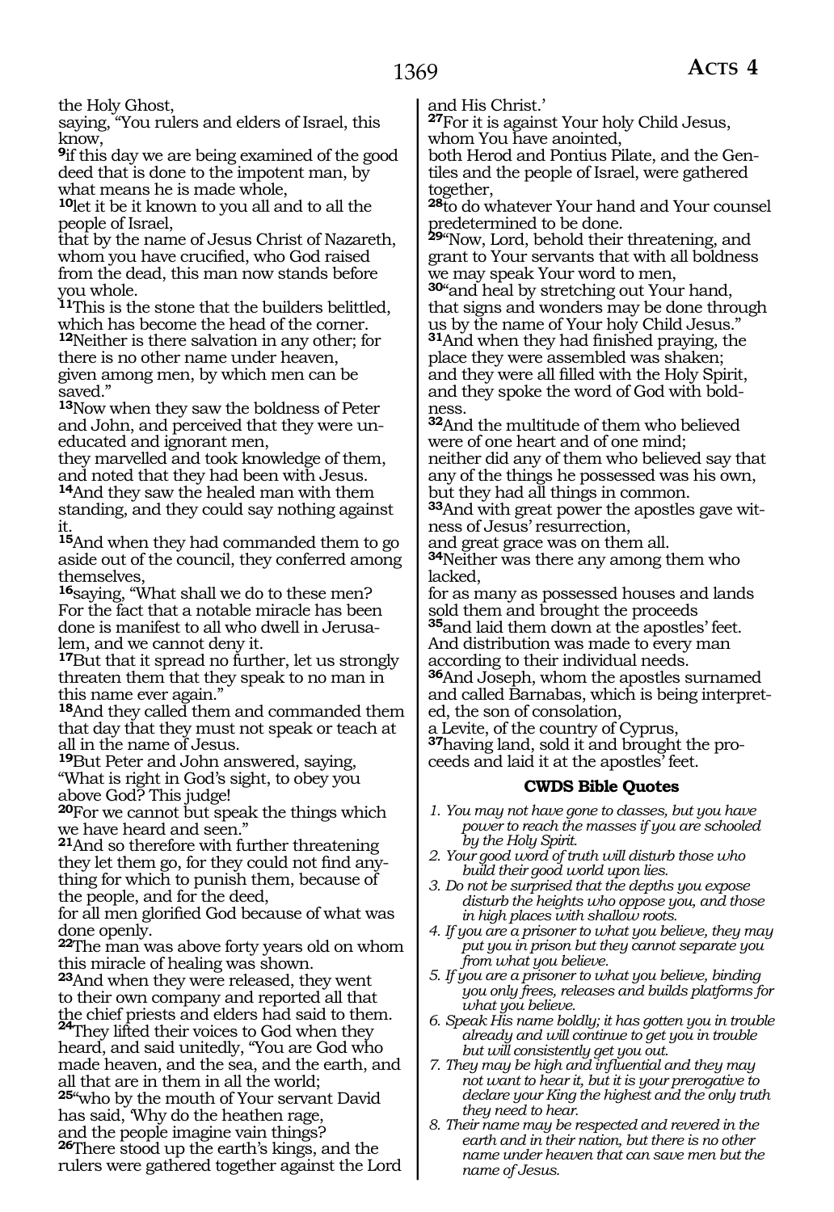the Holy Ghost,
saying, "You rulers and elders of Israel, this know,
[9]if this day we are being examined of the good deed that is done to the impotent man, by what means he is made whole,
[10]let it be it known to you all and to all the people of Israel,
that by the name of Jesus Christ of Nazareth, whom you have crucified, who God raised from the dead, this man now stands before you whole.
[11]This is the stone that the builders belittled, which has become the head of the corner.
[12]Neither is there salvation in any other; for there is no other name under heaven,
given among men, by which men can be saved."
[13]Now when they saw the boldness of Peter and John, and perceived that they were uneducated and ignorant men,
they marvelled and took knowledge of them, and noted that they had been with Jesus.
[14]And they saw the healed man with them standing, and they could say nothing against it.
[15]And when they had commanded them to go aside out of the council, they conferred among themselves,
[16]saying, "What shall we do to these men? For the fact that a notable miracle has been done is manifest to all who dwell in Jerusalem, and we cannot deny it.
[17]But that it spread no further, let us strongly threaten them that they speak to no man in this name ever again."
[18]And they called them and commanded them that day that they must not speak or teach at all in the name of Jesus.
[19]But Peter and John answered, saying, "What is right in God's sight, to obey you above God? This judge!
[20]For we cannot but speak the things which we have heard and seen."
[21]And so therefore with further threatening they let them go, for they could not find anything for which to punish them, because of the people, and for the deed,
for all men glorified God because of what was done openly.
[22]The man was above forty years old on whom this miracle of healing was shown.
[23]And when they were released, they went to their own company and reported all that the chief priests and elders had said to them.
[24]They lifted their voices to God when they heard, and said unitedly, "You are God who made heaven, and the sea, and the earth, and all that are in them in all the world;
[25]"who by the mouth of Your servant David has said, 'Why do the heathen rage,
and the people imagine vain things?
[26]There stood up the earth's kings, and the rulers were gathered together against the Lord and His Christ.'
[27]For it is against Your holy Child Jesus, whom You have anointed,
both Herod and Pontius Pilate, and the Gentiles and the people of Israel, were gathered together,
[28]to do whatever Your hand and Your counsel predetermined to be done.
[29]"Now, Lord, behold their threatening, and grant to Your servants that with all boldness we may speak Your word to men,
[30]"and heal by stretching out Your hand, that signs and wonders may be done through us by the name of Your holy Child Jesus."
[31]And when they had finished praying, the place they were assembled was shaken;
and they were all filled with the Holy Spirit, and they spoke the word of God with boldness.
[32]And the multitude of them who believed were of one heart and of one mind;
neither did any of them who believed say that any of the things he possessed was his own, but they had all things in common.
[33]And with great power the apostles gave witness of Jesus' resurrection,
and great grace was on them all.
[34]Neither was there any among them who lacked,
for as many as possessed houses and lands sold them and brought the proceeds
[35]and laid them down at the apostles' feet.
And distribution was made to every man according to their individual needs.
[36]And Joseph, whom the apostles surnamed and called Barnabas, which is being interpreted, the son of consolation,
a Levite, of the country of Cyprus,
[37]having land, sold it and brought the proceeds and laid it at the apostles' feet.

### CWDS Bible Quotes

1. *You may not have gone to classes, but you have power to reach the masses if you are schooled by the Holy Spirit.*
2. *Your good word of truth will disturb those who build their good world upon lies.*
3. *Do not be surprised that the depths you expose disturb the heights who oppose you, and those in high places with shallow roots.*
4. *If you are a prisoner to what you believe, they may put you in prison but they cannot separate you from what you believe.*
5. *If you are a prisoner to what you believe, binding you only frees, releases and builds platforms for what you believe.*
6. *Speak His name boldly; it has gotten you in trouble already and will continue to get you in trouble but will consistently get you out.*
7. *They may be high and influential and they may not want to hear it, but it is your prerogative to declare your King the highest and the only truth they need to hear.*
8. *Their name may be respected and revered in the earth and in their nation, but there is no other name under heaven that can save men but the name of Jesus.*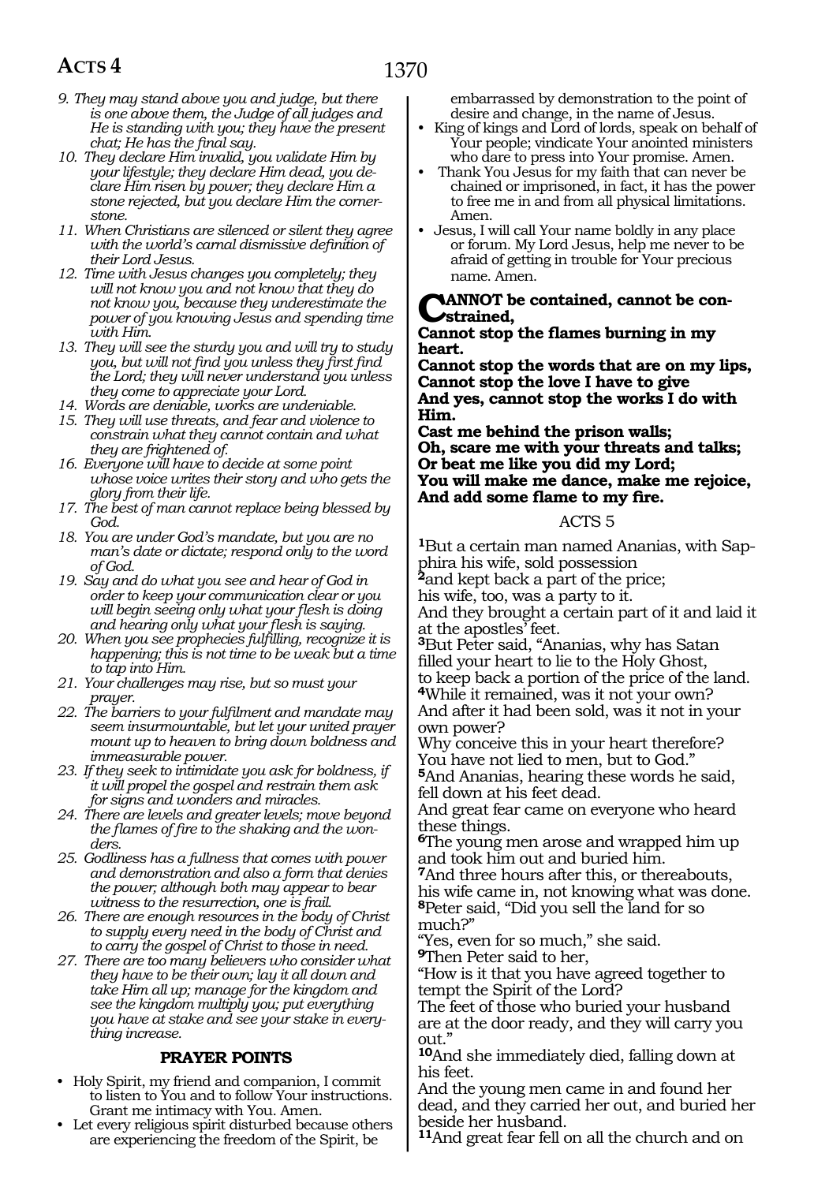*9. They may stand above you and judge, but there is one above them, the Judge of all judges and He is standing with you; they have the present chat; He has the final say.*

*10. They declare Him invalid, you validate Him by your lifestyle; they declare Him dead, you declare Him risen by power; they declare Him a stone rejected, but you declare Him the cornerstone.*

*11. When Christians are silenced or silent they agree with the world's carnal dismissive definition of their Lord Jesus.*

*12. Time with Jesus changes you completely; they will not know you and not know that they do not know you, because they underestimate the power of you knowing Jesus and spending time with Him.*

*13. They will see the sturdy you and will try to study you, but will not find you unless they first find the Lord; they will never understand you unless they come to appreciate your Lord.*

*14. Words are deniable, works are undeniable.*

*15. They will use threats, and fear and violence to constrain what they cannot contain and what they are frightened of.*

*16. Everyone will have to decide at some point whose voice writes their story and who gets the glory from their life.*

*17. The best of man cannot replace being blessed by God.*

*18. You are under God's mandate, but you are no man's date or dictate; respond only to the word of God.*

*19. Say and do what you see and hear of God in order to keep your communication clear or you will begin seeing only what your flesh is doing and hearing only what your flesh is saying.*

*20. When you see prophecies fulfilling, recognize it is happening; this is not time to be weak but a time to tap into Him.*

*21. Your challenges may rise, but so must your prayer.*

*22. The barriers to your fulfilment and mandate may seem insurmountable, but let your united prayer mount up to heaven to bring down boldness and immeasurable power.*

*23. If they seek to intimidate you ask for boldness, if it will propel the gospel and restrain them ask for signs and wonders and miracles.*

*24. There are levels and greater levels; move beyond the flames of fire to the shaking and the wonders.*

*25. Godliness has a fullness that comes with power and demonstration and also a form that denies the power; although both may appear to bear witness to the resurrection, one is frail.*

*26. There are enough resources in the body of Christ to supply every need in the body of Christ and to carry the gospel of Christ to those in need.*

*27. There are too many believers who consider what they have to be their own; lay it all down and take Him all up; manage for the kingdom and see the kingdom multiply you; put everything you have at stake and see your stake in everything increase.*

## PRAYER POINTS

- Holy Spirit, my friend and companion, I commit to listen to You and to follow Your instructions. Grant me intimacy with You. Amen.
- Let every religious spirit disturbed because others are experiencing the freedom of the Spirit, be embarrassed by demonstration to the point of desire and change, in the name of Jesus.
- King of kings and Lord of lords, speak on behalf of Your people; vindicate Your anointed ministers who dare to press into Your promise. Amen.
- Thank You Jesus for my faith that can never be chained or imprisoned, in fact, it has the power to free me in and from all physical limitations. Amen.
- Jesus, I will call Your name boldly in any place or forum. My Lord Jesus, help me never to be afraid of getting in trouble for Your precious name. Amen.

**CANNOT be contained, cannot be constrained,**
**Cannot stop the flames burning in my heart.**
**Cannot stop the words that are on my lips,**
**Cannot stop the love I have to give**
**And yes, cannot stop the works I do with Him.**
**Cast me behind the prison walls;**
**Oh, scare me with your threats and talks;**
**Or beat me like you did my Lord;**
**You will make me dance, make me rejoice,**
**And add some flame to my fire.**

## ACTS 5

**1**But a certain man named Ananias, with Sapphira his wife, sold possession
**2**and kept back a part of the price;
his wife, too, was a party to it.
And they brought a certain part of it and laid it at the apostles' feet.
**3**But Peter said, "Ananias, why has Satan filled your heart to lie to the Holy Ghost,
to keep back a portion of the price of the land.
**4**While it remained, was it not your own?
And after it had been sold, was it not in your own power?
Why conceive this in your heart therefore?
You have not lied to men, but to God."
**5**And Ananias, hearing these words he said, fell down at his feet dead.
And great fear came on everyone who heard these things.
**6**The young men arose and wrapped him up and took him out and buried him.
**7**And three hours after this, or thereabouts, his wife came in, not knowing what was done.
**8**Peter said, "Did you sell the land for so much?"
"Yes, even for so much," she said.
**9**Then Peter said to her,
"How is it that you have agreed together to tempt the Spirit of the Lord?
The feet of those who buried your husband are at the door ready, and they will carry you out."
**10**And she immediately died, falling down at his feet.
And the young men came in and found her dead, and they carried her out, and buried her beside her husband.
**11**And great fear fell on all the church and on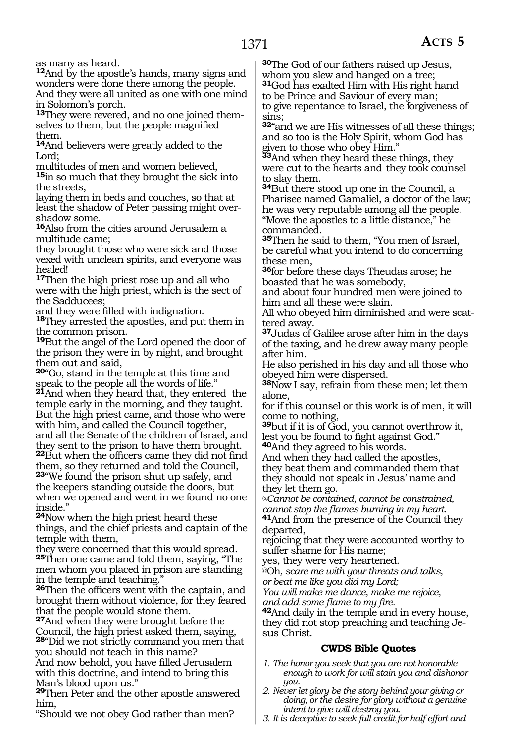as many as heard.

**12**And by the apostle's hands, many signs and wonders were done there among the people. And they were all united as one with one mind in Solomon's porch.

**13**They were revered, and no one joined themselves to them, but the people magnified them.

**14**And believers were greatly added to the Lord;
multitudes of men and women believed,

**15**in so much that they brought the sick into the streets,
laying them in beds and couches, so that at least the shadow of Peter passing might overshadow some.

**16**Also from the cities around Jerusalem a multitude came;
they brought those who were sick and those vexed with unclean spirits, and everyone was healed!

**17**Then the high priest rose up and all who were with the high priest, which is the sect of the Sadducees;
and they were filled with indignation.

**18**They arrested the apostles, and put them in the common prison.

**19**But the angel of the Lord opened the door of the prison they were in by night, and brought them out and said,

**20**"Go, stand in the temple at this time and speak to the people all the words of life."

**21**And when they heard that, they entered the temple early in the morning, and they taught. But the high priest came, and those who were with him, and called the Council together, and all the Senate of the children of Israel, and they sent to the prison to have them brought.

**22**But when the officers came they did not find them, so they returned and told the Council,

**23**"We found the prison shut up safely, and the keepers standing outside the doors, but when we opened and went in we found no one inside."

**24**Now when the high priest heard these things, and the chief priests and captain of the temple with them,
they were concerned that this would spread.

**25**Then one came and told them, saying, "The men whom you placed in prison are standing in the temple and teaching."

**26**Then the officers went with the captain, and brought them without violence, for they feared that the people would stone them.

**27**And when they were brought before the Council, the high priest asked them, saying,

**28**"Did we not strictly command you men that you should not teach in this name?
And now behold, you have filled Jerusalem with this doctrine, and intend to bring this Man's blood upon us."

**29**Then Peter and the other apostle answered him,
"Should we not obey God rather than men?

**30**The God of our fathers raised up Jesus, whom you slew and hanged on a tree;

**31**God has exalted Him with His right hand to be Prince and Saviour of every man;
to give repentance to Israel, the forgiveness of sins;

**32**"and we are His witnesses of all these things; and so too is the Holy Spirit, whom God has given to those who obey Him."

**33**And when they heard these things, they were cut to the hearts and they took counsel to slay them.

**34**But there stood up one in the Council, a Pharisee named Gamaliel, a doctor of the law; he was very reputable among all the people. "Move the apostles to a little distance," he commanded.

**35**Then he said to them, "You men of Israel, be careful what you intend to do concerning these men,

**36**for before these days Theudas arose; he boasted that he was somebody,
and about four hundred men were joined to him and all these were slain.
All who obeyed him diminished and were scattered away.

**37**Judas of Galilee arose after him in the days of the taxing, and he drew away many people after him.
He also perished in his day and all those who obeyed him were dispersed.

**38**Now I say, refrain from these men; let them alone,
for if this counsel or this work is of men, it will come to nothing,

**39**but if it is of God, you cannot overthrow it, lest you be found to fight against God."

**40**And they agreed to his words.
And when they had called the apostles, they beat them and commanded them that they should not speak in Jesus' name and they let them go.

*@Cannot be contained, cannot be constrained, cannot stop the flames burning in my heart.*

**41**And from the presence of the Council they departed,
rejoicing that they were accounted worthy to suffer shame for His name;
yes, they were very heartened.

*@Oh, scare me with your threats and talks,*
*or beat me like you did my Lord;*
*You will make me dance, make me rejoice,*
*and add some flame to my fire.*

**42**And daily in the temple and in every house, they did not stop preaching and teaching Jesus Christ.

### CWDS Bible Quotes

1. *The honor you seek that you are not honorable enough to work for will stain you and dishonor you.*
2. *Never let glory be the story behind your giving or doing, or the desire for glory without a genuine intent to give will destroy you.*
3. *It is deceptive to seek full credit for half effort and*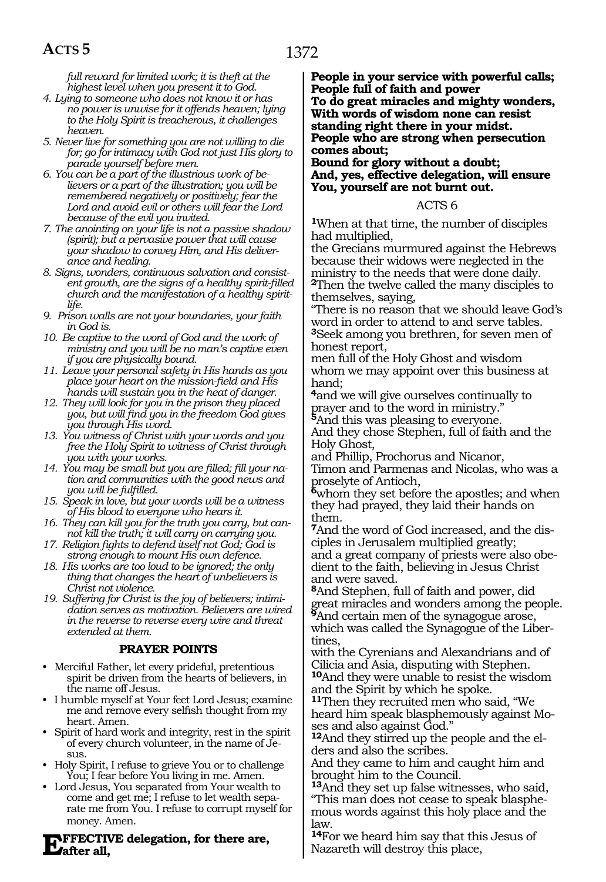*full reward for limited work; it is theft at the highest level when you present it to God.*

4. *Lying to someone who does not know it or has no power is unwise for it offends heaven; lying to the Holy Spirit is treacherous, it challenges heaven.*
5. *Never live for something you are not willing to die for; go for intimacy with God not just His glory to parade yourself before men.*
6. *You can be a part of the illustrious work of believers or a part of the illustration; you will be remembered negatively or positively; fear the Lord and avoid evil or others will fear the Lord because of the evil you invited.*
7. *The anointing on your life is not a passive shadow (spirit); but a pervasive power that will cause your shadow to convey Him, and His deliverance and healing.*
8. *Signs, wonders, continuous salvation and consistent growth, are the signs of a healthy spirit-filled church and the manifestation of a healthy spirit-life.*
9. *Prison walls are not your boundaries, your faith in God is.*
10. *Be captive to the word of God and the work of ministry and you will be no man's captive even if you are physically bound.*
11. *Leave your personal safety in His hands as you place your heart on the mission-field and His hands will sustain you in the heat of danger.*
12. *They will look for you in the prison they placed you, but will find you in the freedom God gives you through His word.*
13. *You witness of Christ with your words and you free the Holy Spirit to witness of Christ through you with your works.*
14. *You may be small but you are filled; fill your nation and communities with the good news and you will be fulfilled.*
15. *Speak in love, but your words will be a witness of His blood to everyone who hears it.*
16. *They can kill you for the truth you carry, but cannot kill the truth; it will carry on carrying you.*
17. *Religion fights to defend itself not God; God is strong enough to mount His own defence.*
18. *His works are too loud to be ignored; the only thing that changes the heart of unbelievers is Christ not violence.*
19. *Suffering for Christ is the joy of believers; intimidation serves as motivation. Believers are wired in the reverse to reverse every wire and threat extended at them.*

## PRAYER POINTS

- Merciful Father, let every prideful, pretentious spirit be driven from the hearts of believers, in the name off Jesus.
- I humble myself at Your feet Lord Jesus; examine me and remove every selfish thought from my heart. Amen.
- Spirit of hard work and integrity, rest in the spirit of every church volunteer, in the name of Jesus.
- Holy Spirit, I refuse to grieve You or to challenge You; I fear before You living in me. Amen.
- Lord Jesus, You separated from Your wealth to come and get me; I refuse to let wealth separate me from You. I refuse to corrupt myself for money. Amen.

**EFFECTIVE delegation, for there are, after all,**
**People in your service with powerful calls;**
**People full of faith and power**
**To do great miracles and mighty wonders,**
**With words of wisdom none can resist**
**standing right there in your midst.**
**People who are strong when persecution comes about;**
**Bound for glory without a doubt;**
**And, yes, effective delegation, will ensure**
**You, yourself are not burnt out.**

## ACTS 6

**1**When at that time, the number of disciples had multiplied,
the Grecians murmured against the Hebrews because their widows were neglected in the ministry to the needs that were done daily.
**2**Then the twelve called the many disciples to themselves, saying,
"There is no reason that we should leave God's word in order to attend to and serve tables.
**3**Seek among you brethren, for seven men of honest report,
men full of the Holy Ghost and wisdom whom we may appoint over this business at hand;
**4**and we will give ourselves continually to prayer and to the word in ministry."
**5**And this was pleasing to everyone.
And they chose Stephen, full of faith and the Holy Ghost,
and Phillip, Prochorus and Nicanor,
Timon and Parmenas and Nicolas, who was a proselyte of Antioch,
**6**whom they set before the apostles; and when they had prayed, they laid their hands on them.
**7**And the word of God increased, and the disciples in Jerusalem multiplied greatly;
and a great company of priests were also obedient to the faith, believing in Jesus Christ and were saved.
**8**And Stephen, full of faith and power, did great miracles and wonders among the people.
**9**And certain men of the synagogue arose, which was called the Synagogue of the Libertines,
with the Cyrenians and Alexandrians and of Cilicia and Asia, disputing with Stephen.
**10**And they were unable to resist the wisdom and the Spirit by which he spoke.
**11**Then they recruited men who said, "We heard him speak blasphemously against Moses and also against God."
**12**And they stirred up the people and the elders and also the scribes.
And they came to him and caught him and brought him to the Council.
**13**And they set up false witnesses, who said, "This man does not cease to speak blasphemous words against this holy place and the law.
**14**For we heard him say that this Jesus of Nazareth will destroy this place,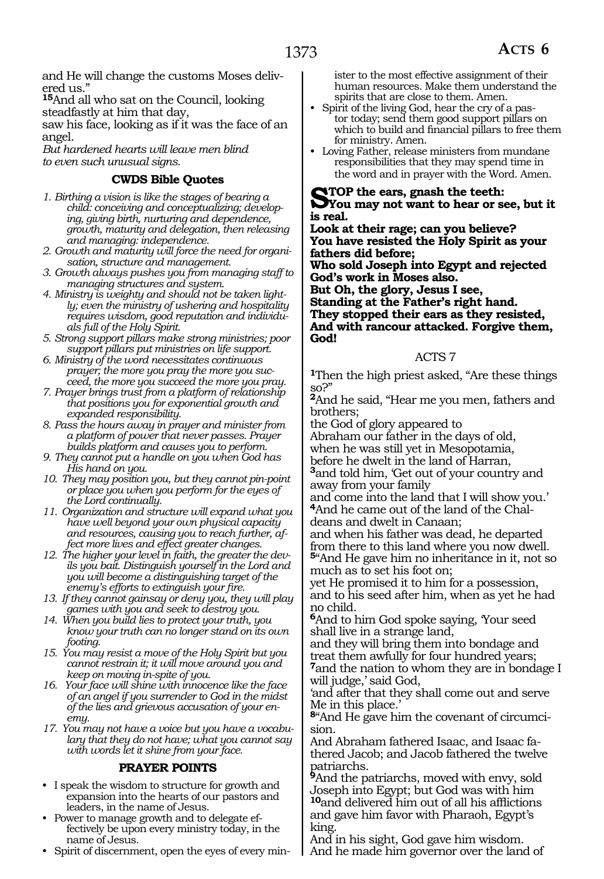and He will change the customs Moses delivered us."

[15]And all who sat on the Council, looking steadfastly at him that day,
saw his face, looking as if it was the face of an angel.
*But hardened hearts will leave men blind to even such unusual signs.*

### CWDS Bible Quotes

1. *Birthing a vision is like the stages of bearing a child: conceiving and conceptualizing; developing, giving birth, nurturing and dependence, growth, maturity and delegation, then releasing and managing: independence.*
2. *Growth and maturity will force the need for organisation, structure and management.*
3. *Growth always pushes you from managing staff to managing structures and system.*
4. *Ministry is weighty and should not be taken lightly; even the ministry of ushering and hospitality requires wisdom, good reputation and individuals full of the Holy Spirit.*
5. *Strong support pillars make strong ministries; poor support pillars put ministries on life support.*
6. *Ministry of the word necessitates continuous prayer; the more you pray the more you succeed, the more you succeed the more you pray.*
7. *Prayer brings trust from a platform of relationship that positions you for exponential growth and expanded responsibility.*
8. *Pass the hours away in prayer and minister from a platform of power that never passes. Prayer builds platform and causes you to perform.*
9. *They cannot put a handle on you when God has His hand on you.*
10. *They may position you, but they cannot pin-point or place you when you perform for the eyes of the Lord continually.*
11. *Organization and structure will expand what you have well beyond your own physical capacity and resources, causing you to reach further, affect more lives and effect greater changes.*
12. *The higher your level in faith, the greater the devils you bait. Distinguish yourself in the Lord and you will become a distinguishing target of the enemy's efforts to extinguish your fire.*
13. *If they cannot gainsay or deny you, they will play games with you and seek to destroy you.*
14. *When you build lies to protect your truth, you know your truth can no longer stand on its own footing.*
15. *You may resist a move of the Holy Spirit but you cannot restrain it; it will move around you and keep on moving in-spite of you.*
16. *Your face will shine with innocence like the face of an angel if you surrender to God in the midst of the lies and grievous accusation of your enemy.*
17. *You may not have a voice but you have a vocabulary that they do not have; what you cannot say with words let it shine from your face.*

### PRAYER POINTS

- I speak the wisdom to structure for growth and expansion into the hearts of our pastors and leaders, in the name of Jesus.
- Power to manage growth and to delegate effectively be upon every ministry today, in the name of Jesus.
- Spirit of discernment, open the eyes of every minister to the most effective assignment of their human resources. Make them understand the spirits that are close to them. Amen.
- Spirit of the living God, hear the cry of a pastor today; send them good support pillars on which to build and financial pillars to free them for ministry. Amen.
- Loving Father, release ministers from mundane responsibilities that they may spend time in the word and in prayer with the Word. Amen.

**STOP the ears, gnash the teeth:**
**You may not want to hear or see, but it is real.**
**Look at their rage; can you believe?**
**You have resisted the Holy Spirit as your fathers did before;**
**Who sold Joseph into Egypt and rejected God's work in Moses also.**
**But Oh, the glory, Jesus I see,**
**Standing at the Father's right hand.**
**They stopped their ears as they resisted,**
**And with rancour attacked. Forgive them, God!**

## ACTS 7

[1]Then the high priest asked, "Are these things so?"

[2]And he said, "Hear me you men, fathers and brothers;
the God of glory appeared to
Abraham our father in the days of old,
when he was still yet in Mesopotamia,
before he dwelt in the land of Harran,
[3]and told him, 'Get out of your country and away from your family
and come into the land that I will show you.'
[4]And he came out of the land of the Chaldeans and dwelt in Canaan;
and when his father was dead, he departed from there to this land where you now dwell.
[5]"And He gave him no inheritance in it, not so much as to set his foot on;
yet He promised it to him for a possession, and to his seed after him, when as yet he had no child.
[6]And to him God spoke saying, 'Your seed shall live in a strange land,
and they will bring them into bondage and treat them awfully for four hundred years;
[7]and the nation to whom they are in bondage I will judge,' said God,
'and after that they shall come out and serve Me in this place.'
[8]"And He gave him the covenant of circumcision.
And Abraham fathered Isaac, and Isaac fathered Jacob; and Jacob fathered the twelve patriarchs.
[9]And the patriarchs, moved with envy, sold Joseph into Egypt; but God was with him
[10]and delivered him out of all his afflictions and gave him favor with Pharaoh, Egypt's king.
And in his sight, God gave him wisdom.
And he made him governor over the land of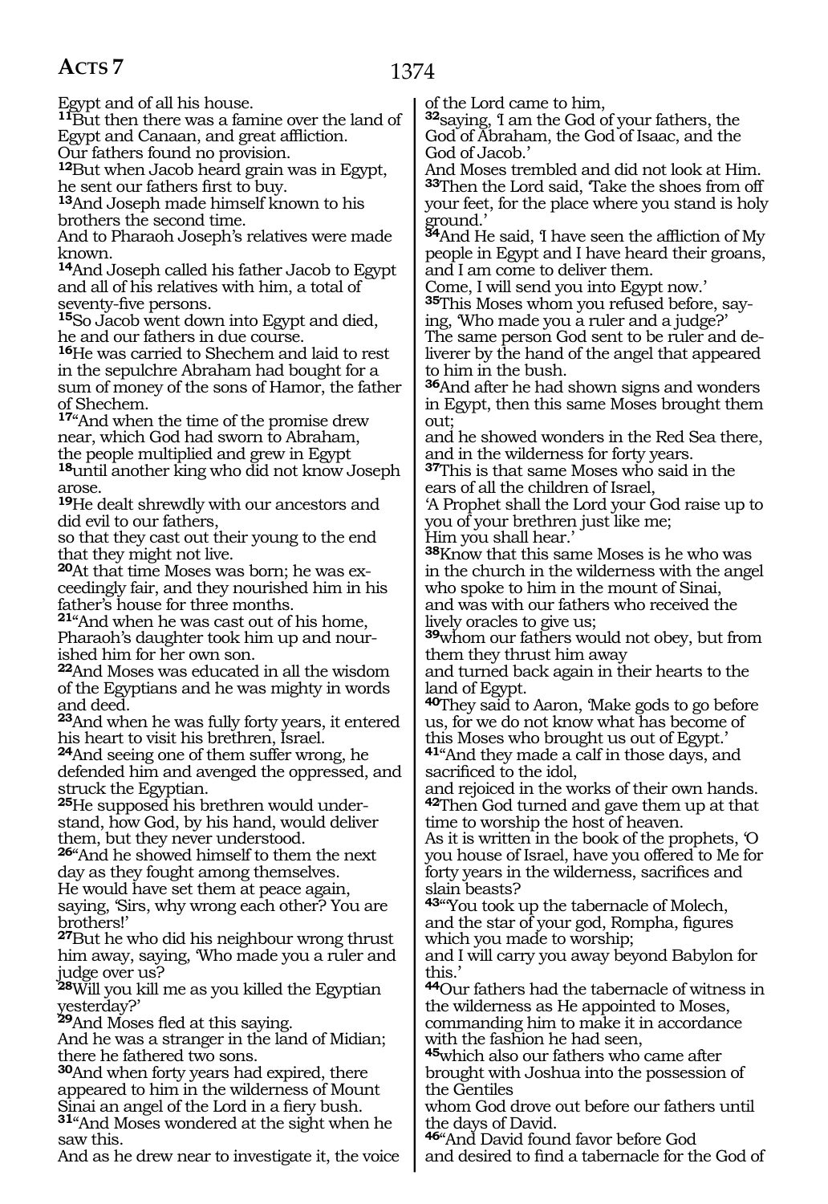Egypt and of all his house.

**11**But then there was a famine over the land of Egypt and Canaan, and great affliction.
Our fathers found no provision.

**12**But when Jacob heard grain was in Egypt, he sent our fathers first to buy.

**13**And Joseph made himself known to his brothers the second time.
And to Pharaoh Joseph's relatives were made known.

**14**And Joseph called his father Jacob to Egypt and all of his relatives with him, a total of seventy-five persons.

**15**So Jacob went down into Egypt and died, he and our fathers in due course.

**16**He was carried to Shechem and laid to rest in the sepulchre Abraham had bought for a sum of money of the sons of Hamor, the father of Shechem.

**17**"And when the time of the promise drew near, which God had sworn to Abraham, the people multiplied and grew in Egypt

**18**until another king who did not know Joseph arose.

**19**He dealt shrewdly with our ancestors and did evil to our fathers,
so that they cast out their young to the end that they might not live.

**20**At that time Moses was born; he was exceedingly fair, and they nourished him in his father's house for three months.

**21**"And when he was cast out of his home, Pharaoh's daughter took him up and nourished him for her own son.

**22**And Moses was educated in all the wisdom of the Egyptians and he was mighty in words and deed.

**23**And when he was fully forty years, it entered his heart to visit his brethren, Israel.

**24**And seeing one of them suffer wrong, he defended him and avenged the oppressed, and struck the Egyptian.

**25**He supposed his brethren would understand, how God, by his hand, would deliver them, but they never understood.

**26**"And he showed himself to them the next day as they fought among themselves.
He would have set them at peace again, saying, 'Sirs, why wrong each other? You are brothers!'

**27**But he who did his neighbour wrong thrust him away, saying, 'Who made you a ruler and judge over us?

**28**Will you kill me as you killed the Egyptian yesterday?'

**29**And Moses fled at this saying.
And he was a stranger in the land of Midian; there he fathered two sons.

**30**And when forty years had expired, there appeared to him in the wilderness of Mount Sinai an angel of the Lord in a fiery bush.

**31**"And Moses wondered at the sight when he saw this.
And as he drew near to investigate it, the voice of the Lord came to him,

**32**saying, 'I am the God of your fathers, the God of Abraham, the God of Isaac, and the God of Jacob.'
And Moses trembled and did not look at Him.

**33**Then the Lord said, 'Take the shoes from off your feet, for the place where you stand is holy ground.'

**34**And He said, 'I have seen the affliction of My people in Egypt and I have heard their groans, and I am come to deliver them.
Come, I will send you into Egypt now.'

**35**This Moses whom you refused before, saying, 'Who made you a ruler and a judge?'
The same person God sent to be ruler and deliverer by the hand of the angel that appeared to him in the bush.

**36**And after he had shown signs and wonders in Egypt, then this same Moses brought them out;
and he showed wonders in the Red Sea there, and in the wilderness for forty years.

**37**This is that same Moses who said in the ears of all the children of Israel,
'A Prophet shall the Lord your God raise up to you of your brethren just like me;
Him you shall hear.'

**38**Know that this same Moses is he who was in the church in the wilderness with the angel who spoke to him in the mount of Sinai,
and was with our fathers who received the lively oracles to give us;

**39**whom our fathers would not obey, but from them they thrust him away
and turned back again in their hearts to the land of Egypt.

**40**They said to Aaron, 'Make gods to go before us, for we do not know what has become of this Moses who brought us out of Egypt.'

**41**"And they made a calf in those days, and sacrificed to the idol,
and rejoiced in the works of their own hands.

**42**Then God turned and gave them up at that time to worship the host of heaven.
As it is written in the book of the prophets, 'O you house of Israel, have you offered to Me for forty years in the wilderness, sacrifices and slain beasts?

**43**"'You took up the tabernacle of Molech, and the star of your god, Rompha, figures which you made to worship;
and I will carry you away beyond Babylon for this.'

**44**Our fathers had the tabernacle of witness in the wilderness as He appointed to Moses, commanding him to make it in accordance with the fashion he had seen,

**45**which also our fathers who came after brought with Joshua into the possession of the Gentiles
whom God drove out before our fathers until the days of David.

**46**"And David found favor before God
and desired to find a tabernacle for the God of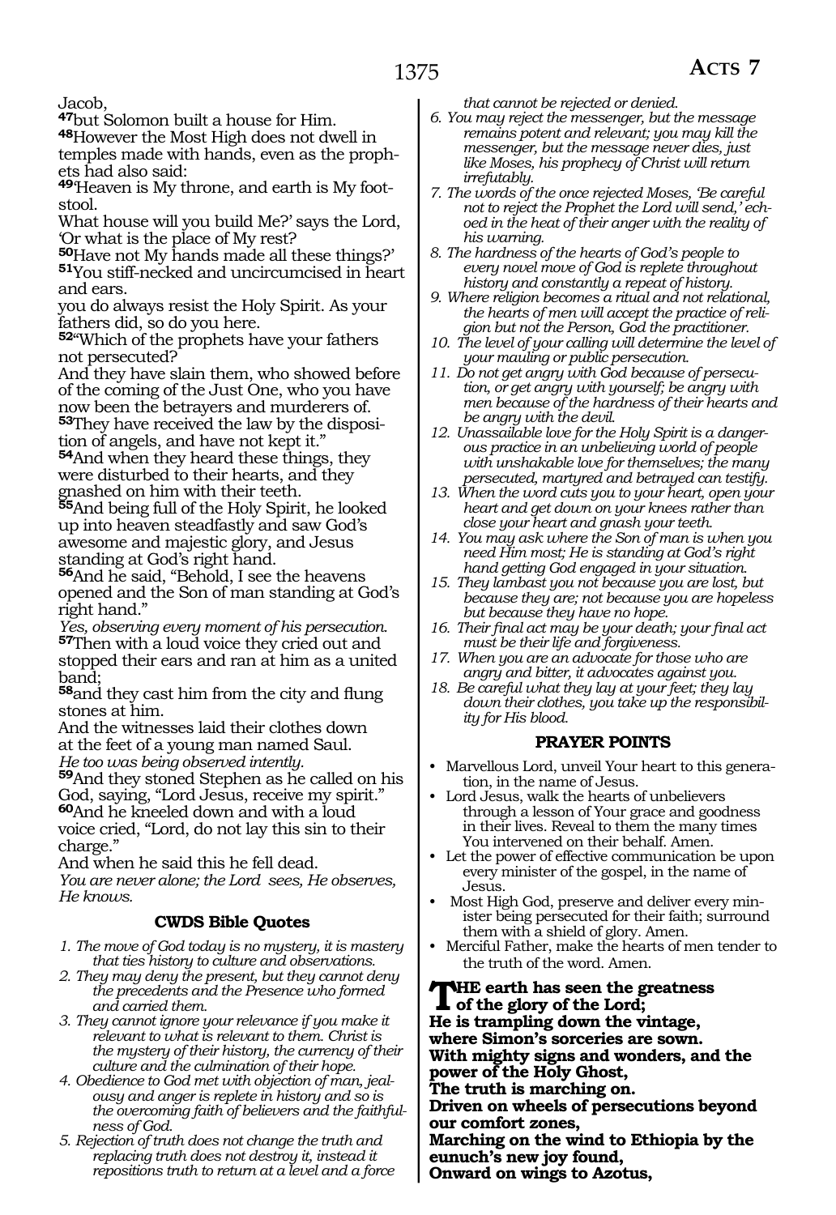Jacob,

**47**but Solomon built a house for Him.

**48**However the Most High does not dwell in temples made with hands, even as the prophets had also said:

**49**'Heaven is My throne, and earth is My footstool.

What house will you build Me?' says the Lord, 'Or what is the place of My rest?

**50**Have not My hands made all these things?'

**51**You stiff-necked and uncircumcised in heart and ears.

you do always resist the Holy Spirit. As your fathers did, so do you here.

**52**"Which of the prophets have your fathers not persecuted?

And they have slain them, who showed before of the coming of the Just One, who you have now been the betrayers and murderers of.

**53**They have received the law by the disposition of angels, and have not kept it."

**54**And when they heard these things, they were disturbed to their hearts, and they gnashed on him with their teeth.

**55**And being full of the Holy Spirit, he looked up into heaven steadfastly and saw God's awesome and majestic glory, and Jesus standing at God's right hand.

**56**And he said, "Behold, I see the heavens opened and the Son of man standing at God's right hand."

*Yes, observing every moment of his persecution.*

**57**Then with a loud voice they cried out and stopped their ears and ran at him as a united band;

**58**and they cast him from the city and flung stones at him.

And the witnesses laid their clothes down at the feet of a young man named Saul.

*He too was being observed intently.*

**59**And they stoned Stephen as he called on his God, saying, "Lord Jesus, receive my spirit."

**60**And he kneeled down and with a loud voice cried, "Lord, do not lay this sin to their charge."

And when he said this he fell dead.

*You are never alone; the Lord sees, He observes, He knows.*

### CWDS Bible Quotes

1. *The move of God today is no mystery, it is mastery that ties history to culture and observations.*
2. *They may deny the present, but they cannot deny the precedents and the Presence who formed and carried them.*
3. *They cannot ignore your relevance if you make it relevant to what is relevant to them. Christ is the mystery of their history, the currency of their culture and the culmination of their hope.*
4. *Obedience to God met with objection of man, jealousy and anger is replete in history and so is the overcoming faith of believers and the faithfulness of God.*
5. *Rejection of truth does not change the truth and replacing truth does not destroy it, instead it repositions truth to return at a level and a force that cannot be rejected or denied.*
6. *You may reject the messenger, but the message remains potent and relevant; you may kill the messenger, but the message never dies, just like Moses, his prophecy of Christ will return irrefutably.*
7. *The words of the once rejected Moses, 'Be careful not to reject the Prophet the Lord will send,' echoed in the heat of their anger with the reality of his warning.*
8. *The hardness of the hearts of God's people to every novel move of God is replete throughout history and constantly a repeat of history.*
9. *Where religion becomes a ritual and not relational, the hearts of men will accept the practice of religion but not the Person, God the practitioner.*
10. *The level of your calling will determine the level of your mauling or public persecution.*
11. *Do not get angry with God because of persecution, or get angry with yourself; be angry with men because of the hardness of their hearts and be angry with the devil.*
12. *Unassailable love for the Holy Spirit is a dangerous practice in an unbelieving world of people with unshakable love for themselves; the many persecuted, martyred and betrayed can testify.*
13. *When the word cuts you to your heart, open your heart and get down on your knees rather than close your heart and gnash your teeth.*
14. *You may ask where the Son of man is when you need Him most; He is standing at God's right hand getting God engaged in your situation.*
15. *They lambast you not because you are lost, but because they are; not because you are hopeless but because they have no hope.*
16. *Their final act may be your death; your final act must be their life and forgiveness.*
17. *When you are an advocate for those who are angry and bitter, it advocates against you.*
18. *Be careful what they lay at your feet; they lay down their clothes, you take up the responsibility for His blood.*

### PRAYER POINTS

- Marvellous Lord, unveil Your heart to this generation, in the name of Jesus.
- Lord Jesus, walk the hearts of unbelievers through a lesson of Your grace and goodness in their lives. Reveal to them the many times You intervened on their behalf. Amen.
- Let the power of effective communication be upon every minister of the gospel, in the name of Jesus.
- Most High God, preserve and deliver every minister being persecuted for their faith; surround them with a shield of glory. Amen.
- Merciful Father, make the hearts of men tender to the truth of the word. Amen.

**THE earth has seen the greatness of the glory of the Lord;**
**He is trampling down the vintage,**
**where Simon's sorceries are sown.**
**With mighty signs and wonders, and the power of the Holy Ghost,**
**The truth is marching on.**
**Driven on wheels of persecutions beyond our comfort zones,**
**Marching on the wind to Ethiopia by the eunuch's new joy found,**
**Onward on wings to Azotus,**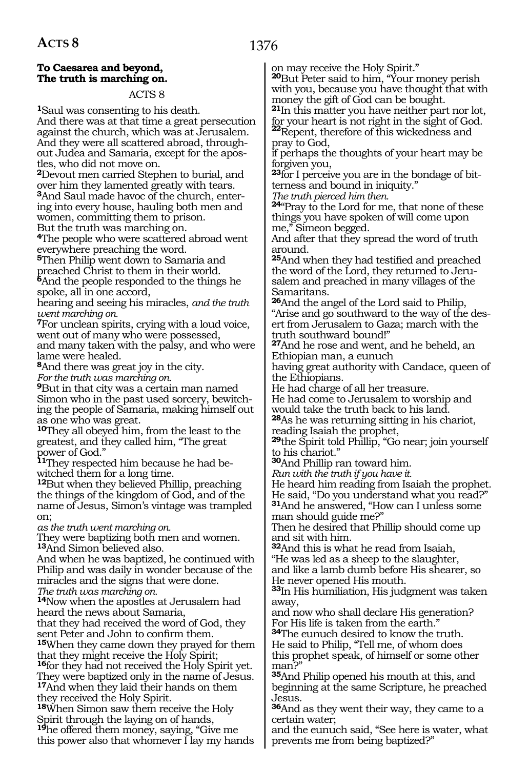**To Caesarea and beyond,**
**The truth is marching on.**

ACTS 8

**1**Saul was consenting to his death.
And there was at that time a great persecution against the church, which was at Jerusalem.
And they were all scattered abroad, throughout Judea and Samaria, except for the apostles, who did not move on.
**2**Devout men carried Stephen to burial, and over him they lamented greatly with tears.
**3**And Saul made havoc of the church, entering into every house, hauling both men and women, committing them to prison.
But the truth was marching on.
**4**The people who were scattered abroad went everywhere preaching the word.
**5**Then Philip went down to Samaria and preached Christ to them in their world.
**6**And the people responded to the things he spoke, all in one accord,
hearing and seeing his miracles, *and the truth went marching on.*
**7**For unclean spirits, crying with a loud voice, went out of many who were possessed,
and many taken with the palsy, and who were lame were healed.
**8**And there was great joy in the city.
*For the truth was marching on.*
**9**But in that city was a certain man named Simon who in the past used sorcery, bewitching the people of Samaria, making himself out as one who was great.
**10**They all obeyed him, from the least to the greatest, and they called him, "The great power of God."
**11**They respected him because he had bewitched them for a long time.
**12**But when they believed Phillip, preaching the things of the kingdom of God, and of the name of Jesus, Simon's vintage was trampled on;
*as the truth went marching on.*
They were baptizing both men and women.
**13**And Simon believed also.
And when he was baptized, he continued with Philip and was daily in wonder because of the miracles and the signs that were done.
*The truth was marching on.*
**14**Now when the apostles at Jerusalem had heard the news about Samaria,
that they had received the word of God, they sent Peter and John to confirm them.
**15**When they came down they prayed for them that they might receive the Holy Spirit;
**16**for they had not received the Holy Spirit yet. They were baptized only in the name of Jesus.
**17**And when they laid their hands on them they received the Holy Spirit.
**18**When Simon saw them receive the Holy Spirit through the laying on of hands,
**19**he offered them money, saying, "Give me this power also that whomever I lay my hands on may receive the Holy Spirit."
**20**But Peter said to him, "Your money perish with you, because you have thought that with money the gift of God can be bought.
**21**In this matter you have neither part nor lot, for your heart is not right in the sight of God.
**22**Repent, therefore of this wickedness and pray to God,
if perhaps the thoughts of your heart may be forgiven you,
**23**for I perceive you are in the bondage of bitterness and bound in iniquity."
*The truth pierced him then.*
**24**"Pray to the Lord for me, that none of these things you have spoken of will come upon me," Simeon begged.
And after that they spread the word of truth around.
**25**And when they had testified and preached the word of the Lord, they returned to Jerusalem and preached in many villages of the Samaritans.
**26**And the angel of the Lord said to Philip, "Arise and go southward to the way of the desert from Jerusalem to Gaza; march with the truth southward bound!"
**27**And he rose and went, and he beheld, an Ethiopian man, a eunuch
having great authority with Candace, queen of the Ethiopians.
He had charge of all her treasure.
He had come to Jerusalem to worship and would take the truth back to his land.
**28**As he was returning sitting in his chariot, reading Isaiah the prophet,
**29**the Spirit told Phillip, "Go near; join yourself to his chariot."
**30**And Phillip ran toward him.
*Run with the truth if you have it.*
He heard him reading from Isaiah the prophet.
He said, "Do you understand what you read?"
**31**And he answered, "How can I unless some man should guide me?"
Then he desired that Phillip should come up and sit with him.
**32**And this is what he read from Isaiah,
"He was led as a sheep to the slaughter,
and like a lamb dumb before His shearer, so He never opened His mouth.
**33**In His humiliation, His judgment was taken away,
and now who shall declare His generation?
For His life is taken from the earth."
**34**The eunuch desired to know the truth.
He said to Philip, "Tell me, of whom does this prophet speak, of himself or some other man?"
**35**And Philip opened his mouth at this, and beginning at the same Scripture, he preached Jesus.
**36**And as they went their way, they came to a certain water;
and the eunuch said, "See here is water, what prevents me from being baptized?"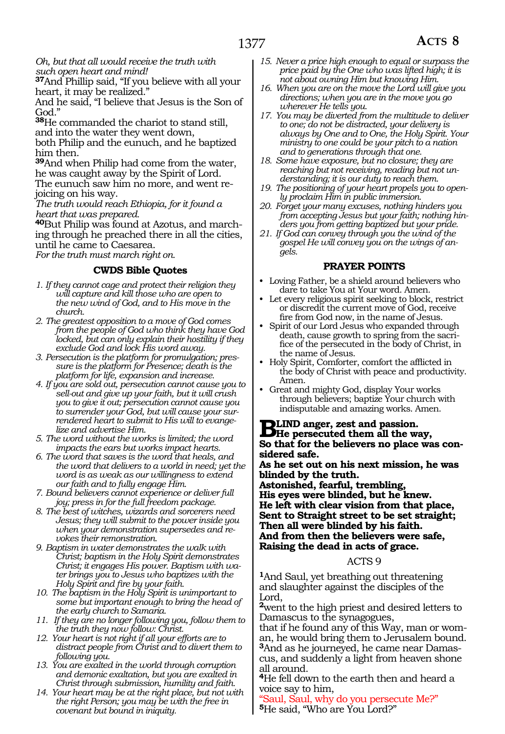*Oh, but that all would receive the truth with such open heart and mind!*

**37**And Phillip said, "If you believe with all your heart, it may be realized."
And he said, "I believe that Jesus is the Son of God."

**38**He commanded the chariot to stand still, and into the water they went down,
both Philip and the eunuch, and he baptized him then.

**39**And when Philip had come from the water, he was caught away by the Spirit of Lord.
The eunuch saw him no more, and went rejoicing on his way.
*The truth would reach Ethiopia, for it found a heart that was prepared.*

**40**But Philip was found at Azotus, and marching through he preached there in all the cities, until he came to Caesarea.
*For the truth must march right on.*

### CWDS Bible Quotes

1. *If they cannot cage and protect their religion they will capture and kill those who are open to the new wind of God, and to His move in the church.*
2. *The greatest opposition to a move of God comes from the people of God who think they have God locked, but can only explain their hostility if they exclude God and lock His word away.*
3. *Persecution is the platform for promulgation; pressure is the platform for Presence; death is the platform for life, expansion and increase.*
4. *If you are sold out, persecution cannot cause you to sell-out and give up your faith, but it will crush you to give it out; persecution cannot cause you to surrender your God, but will cause your surrendered heart to submit to His will to evangelize and advertise Him.*
5. *The word without the works is limited; the word impacts the ears but works impact hearts.*
6. *The word that saves is the word that heals, and the word that delivers to a world in need; yet the word is as weak as our willingness to extend our faith and to fully engage Him.*
7. *Bound believers cannot experience or deliver full joy; press in for the full freedom package.*
8. *The best of witches, wizards and sorcerers need Jesus; they will submit to the power inside you when your demonstration supersedes and revokes their remonstration.*
9. *Baptism in water demonstrates the walk with Christ; baptism in the Holy Spirit demonstrates Christ; it engages His power. Baptism with water brings you to Jesus who baptizes with the Holy Spirit and fire by your faith.*
10. *The baptism in the Holy Spirit is unimportant to some but important enough to bring the head of the early church to Samaria.*
11. *If they are no longer following you, follow them to the truth they now follow: Christ.*
12. *Your heart is not right if all your efforts are to distract people from Christ and to divert them to following you.*
13. *You are exalted in the world through corruption and demonic exaltation, but you are exalted in Christ through submission, humility and faith.*
14. *Your heart may be at the right place, but not with the right Person; you may be with the free in covenant but bound in iniquity.*
15. *Never a price high enough to equal or surpass the price paid by the One who was lifted high; it is not about owning Him but knowing Him.*
16. *When you are on the move the Lord will give you directions; when you are in the move you go wherever He tells you.*
17. *You may be diverted from the multitude to deliver to one; do not be distracted, your delivery is always by One and to One, the Holy Spirit. Your ministry to one could be your pitch to a nation and to generations through that one.*
18. *Some have exposure, but no closure; they are reaching but not receiving, reading but not understanding; it is our duty to reach them.*
19. *The positioning of your heart propels you to openly proclaim Him in public immersion.*
20. *Forget your many excuses, nothing hinders you from accepting Jesus but your faith; nothing hinders you from getting baptized but your pride.*
21. *If God can convey through you the wind of the gospel He will convey you on the wings of angels.*

### PRAYER POINTS

- Loving Father, be a shield around believers who dare to take You at Your word. Amen.
- Let every religious spirit seeking to block, restrict or discredit the current move of God, receive fire from God now, in the name of Jesus.
- Spirit of our Lord Jesus who expanded through death, cause growth to spring from the sacrifice of the persecuted in the body of Christ, in the name of Jesus.
- Holy Spirit, Comforter, comfort the afflicted in the body of Christ with peace and productivity. Amen.
- Great and mighty God, display Your works through believers; baptize Your church with indisputable and amazing works. Amen.

**BLIND anger, zest and passion.**
**He persecuted them all the way,**
**So that for the believers no place was considered safe.**
**As he set out on his next mission, he was blinded by the truth.**
**Astonished, fearful, trembling,**
**His eyes were blinded, but he knew.**
**He left with clear vision from that place,**
**Sent to Straight street to be set straight;**
**Then all were blinded by his faith.**
**And from then the believers were safe,**
**Raising the dead in acts of grace.**

## ACTS 9

**1**And Saul, yet breathing out threatening and slaughter against the disciples of the Lord,
**2**went to the high priest and desired letters to Damascus to the synagogues,
that if he found any of this Way, man or woman, he would bring them to Jerusalem bound.
**3**And as he journeyed, he came near Damascus, and suddenly a light from heaven shone all around.
**4**He fell down to the earth then and heard a voice say to him,
"Saul, Saul, why do you persecute Me?"
**5**He said, "Who are You Lord?"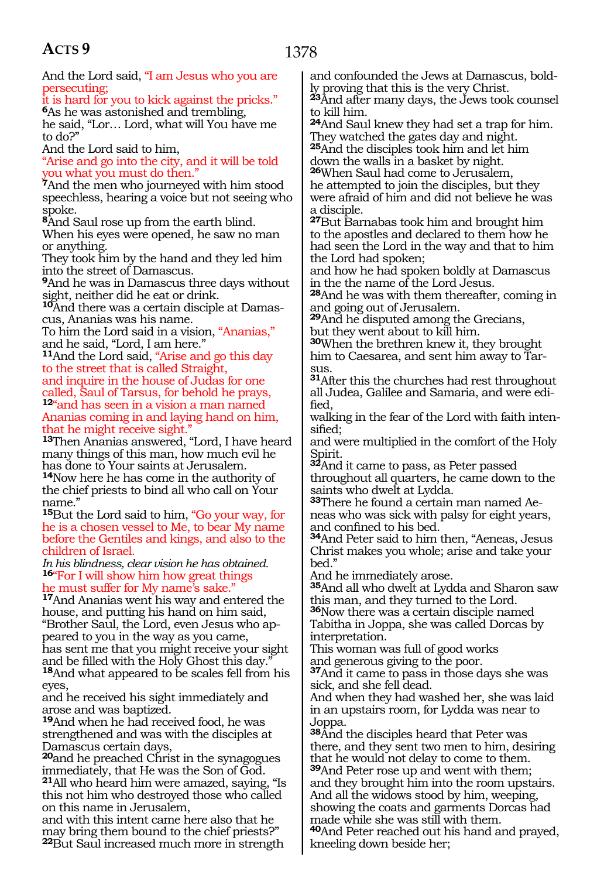And the Lord said, "I am Jesus who you are persecuting;
it is hard for you to kick against the pricks."
**6**As he was astonished and trembling,
he said, "Lor… Lord, what will You have me to do?"
And the Lord said to him,
"Arise and go into the city, and it will be told you what you must do then."
**7**And the men who journeyed with him stood speechless, hearing a voice but not seeing who spoke.
**8**And Saul rose up from the earth blind.
When his eyes were opened, he saw no man or anything.
They took him by the hand and they led him into the street of Damascus.
**9**And he was in Damascus three days without sight, neither did he eat or drink.
**10**And there was a certain disciple at Damascus, Ananias was his name.
To him the Lord said in a vision, "Ananias,"
and he said, "Lord, I am here."
**11**And the Lord said, "Arise and go this day to the street that is called Straight,
and inquire in the house of Judas for one called, Saul of Tarsus, for behold he prays,
**12**"and has seen in a vision a man named Ananias coming in and laying hand on him, that he might receive sight."
**13**Then Ananias answered, "Lord, I have heard many things of this man, how much evil he has done to Your saints at Jerusalem.
**14**Now here he has come in the authority of the chief priests to bind all who call on Your name."
**15**But the Lord said to him, "Go your way, for he is a chosen vessel to Me, to bear My name before the Gentiles and kings, and also to the children of Israel.
*In his blindness, clear vision he has obtained.*
**16**"For I will show him how great things he must suffer for My name's sake."
**17**And Ananias went his way and entered the house, and putting his hand on him said,
"Brother Saul, the Lord, even Jesus who appeared to you in the way as you came,
has sent me that you might receive your sight and be filled with the Holy Ghost this day."
**18**And what appeared to be scales fell from his eyes,
and he received his sight immediately and arose and was baptized.
**19**And when he had received food, he was strengthened and was with the disciples at Damascus certain days,
**20**and he preached Christ in the synagogues immediately, that He was the Son of God.
**21**All who heard him were amazed, saying, "Is this not him who destroyed those who called on this name in Jerusalem,
and with this intent came here also that he may bring them bound to the chief priests?"
**22**But Saul increased much more in strength and confounded the Jews at Damascus, boldly proving that this is the very Christ.
**23**And after many days, the Jews took counsel to kill him.
**24**And Saul knew they had set a trap for him.
They watched the gates day and night.
**25**And the disciples took him and let him down the walls in a basket by night.
**26**When Saul had come to Jerusalem,
he attempted to join the disciples, but they were afraid of him and did not believe he was a disciple.
**27**But Barnabas took him and brought him to the apostles and declared to them how he had seen the Lord in the way and that to him the Lord had spoken;
and how he had spoken boldly at Damascus in the the name of the Lord Jesus.
**28**And he was with them thereafter, coming in and going out of Jerusalem.
**29**And he disputed among the Grecians,
but they went about to kill him.
**30**When the brethren knew it, they brought him to Caesarea, and sent him away to Tarsus.
**31**After this the churches had rest throughout all Judea, Galilee and Samaria, and were edified,
walking in the fear of the Lord with faith intensified;
and were multiplied in the comfort of the Holy Spirit.
**32**And it came to pass, as Peter passed throughout all quarters, he came down to the saints who dwelt at Lydda.
**33**There he found a certain man named Aeneas who was sick with palsy for eight years, and confined to his bed.
**34**And Peter said to him then, "Aeneas, Jesus Christ makes you whole; arise and take your bed."
And he immediately arose.
**35**And all who dwelt at Lydda and Sharon saw this man, and they turned to the Lord.
**36**Now there was a certain disciple named Tabitha in Joppa, she was called Dorcas by interpretation.
This woman was full of good works
and generous giving to the poor.
**37**And it came to pass in those days she was sick, and she fell dead.
And when they had washed her, she was laid in an upstairs room, for Lydda was near to Joppa.
**38**And the disciples heard that Peter was there, and they sent two men to him, desiring that he would not delay to come to them.
**39**And Peter rose up and went with them;
and they brought him into the room upstairs.
And all the widows stood by him, weeping, showing the coats and garments Dorcas had made while she was still with them.
**40**And Peter reached out his hand and prayed, kneeling down beside her;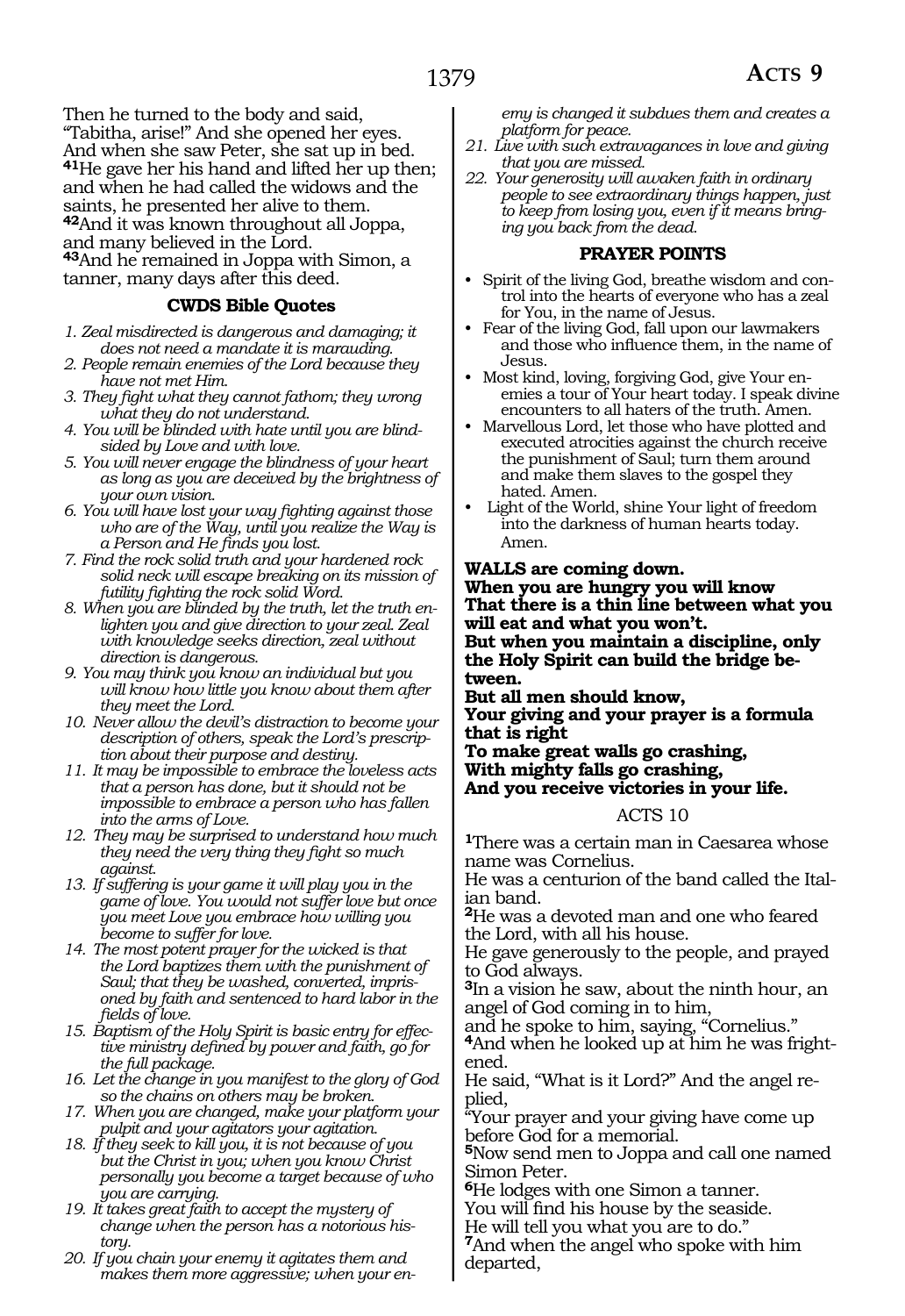Then he turned to the body and said, "Tabitha, arise!" And she opened her eyes. And when she saw Peter, she sat up in bed. [41]He gave her his hand and lifted her up then; and when he had called the widows and the saints, he presented her alive to them. [42]And it was known throughout all Joppa, and many believed in the Lord. [43]And he remained in Joppa with Simon, a tanner, many days after this deed.

### CWDS Bible Quotes

1. *Zeal misdirected is dangerous and damaging; it does not need a mandate it is marauding.*
2. *People remain enemies of the Lord because they have not met Him.*
3. *They fight what they cannot fathom; they wrong what they do not understand.*
4. *You will be blinded with hate until you are blindsided by Love and with love.*
5. *You will never engage the blindness of your heart as long as you are deceived by the brightness of your own vision.*
6. *You will have lost your way fighting against those who are of the Way, until you realize the Way is a Person and He finds you lost.*
7. *Find the rock solid truth and your hardened rock solid neck will escape breaking on its mission of futility fighting the rock solid Word.*
8. *When you are blinded by the truth, let the truth enlighten you and give direction to your zeal. Zeal with knowledge seeks direction, zeal without direction is dangerous.*
9. *You may think you know an individual but you will know how little you know about them after they meet the Lord.*
10. *Never allow the devil's distraction to become your description of others, speak the Lord's prescription about their purpose and destiny.*
11. *It may be impossible to embrace the loveless acts that a person has done, but it should not be impossible to embrace a person who has fallen into the arms of Love.*
12. *They may be surprised to understand how much they need the very thing they fight so much against.*
13. *If suffering is your game it will play you in the game of love. You would not suffer love but once you meet Love you embrace how willing you become to suffer for love.*
14. *The most potent prayer for the wicked is that the Lord baptizes them with the punishment of Saul; that they be washed, converted, imprisoned by faith and sentenced to hard labor in the fields of love.*
15. *Baptism of the Holy Spirit is basic entry for effective ministry defined by power and faith, go for the full package.*
16. *Let the change in you manifest to the glory of God so the chains on others may be broken.*
17. *When you are changed, make your platform your pulpit and your agitators your agitation.*
18. *If they seek to kill you, it is not because of you but the Christ in you; when you know Christ personally you become a target because of who you are carrying.*
19. *It takes great faith to accept the mystery of change when the person has a notorious history.*
20. *If you chain your enemy it agitates them and makes them more aggressive; when your enemy is changed it subdues them and creates a platform for peace.*
21. *Live with such extravagances in love and giving that you are missed.*
22. *Your generosity will awaken faith in ordinary people to see extraordinary things happen, just to keep from losing you, even if it means bringing you back from the dead.*

### PRAYER POINTS

- Spirit of the living God, breathe wisdom and control into the hearts of everyone who has a zeal for You, in the name of Jesus.
- Fear of the living God, fall upon our lawmakers and those who influence them, in the name of Jesus.
- Most kind, loving, forgiving God, give Your enemies a tour of Your heart today. I speak divine encounters to all haters of the truth. Amen.
- Marvellous Lord, let those who have plotted and executed atrocities against the church receive the punishment of Saul; turn them around and make them slaves to the gospel they hated. Amen.
- Light of the World, shine Your light of freedom into the darkness of human hearts today. Amen.

**WALLS are coming down.**
**When you are hungry you will know**
**That there is a thin line between what you will eat and what you won't.**
**But when you maintain a discipline, only the Holy Spirit can build the bridge between.**
**But all men should know,**
**Your giving and your prayer is a formula that is right**
**To make great walls go crashing,**
**With mighty falls go crashing,**
**And you receive victories in your life.**

## ACTS 10

[1]There was a certain man in Caesarea whose name was Cornelius.
He was a centurion of the band called the Italian band.
[2]He was a devoted man and one who feared the Lord, with all his house.
He gave generously to the people, and prayed to God always.
[3]In a vision he saw, about the ninth hour, an angel of God coming in to him,
and he spoke to him, saying, "Cornelius."
[4]And when he looked up at him he was frightened.
He said, "What is it Lord?" And the angel replied,
"Your prayer and your giving have come up before God for a memorial.
[5]Now send men to Joppa and call one named Simon Peter.
[6]He lodges with one Simon a tanner.
You will find his house by the seaside.
He will tell you what you are to do."
[7]And when the angel who spoke with him departed,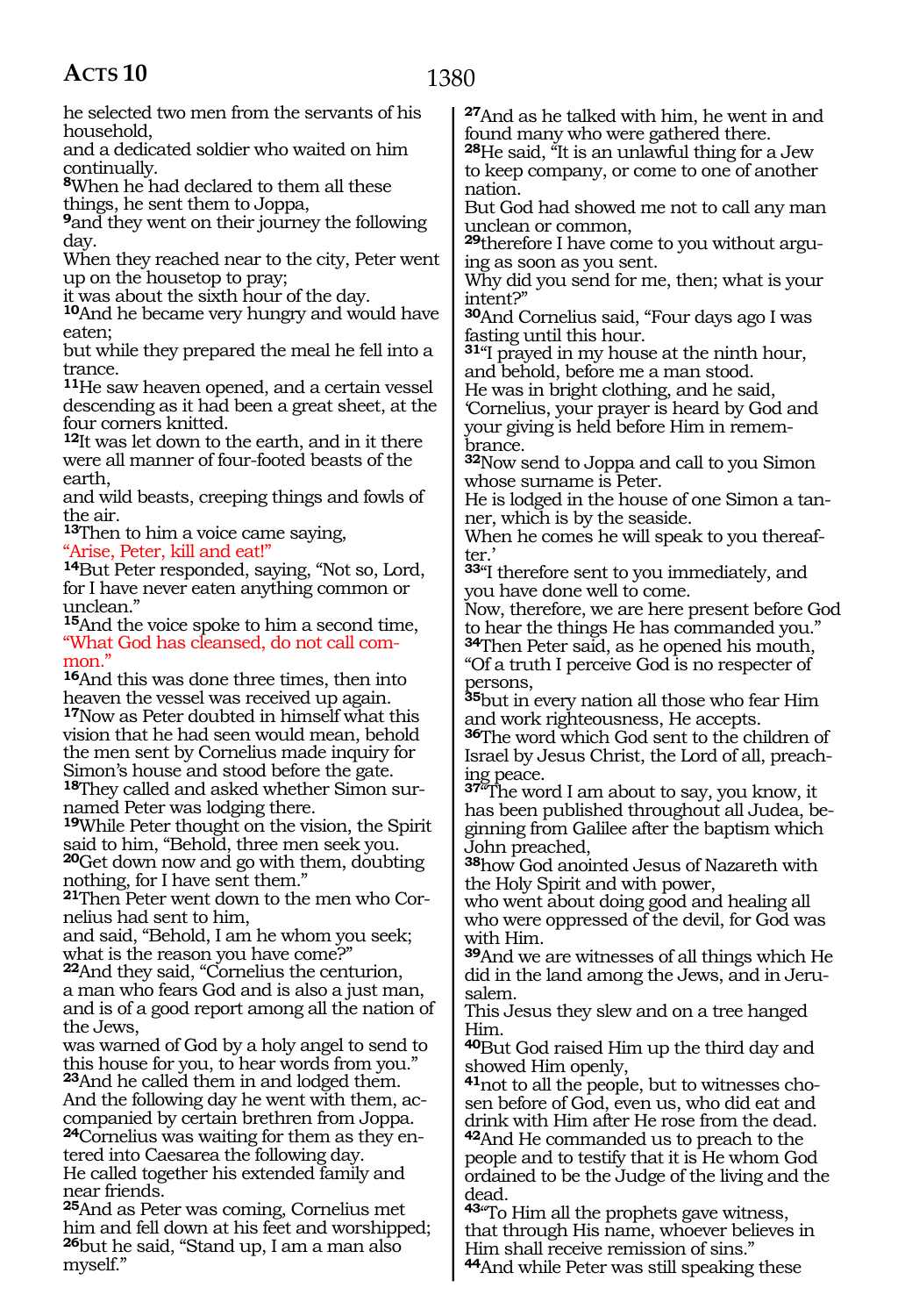he selected two men from the servants of his household,
and a dedicated soldier who waited on him continually.
[8]When he had declared to them all these things, he sent them to Joppa,
[9]and they went on their journey the following day.
When they reached near to the city, Peter went up on the housetop to pray;
it was about the sixth hour of the day.
[10]And he became very hungry and would have eaten;
but while they prepared the meal he fell into a trance.
[11]He saw heaven opened, and a certain vessel descending as it had been a great sheet, at the four corners knitted.
[12]It was let down to the earth, and in it there were all manner of four-footed beasts of the earth,
and wild beasts, creeping things and fowls of the air.
[13]Then to him a voice came saying,
"Arise, Peter, kill and eat!"
[14]But Peter responded, saying, "Not so, Lord, for I have never eaten anything common or unclean."
[15]And the voice spoke to him a second time,
"What God has cleansed, do not call common."
[16]And this was done three times, then into heaven the vessel was received up again.
[17]Now as Peter doubted in himself what this vision that he had seen would mean, behold the men sent by Cornelius made inquiry for Simon's house and stood before the gate.
[18]They called and asked whether Simon surnamed Peter was lodging there.
[19]While Peter thought on the vision, the Spirit said to him, "Behold, three men seek you.
[20]Get down now and go with them, doubting nothing, for I have sent them."
[21]Then Peter went down to the men who Cornelius had sent to him,
and said, "Behold, I am he whom you seek; what is the reason you have come?"
[22]And they said, "Cornelius the centurion, a man who fears God and is also a just man, and is of a good report among all the nation of the Jews,
was warned of God by a holy angel to send to this house for you, to hear words from you."
[23]And he called them in and lodged them.
And the following day he went with them, accompanied by certain brethren from Joppa.
[24]Cornelius was waiting for them as they entered into Caesarea the following day.
He called together his extended family and near friends.
[25]And as Peter was coming, Cornelius met him and fell down at his feet and worshipped;
[26]but he said, "Stand up, I am a man also myself."
[27]And as he talked with him, he went in and found many who were gathered there.
[28]He said, "It is an unlawful thing for a Jew to keep company, or come to one of another nation.
But God had showed me not to call any man unclean or common,
[29]therefore I have come to you without arguing as soon as you sent.
Why did you send for me, then; what is your intent?"
[30]And Cornelius said, "Four days ago I was fasting until this hour.
[31]"I prayed in my house at the ninth hour, and behold, before me a man stood.
He was in bright clothing, and he said,
'Cornelius, your prayer is heard by God and your giving is held before Him in remembrance.
[32]Now send to Joppa and call to you Simon whose surname is Peter.
He is lodged in the house of one Simon a tanner, which is by the seaside.
When he comes he will speak to you thereafter.'
[33]"I therefore sent to you immediately, and you have done well to come.
Now, therefore, we are here present before God to hear the things He has commanded you."
[34]Then Peter said, as he opened his mouth,
"Of a truth I perceive God is no respecter of persons,
[35]but in every nation all those who fear Him and work righteousness, He accepts.
[36]The word which God sent to the children of Israel by Jesus Christ, the Lord of all, preaching peace.
[37]"The word I am about to say, you know, it has been published throughout all Judea, beginning from Galilee after the baptism which John preached,
[38]how God anointed Jesus of Nazareth with the Holy Spirit and with power,
who went about doing good and healing all who were oppressed of the devil, for God was with Him.
[39]And we are witnesses of all things which He did in the land among the Jews, and in Jerusalem.
This Jesus they slew and on a tree hanged Him.
[40]But God raised Him up the third day and showed Him openly,
[41]not to all the people, but to witnesses chosen before of God, even us, who did eat and drink with Him after He rose from the dead.
[42]And He commanded us to preach to the people and to testify that it is He whom God ordained to be the Judge of the living and the dead.
[43]"To Him all the prophets gave witness, that through His name, whoever believes in Him shall receive remission of sins."
[44]And while Peter was still speaking these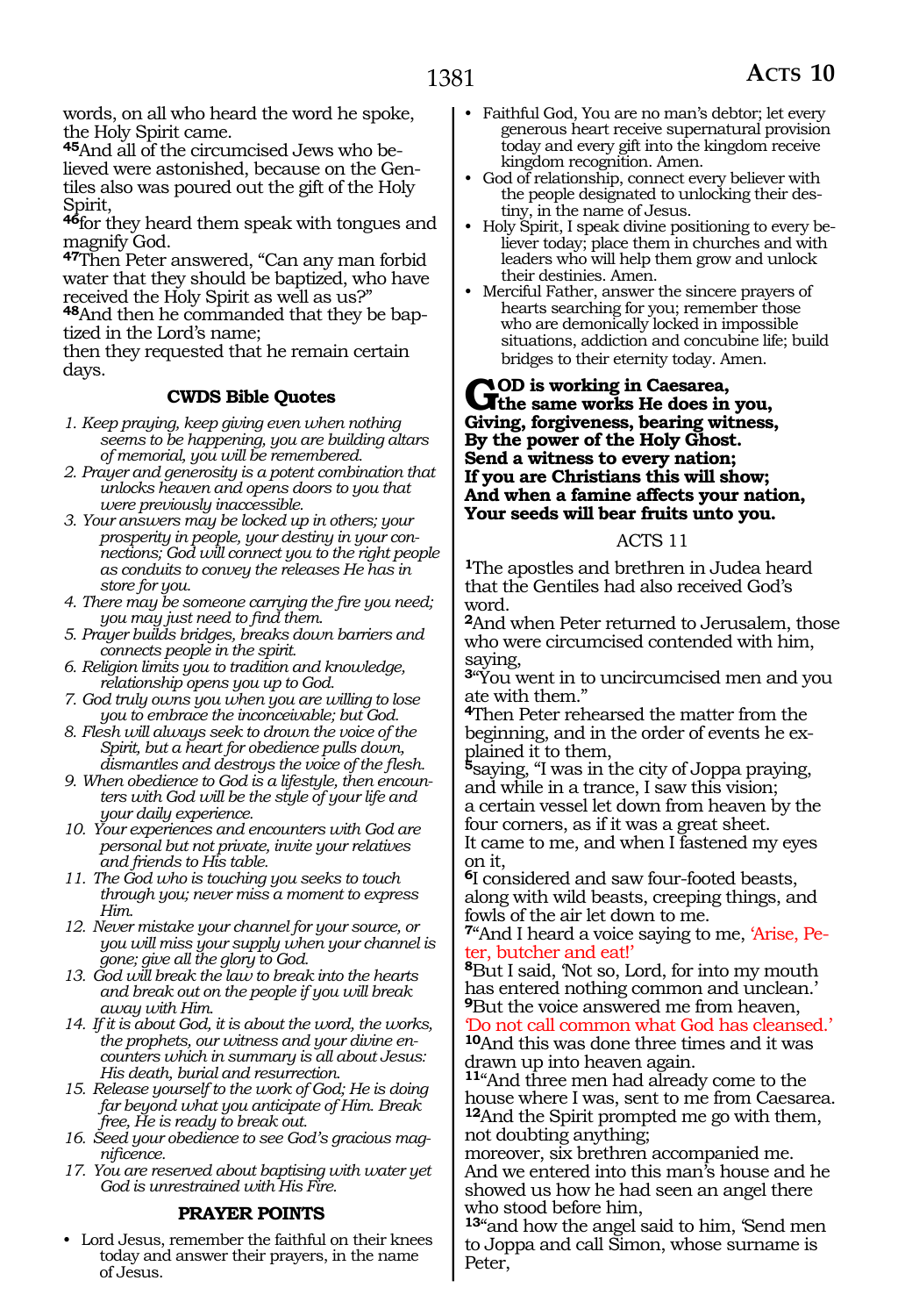words, on all who heard the word he spoke, the Holy Spirit came.

**45**And all of the circumcised Jews who believed were astonished, because on the Gentiles also was poured out the gift of the Holy Spirit,

**46**for they heard them speak with tongues and magnify God.

**47**Then Peter answered, "Can any man forbid water that they should be baptized, who have received the Holy Spirit as well as us?"

**48**And then he commanded that they be baptized in the Lord's name;
then they requested that he remain certain days.

### CWDS Bible Quotes

1. *Keep praying, keep giving even when nothing seems to be happening, you are building altars of memorial, you will be remembered.*
2. *Prayer and generosity is a potent combination that unlocks heaven and opens doors to you that were previously inaccessible.*
3. *Your answers may be locked up in others; your prosperity in people, your destiny in your connections; God will connect you to the right people as conduits to convey the releases He has in store for you.*
4. *There may be someone carrying the fire you need; you may just need to find them.*
5. *Prayer builds bridges, breaks down barriers and connects people in the spirit.*
6. *Religion limits you to tradition and knowledge, relationship opens you up to God.*
7. *God truly owns you when you are willing to lose you to embrace the inconceivable; but God.*
8. *Flesh will always seek to drown the voice of the Spirit, but a heart for obedience pulls down, dismantles and destroys the voice of the flesh.*
9. *When obedience to God is a lifestyle, then encounters with God will be the style of your life and your daily experience.*
10. *Your experiences and encounters with God are personal but not private, invite your relatives and friends to His table.*
11. *The God who is touching you seeks to touch through you; never miss a moment to express Him.*
12. *Never mistake your channel for your source, or you will miss your supply when your channel is gone; give all the glory to God.*
13. *God will break the law to break into the hearts and break out on the people if you will break away with Him.*
14. *If it is about God, it is about the word, the works, the prophets, our witness and your divine encounters which in summary is all about Jesus: His death, burial and resurrection.*
15. *Release yourself to the work of God; He is doing far beyond what you anticipate of Him. Break free, He is ready to break out.*
16. *Seed your obedience to see God's gracious magnificence.*
17. *You are reserved about baptising with water yet God is unrestrained with His Fire.*

### PRAYER POINTS

- Lord Jesus, remember the faithful on their knees today and answer their prayers, in the name of Jesus.
- Faithful God, You are no man's debtor; let every generous heart receive supernatural provision today and every gift into the kingdom receive kingdom recognition. Amen.
- God of relationship, connect every believer with the people designated to unlocking their destiny, in the name of Jesus.
- Holy Spirit, I speak divine positioning to every believer today; place them in churches and with leaders who will help them grow and unlock their destinies. Amen.
- Merciful Father, answer the sincere prayers of hearts searching for you; remember those who are demonically locked in impossible situations, addiction and concubine life; build bridges to their eternity today. Amen.

**GOD is working in Caesarea,**
**the same works He does in you,**
**Giving, forgiveness, bearing witness,**
**By the power of the Holy Ghost.**
**Send a witness to every nation;**
**If you are Christians this will show;**
**And when a famine affects your nation,**
**Your seeds will bear fruits unto you.**

## ACTS 11

**1**The apostles and brethren in Judea heard that the Gentiles had also received God's word.

**2**And when Peter returned to Jerusalem, those who were circumcised contended with him, saying,

**3**"You went in to uncircumcised men and you ate with them."

**4**Then Peter rehearsed the matter from the beginning, and in the order of events he explained it to them,

**5**saying, "I was in the city of Joppa praying, and while in a trance, I saw this vision;
a certain vessel let down from heaven by the four corners, as if it was a great sheet.
It came to me, and when I fastened my eyes on it,

**6**I considered and saw four-footed beasts, along with wild beasts, creeping things, and fowls of the air let down to me.

**7**"And I heard a voice saying to me, 'Arise, Peter, butcher and eat!'

**8**But I said, 'Not so, Lord, for into my mouth has entered nothing common and unclean.'

**9**But the voice answered me from heaven, 'Do not call common what God has cleansed.'

**10**And this was done three times and it was drawn up into heaven again.

**11**"And three men had already come to the house where I was, sent to me from Caesarea.

**12**And the Spirit prompted me go with them, not doubting anything;
moreover, six brethren accompanied me.
And we entered into this man's house and he showed us how he had seen an angel there who stood before him,

**13**"and how the angel said to him, 'Send men to Joppa and call Simon, whose surname is Peter,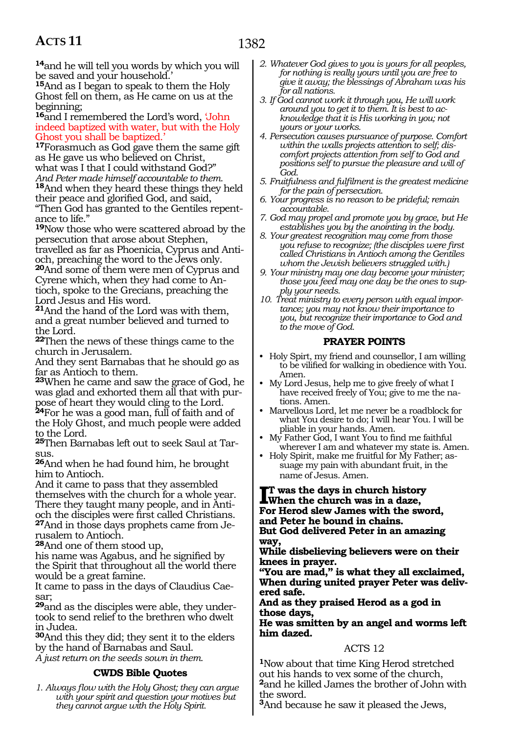[14]and he will tell you words by which you will be saved and your household.'
[15]And as I began to speak to them the Holy Ghost fell on them, as He came on us at the beginning;
[16]and I remembered the Lord's word, 'John indeed baptized with water, but with the Holy Ghost you shall be baptized.'
[17]Forasmuch as God gave them the same gift as He gave us who believed on Christ, what was I that I could withstand God?"
*And Peter made himself accountable to them.*
[18]And when they heard these things they held their peace and glorified God, and said, "Then God has granted to the Gentiles repentance to life."
[19]Now those who were scattered abroad by the persecution that arose about Stephen, travelled as far as Phoenicia, Cyprus and Antioch, preaching the word to the Jews only.
[20]And some of them were men of Cyprus and Cyrene which, when they had come to Antioch, spoke to the Grecians, preaching the Lord Jesus and His word.
[21]And the hand of the Lord was with them, and a great number believed and turned to the Lord.
[22]Then the news of these things came to the church in Jerusalem.
And they sent Barnabas that he should go as far as Antioch to them.
[23]When he came and saw the grace of God, he was glad and exhorted them all that with purpose of heart they would cling to the Lord.
[24]For he was a good man, full of faith and of the Holy Ghost, and much people were added to the Lord.
[25]Then Barnabas left out to seek Saul at Tarsus.
[26]And when he had found him, he brought him to Antioch.
And it came to pass that they assembled themselves with the church for a whole year. There they taught many people, and in Antioch the disciples were first called Christians.
[27]And in those days prophets came from Jerusalem to Antioch.
[28]And one of them stood up,
his name was Agabus, and he signified by the Spirit that throughout all the world there would be a great famine.
It came to pass in the days of Claudius Caesar;
[29]and as the disciples were able, they undertook to send relief to the brethren who dwelt in Judea.
[30]And this they did; they sent it to the elders by the hand of Barnabas and Saul.
*A just return on the seeds sown in them.*

### CWDS Bible Quotes

1. *Always flow with the Holy Ghost; they can argue with your spirit and question your motives but they cannot argue with the Holy Spirit.*
2. *Whatever God gives to you is yours for all peoples, for nothing is really yours until you are free to give it away; the blessings of Abraham was his for all nations.*
3. *If God cannot work it through you, He will work around you to get it to them. It is best to acknowledge that it is His working in you; not yours or your works.*
4. *Persecution causes pursuance of purpose. Comfort within the walls projects attention to self; discomfort projects attention from self to God and positions self to pursue the pleasure and will of God.*
5. *Fruitfulness and fulfilment is the greatest medicine for the pain of persecution.*
6. *Your progress is no reason to be prideful; remain accountable.*
7. *God may propel and promote you by grace, but He establishes you by the anointing in the body.*
8. *Your greatest recognition may come from those you refuse to recognize; (the disciples were first called Christians in Antioch among the Gentiles whom the Jewish believers struggled with.)*
9. *Your ministry may one day become your minister; those you feed may one day be the ones to supply your needs.*
10. *Treat ministry to every person with equal importance; you may not know their importance to you, but recognize their importance to God and to the move of God.*

### PRAYER POINTS

- Holy Spirt, my friend and counsellor, I am willing to be vilified for walking in obedience with You. Amen.
- My Lord Jesus, help me to give freely of what I have received freely of You; give to me the nations. Amen.
- Marvellous Lord, let me never be a roadblock for what You desire to do; I will hear You. I will be pliable in your hands. Amen.
- My Father God, I want You to find me faithful wherever I am and whatever my state is. Amen.
- Holy Spirit, make me fruitful for My Father; assuage my pain with abundant fruit, in the name of Jesus. Amen.

**It was the days in church history**
**When the church was in a daze,**
**For Herod slew James with the sword,**
**and Peter he bound in chains.**
**But God delivered Peter in an amazing way,**
**While disbelieving believers were on their knees in prayer.**
**"You are mad," is what they all exclaimed,**
**When during united prayer Peter was delivered safe.**
**And as they praised Herod as a god in those days,**
**He was smitten by an angel and worms left him dazed.**

## ACTS 12

[1]Now about that time King Herod stretched out his hands to vex some of the church,
[2]and he killed James the brother of John with the sword.
[3]And because he saw it pleased the Jews,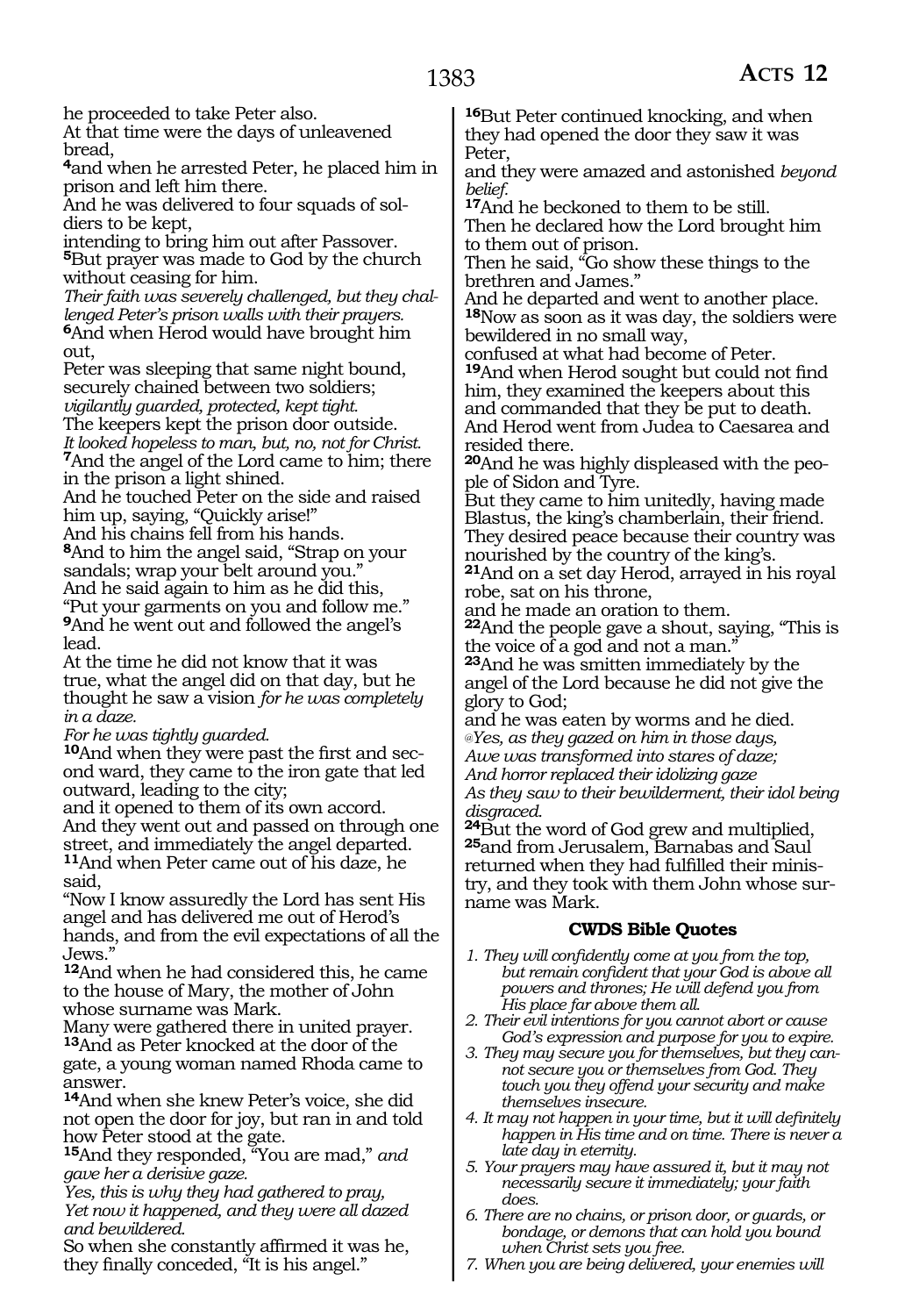he proceeded to take Peter also.
At that time were the days of unleavened bread,

**4**and when he arrested Peter, he placed him in prison and left him there.
And he was delivered to four squads of soldiers to be kept,
intending to bring him out after Passover.
**5**But prayer was made to God by the church without ceasing for him.
*Their faith was severely challenged, but they challenged Peter's prison walls with their prayers.*
**6**And when Herod would have brought him out,
Peter was sleeping that same night bound, securely chained between two soldiers;
*vigilantly guarded, protected, kept tight.*
The keepers kept the prison door outside.
*It looked hopeless to man, but, no, not for Christ.*
**7**And the angel of the Lord came to him; there in the prison a light shined.
And he touched Peter on the side and raised him up, saying, "Quickly arise!"
And his chains fell from his hands.
**8**And to him the angel said, "Strap on your sandals; wrap your belt around you."
And he said again to him as he did this,
"Put your garments on you and follow me."
**9**And he went out and followed the angel's lead.
At the time he did not know that it was true, what the angel did on that day, but he thought he saw a vision *for he was completely in a daze.*
*For he was tightly guarded.*
**10**And when they were past the first and second ward, they came to the iron gate that led outward, leading to the city;
and it opened to them of its own accord.
And they went out and passed on through one street, and immediately the angel departed.
**11**And when Peter came out of his daze, he said,
"Now I know assuredly the Lord has sent His angel and has delivered me out of Herod's hands, and from the evil expectations of all the Jews."
**12**And when he had considered this, he came to the house of Mary, the mother of John whose surname was Mark.
Many were gathered there in united prayer.
**13**And as Peter knocked at the door of the gate, a young woman named Rhoda came to answer.
**14**And when she knew Peter's voice, she did not open the door for joy, but ran in and told how Peter stood at the gate.
**15**And they responded, "You are mad," *and gave her a derisive gaze.*
*Yes, this is why they had gathered to pray,*
*Yet now it happened, and they were all dazed and bewildered.*
So when she constantly affirmed it was he, they finally conceded, "It is his angel."
**16**But Peter continued knocking, and when they had opened the door they saw it was Peter,
and they were amazed and astonished *beyond belief.*
**17**And he beckoned to them to be still.
Then he declared how the Lord brought him to them out of prison.
Then he said, "Go show these things to the brethren and James."
And he departed and went to another place.
**18**Now as soon as it was day, the soldiers were bewildered in no small way,
confused at what had become of Peter.
**19**And when Herod sought but could not find him, they examined the keepers about this and commanded that they be put to death.
And Herod went from Judea to Caesarea and resided there.
**20**And he was highly displeased with the people of Sidon and Tyre.
But they came to him unitedly, having made Blastus, the king's chamberlain, their friend.
They desired peace because their country was nourished by the country of the king's.
**21**And on a set day Herod, arrayed in his royal robe, sat on his throne,
and he made an oration to them.
**22**And the people gave a shout, saying, "This is the voice of a god and not a man."
**23**And he was smitten immediately by the angel of the Lord because he did not give the glory to God;
and he was eaten by worms and he died.
@*Yes, as they gazed on him in those days,*
*Awe was transformed into stares of daze;*
*And horror replaced their idolizing gaze*
*As they saw to their bewilderment, their idol being disgraced.*
**24**But the word of God grew and multiplied,
**25**and from Jerusalem, Barnabas and Saul returned when they had fulfilled their ministry, and they took with them John whose surname was Mark.

### CWDS Bible Quotes

1. *They will confidently come at you from the top, but remain confident that your God is above all powers and thrones; He will defend you from His place far above them all.*
2. *Their evil intentions for you cannot abort or cause God's expression and purpose for you to expire.*
3. *They may secure you for themselves, but they cannot secure you or themselves from God. They touch you they offend your security and make themselves insecure.*
4. *It may not happen in your time, but it will definitely happen in His time and on time. There is never a late day in eternity.*
5. *Your prayers may have assured it, but it may not necessarily secure it immediately; your faith does.*
6. *There are no chains, or prison door, or guards, or bondage, or demons that can hold you bound when Christ sets you free.*
7. *When you are being delivered, your enemies will*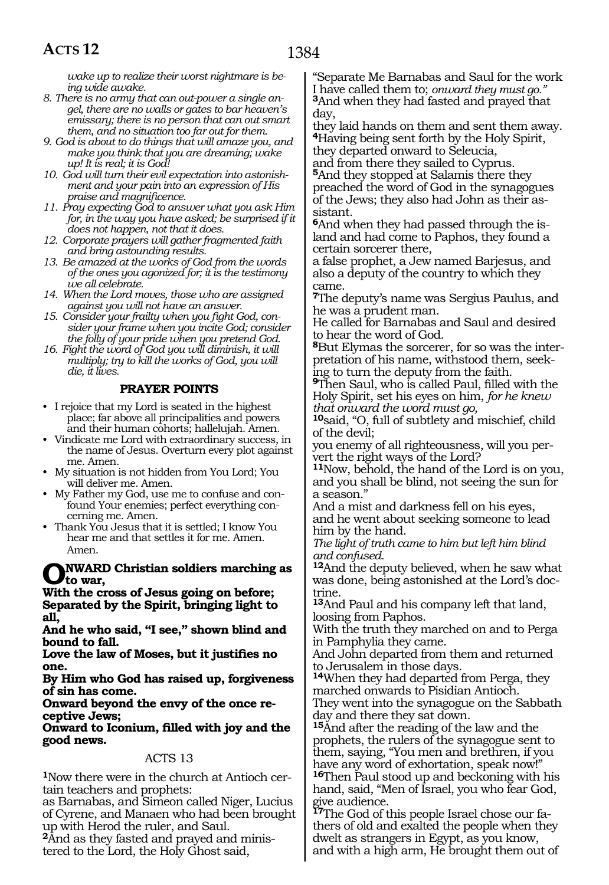*wake up to realize their worst nightmare is being wide awake.*

8. *There is no army that can out-power a single angel, there are no walls or gates to bar heaven's emissary; there is no person that can out smart them, and no situation too far out for them.*
9. *God is about to do things that will amaze you, and make you think that you are dreaming; wake up! It is real; it is God!*
10. *God will turn their evil expectation into astonishment and your pain into an expression of His praise and magnificence.*
11. *Pray expecting God to answer what you ask Him for, in the way you have asked; be surprised if it does not happen, not that it does.*
12. *Corporate prayers will gather fragmented faith and bring astounding results.*
13. *Be amazed at the works of God from the words of the ones you agonized for; it is the testimony we all celebrate.*
14. *When the Lord moves, those who are assigned against you will not have an answer.*
15. *Consider your frailty when you fight God, consider your frame when you incite God; consider the folly of your pride when you pretend God.*
16. *Fight the word of God you will diminish, it will multiply; try to kill the works of God, you will die, it lives.*

### PRAYER POINTS

- I rejoice that my Lord is seated in the highest place; far above all principalities and powers and their human cohorts; hallelujah. Amen.
- Vindicate me Lord with extraordinary success, in the name of Jesus. Overturn every plot against me. Amen.
- My situation is not hidden from You Lord; You will deliver me. Amen.
- My Father my God, use me to confuse and confound Your enemies; perfect everything concerning me. Amen.
- Thank You Jesus that it is settled; I know You hear me and that settles it for me. Amen. Amen.

**ONWARD Christian soldiers marching as to war,**
**With the cross of Jesus going on before;**
**Separated by the Spirit, bringing light to all,**
**And he who said, "I see," shown blind and bound to fall.**
**Love the law of Moses, but it justifies no one.**
**By Him who God has raised up, forgiveness of sin has come.**
**Onward beyond the envy of the once receptive Jews;**
**Onward to Iconium, filled with joy and the good news.**

## ACTS 13

**1**Now there were in the church at Antioch certain teachers and prophets:
as Barnabas, and Simeon called Niger, Lucius of Cyrene, and Manaen who had been brought up with Herod the ruler, and Saul.
**2**And as they fasted and prayed and ministered to the Lord, the Holy Ghost said,
"Separate Me Barnabas and Saul for the work I have called them to; *onward they must go."*
**3**And when they had fasted and prayed that day,
they laid hands on them and sent them away.
**4**Having being sent forth by the Holy Spirit, they departed onward to Seleucia,
and from there they sailed to Cyprus.
**5**And they stopped at Salamis there they preached the word of God in the synagogues of the Jews; they also had John as their assistant.
**6**And when they had passed through the island and had come to Paphos, they found a certain sorcerer there,
a false prophet, a Jew named Barjesus, and also a deputy of the country to which they came.
**7**The deputy's name was Sergius Paulus, and he was a prudent man.
He called for Barnabas and Saul and desired to hear the word of God.
**8**But Elymas the sorcerer, for so was the interpretation of his name, withstood them, seeking to turn the deputy from the faith.
**9**Then Saul, who is called Paul, filled with the Holy Spirit, set his eyes on him, *for he knew that onward the word must go,*
**10**said, "O, full of subtlety and mischief, child of the devil;
you enemy of all righteousness, will you pervert the right ways of the Lord?
**11**Now, behold, the hand of the Lord is on you, and you shall be blind, not seeing the sun for a season."
And a mist and darkness fell on his eyes, and he went about seeking someone to lead him by the hand.
*The light of truth came to him but left him blind and confused.*
**12**And the deputy believed, when he saw what was done, being astonished at the Lord's doctrine.
**13**And Paul and his company left that land, loosing from Paphos.
With the truth they marched on and to Perga in Pamphylia they came.
And John departed from them and returned to Jerusalem in those days.
**14**When they had departed from Perga, they marched onwards to Pisidian Antioch.
They went into the synagogue on the Sabbath day and there they sat down.
**15**And after the reading of the law and the prophets, the rulers of the synagogue sent to them, saying, "You men and brethren, if you have any word of exhortation, speak now!"
**16**Then Paul stood up and beckoning with his hand, said, "Men of Israel, you who fear God, give audience.
**17**The God of this people Israel chose our fathers of old and exalted the people when they dwelt as strangers in Egypt, as you know, and with a high arm, He brought them out of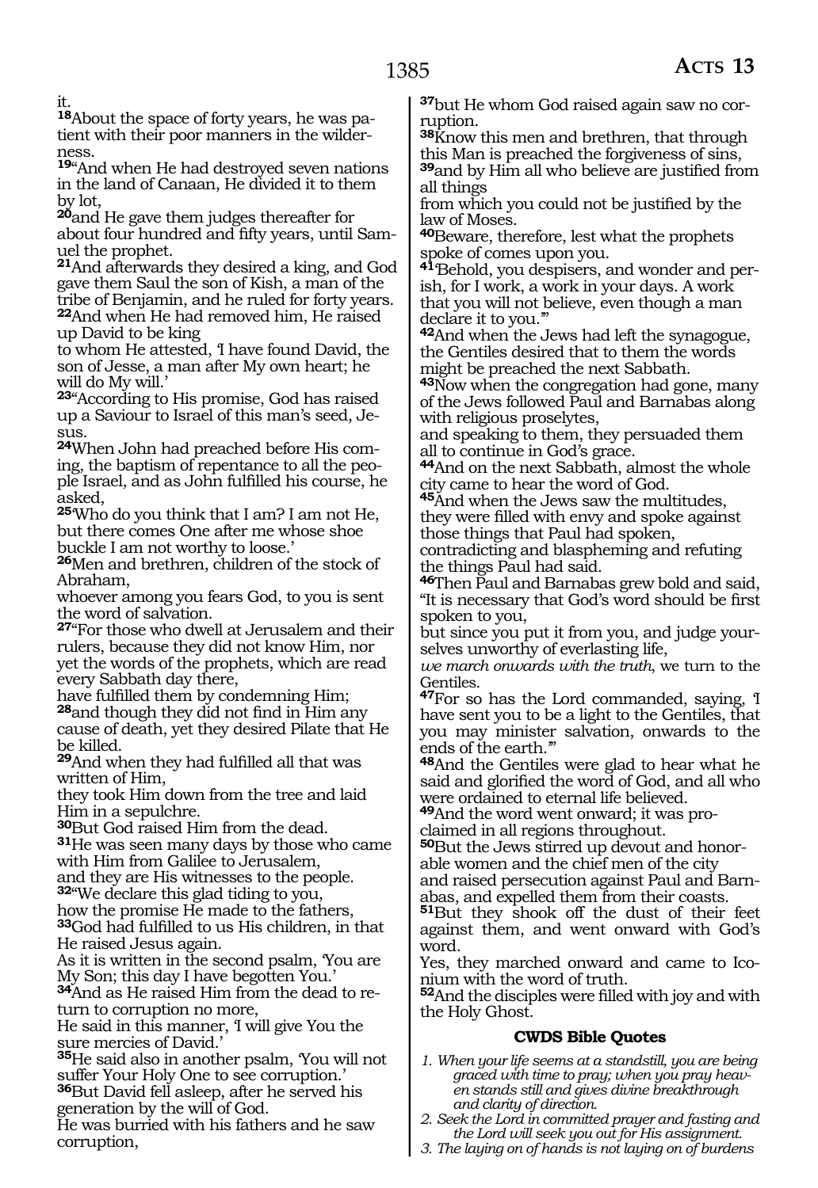it.

**18**About the space of forty years, he was patient with their poor manners in the wilderness.

**19**"And when He had destroyed seven nations in the land of Canaan, He divided it to them by lot,

**20**and He gave them judges thereafter for about four hundred and fifty years, until Samuel the prophet.

**21**And afterwards they desired a king, and God gave them Saul the son of Kish, a man of the tribe of Benjamin, and he ruled for forty years.

**22**And when He had removed him, He raised up David to be king
to whom He attested, 'I have found David, the son of Jesse, a man after My own heart; he will do My will.'

**23**"According to His promise, God has raised up a Saviour to Israel of this man's seed, Jesus.

**24**When John had preached before His coming, the baptism of repentance to all the people Israel, and as John fulfilled his course, he asked,

**25**'Who do you think that I am? I am not He, but there comes One after me whose shoe buckle I am not worthy to loose.'

**26**Men and brethren, children of the stock of Abraham,
whoever among you fears God, to you is sent the word of salvation.

**27**"For those who dwell at Jerusalem and their rulers, because they did not know Him, nor yet the words of the prophets, which are read every Sabbath day there,
have fulfilled them by condemning Him;

**28**and though they did not find in Him any cause of death, yet they desired Pilate that He be killed.

**29**And when they had fulfilled all that was written of Him,
they took Him down from the tree and laid Him in a sepulchre.

**30**But God raised Him from the dead.

**31**He was seen many days by those who came with Him from Galilee to Jerusalem,
and they are His witnesses to the people.

**32**"We declare this glad tiding to you,
how the promise He made to the fathers,

**33**God had fulfilled to us His children, in that He raised Jesus again.
As it is written in the second psalm, 'You are My Son; this day I have begotten You.'

**34**And as He raised Him from the dead to return to corruption no more,
He said in this manner, 'I will give You the sure mercies of David.'

**35**He said also in another psalm, 'You will not suffer Your Holy One to see corruption.'

**36**But David fell asleep, after he served his generation by the will of God.
He was burried with his fathers and he saw corruption,

**37**but He whom God raised again saw no corruption.

**38**Know this men and brethren, that through this Man is preached the forgiveness of sins,

**39**and by Him all who believe are justified from all things
from which you could not be justified by the law of Moses.

**40**Beware, therefore, lest what the prophets spoke of comes upon you.

**41**'Behold, you despisers, and wonder and perish, for I work, a work in your days. A work that you will not believe, even though a man declare it to you.'"

**42**And when the Jews had left the synagogue, the Gentiles desired that to them the words might be preached the next Sabbath.

**43**Now when the congregation had gone, many of the Jews followed Paul and Barnabas along with religious proselytes,
and speaking to them, they persuaded them all to continue in God's grace.

**44**And on the next Sabbath, almost the whole city came to hear the word of God.

**45**And when the Jews saw the multitudes, they were filled with envy and spoke against those things that Paul had spoken,
contradicting and blaspheming and refuting the things Paul had said.

**46**Then Paul and Barnabas grew bold and said, "It is necessary that God's word should be first spoken to you,
but since you put it from you, and judge yourselves unworthy of everlasting life,
*we march onwards with the truth*, we turn to the Gentiles.

**47**For so has the Lord commanded, saying, 'I have sent you to be a light to the Gentiles, that you may minister salvation, onwards to the ends of the earth.'"

**48**And the Gentiles were glad to hear what he said and glorified the word of God, and all who were ordained to eternal life believed.

**49**And the word went onward; it was proclaimed in all regions throughout.

**50**But the Jews stirred up devout and honorable women and the chief men of the city
and raised persecution against Paul and Barnabas, and expelled them from their coasts.

**51**But they shook off the dust of their feet against them, and went onward with God's word.
Yes, they marched onward and came to Iconium with the word of truth.

**52**And the disciples were filled with joy and with the Holy Ghost.

**CWDS Bible Quotes**

1. *When your life seems at a standstill, you are being graced with time to pray; when you pray heaven stands still and gives divine breakthrough and clarity of direction.*
2. *Seek the Lord in committed prayer and fasting and the Lord will seek you out for His assignment.*
3. *The laying on of hands is not laying on of burdens*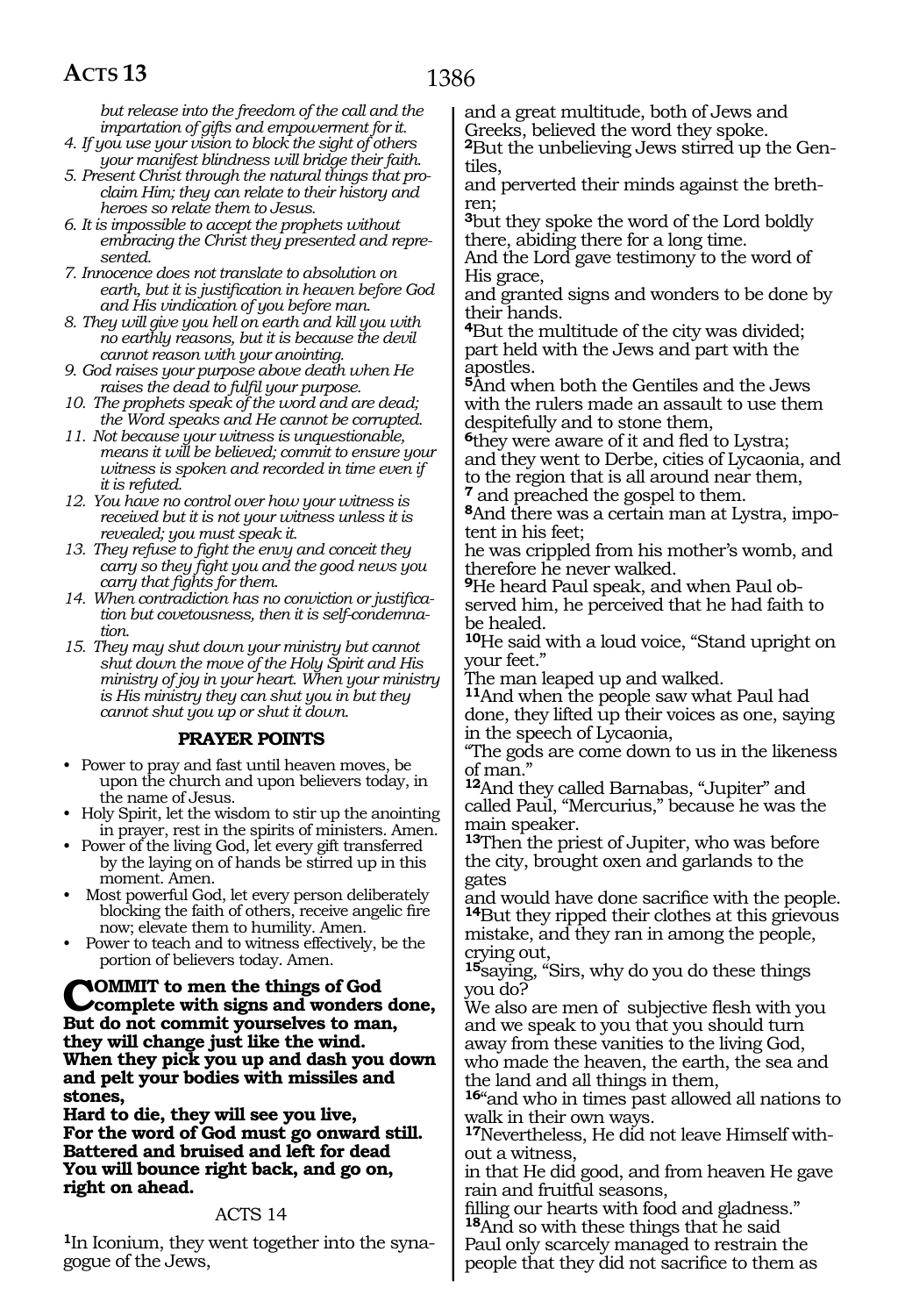*but release into the freedom of the call and the impartation of gifts and empowerment for it.*

*4. If you use your vision to block the sight of others your manifest blindness will bridge their faith.*

*5. Present Christ through the natural things that proclaim Him; they can relate to their history and heroes so relate them to Jesus.*

*6. It is impossible to accept the prophets without embracing the Christ they presented and represented.*

*7. Innocence does not translate to absolution on earth, but it is justification in heaven before God and His vindication of you before man.*

*8. They will give you hell on earth and kill you with no earthly reasons, but it is because the devil cannot reason with your anointing.*

*9. God raises your purpose above death when He raises the dead to fulfil your purpose.*

*10. The prophets speak of the word and are dead; the Word speaks and He cannot be corrupted.*

*11. Not because your witness is unquestionable, means it will be believed; commit to ensure your witness is spoken and recorded in time even if it is refuted.*

*12. You have no control over how your witness is received but it is not your witness unless it is revealed; you must speak it.*

*13. They refuse to fight the envy and conceit they carry so they fight you and the good news you carry that fights for them.*

*14. When contradiction has no conviction or justification but covetousness, then it is self-condemnation.*

*15. They may shut down your ministry but cannot shut down the move of the Holy Spirit and His ministry of joy in your heart. When your ministry is His ministry they can shut you in but they cannot shut you up or shut it down.*

### PRAYER POINTS

- Power to pray and fast until heaven moves, be upon the church and upon believers today, in the name of Jesus.
- Holy Spirit, let the wisdom to stir up the anointing in prayer, rest in the spirits of ministers. Amen.
- Power of the living God, let every gift transferred by the laying on of hands be stirred up in this moment. Amen.
- Most powerful God, let every person deliberately blocking the faith of others, receive angelic fire now; elevate them to humility. Amen.
- Power to teach and to witness effectively, be the portion of believers today. Amen.

**COMMIT to men the things of God complete with signs and wonders done,**
**But do not commit yourselves to man, they will change just like the wind.**
**When they pick you up and dash you down and pelt your bodies with missiles and stones,**
**Hard to die, they will see you live,**
**For the word of God must go onward still.**
**Battered and bruised and left for dead**
**You will bounce right back, and go on, right on ahead.**

## ACTS 14

**1**In Iconium, they went together into the synagogue of the Jews,
and a great multitude, both of Jews and Greeks, believed the word they spoke.
**2**But the unbelieving Jews stirred up the Gentiles,
and perverted their minds against the brethren;
**3**but they spoke the word of the Lord boldly there, abiding there for a long time.
And the Lord gave testimony to the word of His grace,
and granted signs and wonders to be done by their hands.
**4**But the multitude of the city was divided; part held with the Jews and part with the apostles.
**5**And when both the Gentiles and the Jews with the rulers made an assault to use them despitefully and to stone them,
**6**they were aware of it and fled to Lystra;
and they went to Derbe, cities of Lycaonia, and to the region that is all around near them,
**7** and preached the gospel to them.
**8**And there was a certain man at Lystra, impotent in his feet;
he was crippled from his mother's womb, and therefore he never walked.
**9**He heard Paul speak, and when Paul observed him, he perceived that he had faith to be healed.
**10**He said with a loud voice, "Stand upright on your feet."
The man leaped up and walked.
**11**And when the people saw what Paul had done, they lifted up their voices as one, saying in the speech of Lycaonia,
"The gods are come down to us in the likeness of man."
**12**And they called Barnabas, "Jupiter" and called Paul, "Mercurius," because he was the main speaker.
**13**Then the priest of Jupiter, who was before the city, brought oxen and garlands to the gates
and would have done sacrifice with the people.
**14**But they ripped their clothes at this grievous mistake, and they ran in among the people, crying out,
**15**saying, "Sirs, why do you do these things you do?
We also are men of subjective flesh with you and we speak to you that you should turn away from these vanities to the living God, who made the heaven, the earth, the sea and the land and all things in them,
**16**"and who in times past allowed all nations to walk in their own ways.
**17**Nevertheless, He did not leave Himself without a witness,
in that He did good, and from heaven He gave rain and fruitful seasons,
filling our hearts with food and gladness."
**18**And so with these things that he said Paul only scarcely managed to restrain the people that they did not sacrifice to them as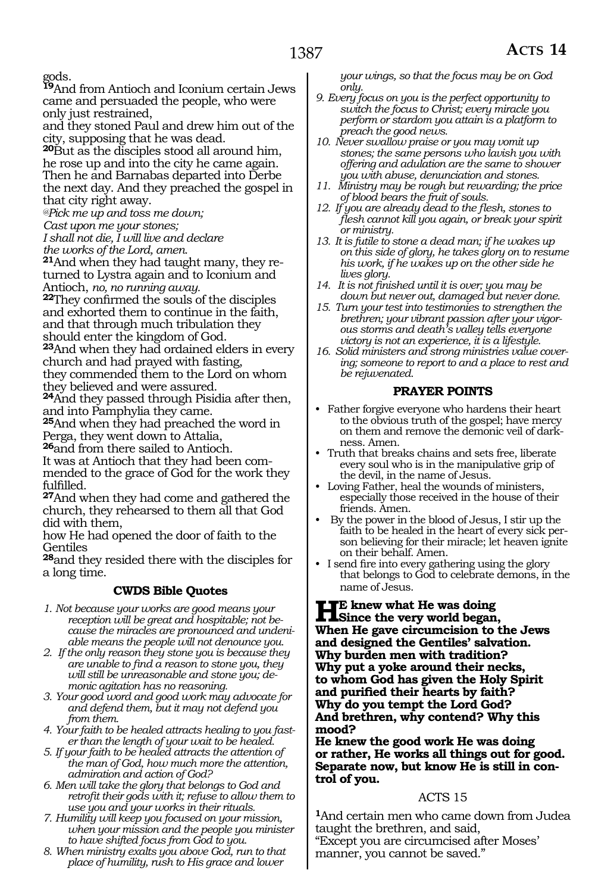gods.

**19**And from Antioch and Iconium certain Jews came and persuaded the people, who were only just restrained,
and they stoned Paul and drew him out of the city, supposing that he was dead.

**20**But as the disciples stood all around him, he rose up and into the city he came again. Then he and Barnabas departed into Derbe the next day. And they preached the gospel in that city right away.

*@Pick me up and toss me down;*
*Cast upon me your stones;*
*I shall not die, I will live and declare*
*the works of the Lord, amen.*

**21**And when they had taught many, they returned to Lystra again and to Iconium and Antioch, *no, no running away.*

**22**They confirmed the souls of the disciples and exhorted them to continue in the faith, and that through much tribulation they should enter the kingdom of God.

**23**And when they had ordained elders in every church and had prayed with fasting,
they commended them to the Lord on whom they believed and were assured.

**24**And they passed through Pisidia after then, and into Pamphylia they came.

**25**And when they had preached the word in Perga, they went down to Attalia,

**26**and from there sailed to Antioch.
It was at Antioch that they had been commended to the grace of God for the work they fulfilled.

**27**And when they had come and gathered the church, they rehearsed to them all that God did with them,
how He had opened the door of faith to the Gentiles

**28**and they resided there with the disciples for a long time.

### CWDS Bible Quotes

1. *Not because your works are good means your reception will be great and hospitable; not because the miracles are pronounced and undeniable means the people will not denounce you.*
2. *If the only reason they stone you is because they are unable to find a reason to stone you, they will still be unreasonable and stone you; demonic agitation has no reasoning.*
3. *Your good word and good work may advocate for and defend them, but it may not defend you from them.*
4. *Your faith to be healed attracts healing to you faster than the length of your wait to be healed.*
5. *If your faith to be healed attracts the attention of the man of God, how much more the attention, admiration and action of God?*
6. *Men will take the glory that belongs to God and retrofit their gods with it; refuse to allow them to use you and your works in their rituals.*
7. *Humility will keep you focused on your mission, when your mission and the people you minister to have shifted focus from God to you.*
8. *When ministry exalts you above God, run to that place of humility, rush to His grace and lower your wings, so that the focus may be on God only.*
9. *Every focus on you is the perfect opportunity to switch the focus to Christ; every miracle you perform or stardom you attain is a platform to preach the good news.*
10. *Never swallow praise or you may vomit up stones; the same persons who lavish you with offering and adulation are the same to shower you with abuse, denunciation and stones.*
11. *Ministry may be rough but rewarding; the price of blood bears the fruit of souls.*
12. *If you are already dead to the flesh, stones to flesh cannot kill you again, or break your spirit or ministry.*
13. *It is futile to stone a dead man; if he wakes up on this side of glory, he takes glory on to resume his work, if he wakes up on the other side he lives glory.*
14. *It is not finished until it is over; you may be down but never out, damaged but never done.*
15. *Turn your test into testimonies to strengthen the brethren; your vibrant passion after your vigorous storms and death's valley tells everyone victory is not an experience, it is a lifestyle.*
16. *Solid ministers and strong ministries value covering; someone to report to and a place to rest and be rejuvenated.*

### PRAYER POINTS

- Father forgive everyone who hardens their heart to the obvious truth of the gospel; have mercy on them and remove the demonic veil of darkness. Amen.
- Truth that breaks chains and sets free, liberate every soul who is in the manipulative grip of the devil, in the name of Jesus.
- Loving Father, heal the wounds of ministers, especially those received in the house of their friends. Amen.
- By the power in the blood of Jesus, I stir up the faith to be healed in the heart of every sick person believing for their miracle; let heaven ignite on their behalf. Amen.
- I send fire into every gathering using the glory that belongs to God to celebrate demons, in the name of Jesus.

**He knew what He was doing**
**Since the very world began,**
**When He gave circumcision to the Jews and designed the Gentiles' salvation.**
**Why burden men with tradition?**
**Why put a yoke around their necks,**
**to whom God has given the Holy Spirit and purified their hearts by faith?**
**Why do you tempt the Lord God?**
**And brethren, why contend? Why this mood?**
**He knew the good work He was doing**
**or rather, He works all things out for good.**
**Separate now, but know He is still in control of you.**

## ACTS 15

**1**And certain men who came down from Judea taught the brethren, and said,
"Except you are circumcised after Moses' manner, you cannot be saved."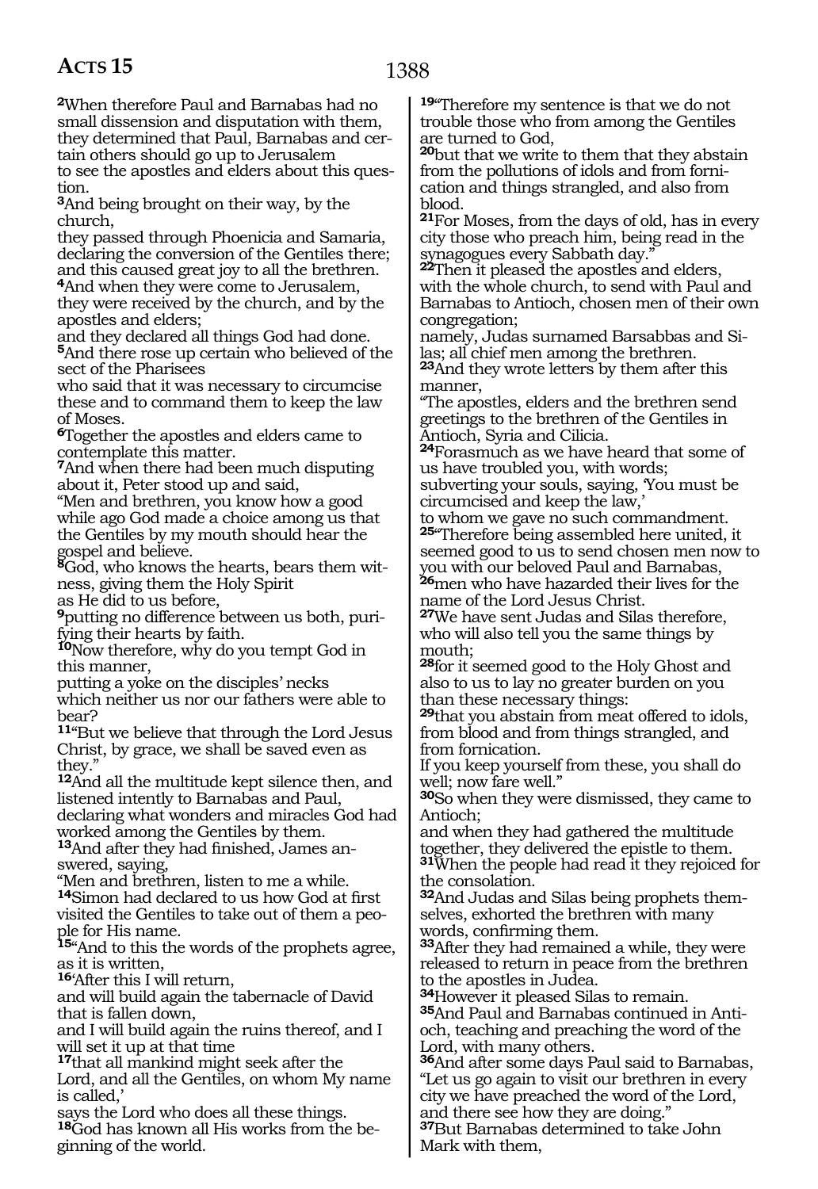**2**When therefore Paul and Barnabas had no small dissension and disputation with them, they determined that Paul, Barnabas and certain others should go up to Jerusalem
to see the apostles and elders about this question.
**3**And being brought on their way, by the church,
they passed through Phoenicia and Samaria, declaring the conversion of the Gentiles there; and this caused great joy to all the brethren.
**4**And when they were come to Jerusalem, they were received by the church, and by the apostles and elders;
and they declared all things God had done.
**5**And there rose up certain who believed of the sect of the Pharisees
who said that it was necessary to circumcise these and to command them to keep the law of Moses.
**6**Together the apostles and elders came to contemplate this matter.
**7**And when there had been much disputing about it, Peter stood up and said,
"Men and brethren, you know how a good while ago God made a choice among us that the Gentiles by my mouth should hear the gospel and believe.
**8**God, who knows the hearts, bears them witness, giving them the Holy Spirit
as He did to us before,
**9**putting no difference between us both, purifying their hearts by faith.
**10**Now therefore, why do you tempt God in this manner,
putting a yoke on the disciples' necks
which neither us nor our fathers were able to bear?
**11**"But we believe that through the Lord Jesus Christ, by grace, we shall be saved even as they."
**12**And all the multitude kept silence then, and listened intently to Barnabas and Paul, declaring what wonders and miracles God had worked among the Gentiles by them.
**13**And after they had finished, James answered, saying,
"Men and brethren, listen to me a while.
**14**Simon had declared to us how God at first visited the Gentiles to take out of them a people for His name.
**15**"And to this the words of the prophets agree, as it is written,
**16**'After this I will return,
and will build again the tabernacle of David that is fallen down,
and I will build again the ruins thereof, and I will set it up at that time
**17**that all mankind might seek after the Lord, and all the Gentiles, on whom My name is called,'
says the Lord who does all these things.
**18**God has known all His works from the beginning of the world.
**19**"Therefore my sentence is that we do not trouble those who from among the Gentiles are turned to God,
**20**but that we write to them that they abstain from the pollutions of idols and from fornication and things strangled, and also from blood.
**21**For Moses, from the days of old, has in every city those who preach him, being read in the synagogues every Sabbath day."
**22**Then it pleased the apostles and elders, with the whole church, to send with Paul and Barnabas to Antioch, chosen men of their own congregation;
namely, Judas surnamed Barsabbas and Silas; all chief men among the brethren.
**23**And they wrote letters by them after this manner,
"The apostles, elders and the brethren send greetings to the brethren of the Gentiles in Antioch, Syria and Cilicia.
**24**Forasmuch as we have heard that some of us have troubled you, with words;
subverting your souls, saying, 'You must be circumcised and keep the law,'
to whom we gave no such commandment.
**25**"Therefore being assembled here united, it seemed good to us to send chosen men now to you with our beloved Paul and Barnabas,
**26**men who have hazarded their lives for the name of the Lord Jesus Christ.
**27**We have sent Judas and Silas therefore, who will also tell you the same things by mouth;
**28**for it seemed good to the Holy Ghost and also to us to lay no greater burden on you than these necessary things:
**29**that you abstain from meat offered to idols, from blood and from things strangled, and from fornication.
If you keep yourself from these, you shall do well; now fare well."
**30**So when they were dismissed, they came to Antioch;
and when they had gathered the multitude together, they delivered the epistle to them.
**31**When the people had read it they rejoiced for the consolation.
**32**And Judas and Silas being prophets themselves, exhorted the brethren with many words, confirming them.
**33**After they had remained a while, they were released to return in peace from the brethren to the apostles in Judea.
**34**However it pleased Silas to remain.
**35**And Paul and Barnabas continued in Antioch, teaching and preaching the word of the Lord, with many others.
**36**And after some days Paul said to Barnabas, "Let us go again to visit our brethren in every city we have preached the word of the Lord, and there see how they are doing."
**37**But Barnabas determined to take John Mark with them,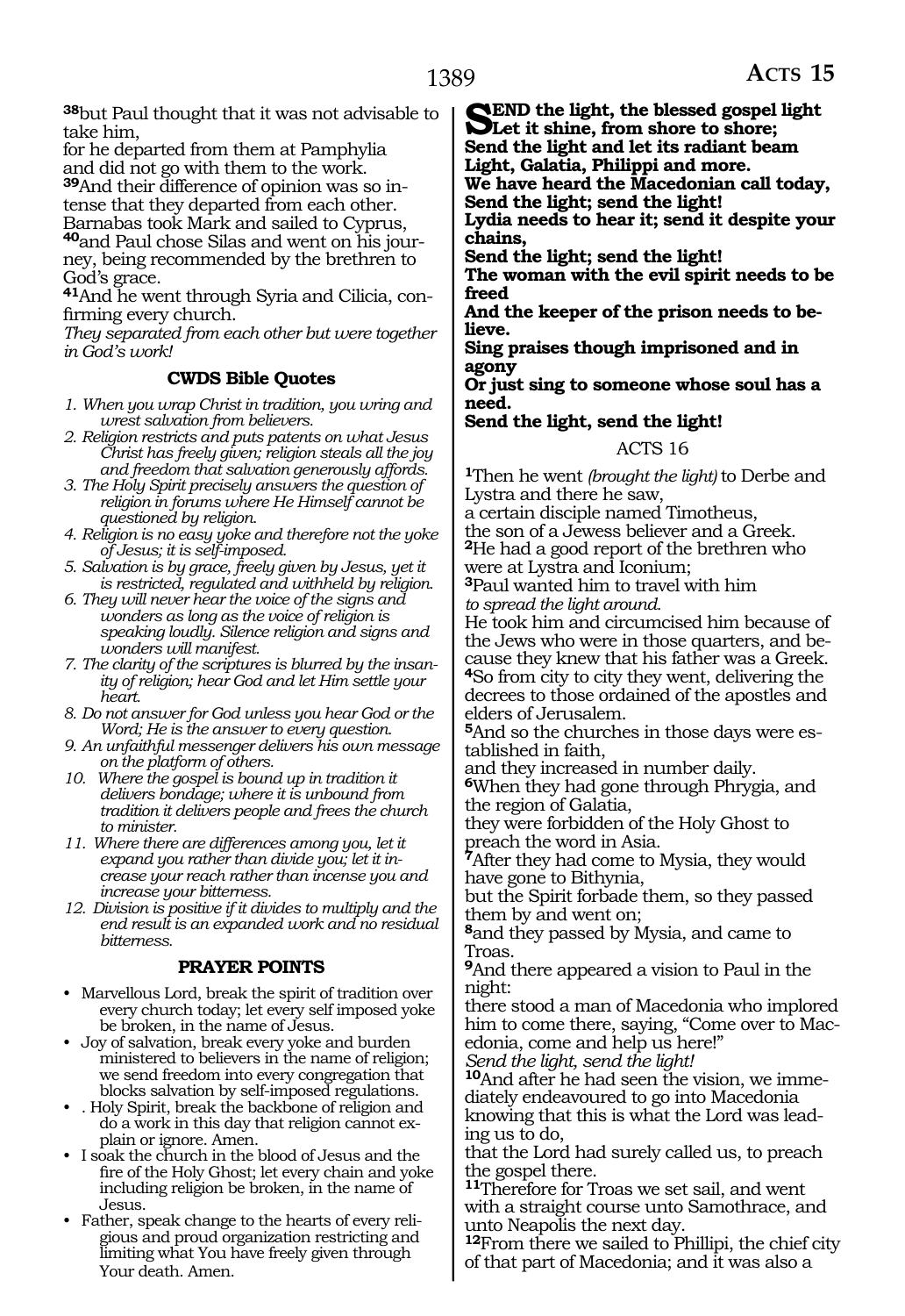**38**but Paul thought that it was not advisable to take him,
for he departed from them at Pamphylia and did not go with them to the work.
**39**And their difference of opinion was so intense that they departed from each other.
Barnabas took Mark and sailed to Cyprus,
**40**and Paul chose Silas and went on his journey, being recommended by the brethren to God's grace.
**41**And he went through Syria and Cilicia, confirming every church.
*They separated from each other but were together in God's work!*

### CWDS Bible Quotes

1. *When you wrap Christ in tradition, you wring and wrest salvation from believers.*
2. *Religion restricts and puts patents on what Jesus Christ has freely given; religion steals all the joy and freedom that salvation generously affords.*
3. *The Holy Spirit precisely answers the question of religion in forums where He Himself cannot be questioned by religion.*
4. *Religion is no easy yoke and therefore not the yoke of Jesus; it is self-imposed.*
5. *Salvation is by grace, freely given by Jesus, yet it is restricted, regulated and withheld by religion.*
6. *They will never hear the voice of the signs and wonders as long as the voice of religion is speaking loudly. Silence religion and signs and wonders will manifest.*
7. *The clarity of the scriptures is blurred by the insanity of religion; hear God and let Him settle your heart.*
8. *Do not answer for God unless you hear God or the Word; He is the answer to every question.*
9. *An unfaithful messenger delivers his own message on the platform of others.*
10. *Where the gospel is bound up in tradition it delivers bondage; where it is unbound from tradition it delivers people and frees the church to minister.*
11. *Where there are differences among you, let it expand you rather than divide you; let it increase your reach rather than incense you and increase your bitterness.*
12. *Division is positive if it divides to multiply and the end result is an expanded work and no residual bitterness.*

### PRAYER POINTS

- Marvellous Lord, break the spirit of tradition over every church today; let every self imposed yoke be broken, in the name of Jesus.
- Joy of salvation, break every yoke and burden ministered to believers in the name of religion; we send freedom into every congregation that blocks salvation by self-imposed regulations.
- . Holy Spirit, break the backbone of religion and do a work in this day that religion cannot explain or ignore. Amen.
- I soak the church in the blood of Jesus and the fire of the Holy Ghost; let every chain and yoke including religion be broken, in the name of Jesus.
- Father, speak change to the hearts of every religious and proud organization restricting and limiting what You have freely given through Your death. Amen.

**SEND the light, the blessed gospel light**
**Let it shine, from shore to shore;**
**Send the light and let its radiant beam**
**Light, Galatia, Philippi and more.**
**We have heard the Macedonian call today,**
**Send the light; send the light!**
**Lydia needs to hear it; send it despite your chains,**
**Send the light; send the light!**
**The woman with the evil spirit needs to be freed**
**And the keeper of the prison needs to believe.**
**Sing praises though imprisoned and in agony**
**Or just sing to someone whose soul has a need.**
**Send the light, send the light!**

## ACTS 16

**1**Then he went *(brought the light)* to Derbe and Lystra and there he saw,
a certain disciple named Timotheus,
the son of a Jewess believer and a Greek.
**2**He had a good report of the brethren who were at Lystra and Iconium;
**3**Paul wanted him to travel with him
*to spread the light around.*
He took him and circumcised him because of the Jews who were in those quarters, and because they knew that his father was a Greek.
**4**So from city to city they went, delivering the decrees to those ordained of the apostles and elders of Jerusalem.
**5**And so the churches in those days were established in faith,
and they increased in number daily.
**6**When they had gone through Phrygia, and the region of Galatia,
they were forbidden of the Holy Ghost to preach the word in Asia.
**7**After they had come to Mysia, they would have gone to Bithynia,
but the Spirit forbade them, so they passed them by and went on;
**8**and they passed by Mysia, and came to Troas.
**9**And there appeared a vision to Paul in the night:
there stood a man of Macedonia who implored him to come there, saying, "Come over to Macedonia, come and help us here!"
*Send the light, send the light!*
**10**And after he had seen the vision, we immediately endeavoured to go into Macedonia knowing that this is what the Lord was leading us to do,
that the Lord had surely called us, to preach the gospel there.
**11**Therefore for Troas we set sail, and went with a straight course unto Samothrace, and unto Neapolis the next day.
**12**From there we sailed to Phillipi, the chief city of that part of Macedonia; and it was also a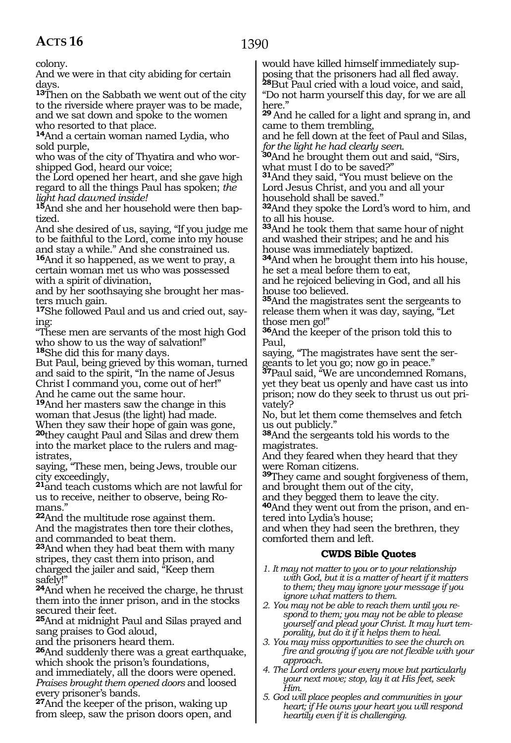colony.

And we were in that city abiding for certain days.

**13**Then on the Sabbath we went out of the city to the riverside where prayer was to be made, and we sat down and spoke to the women who resorted to that place.

**14**And a certain woman named Lydia, who sold purple,

who was of the city of Thyatira and who worshipped God, heard our voice;

the Lord opened her heart, and she gave high regard to all the things Paul has spoken; *the light had dawned inside!*

**15**And she and her household were then baptized.

And she desired of us, saying, "If you judge me to be faithful to the Lord, come into my house and stay a while." And she constrained us.

**16**And it so happened, as we went to pray, a certain woman met us who was possessed with a spirit of divination,

and by her soothsaying she brought her masters much gain.

**17**She followed Paul and us and cried out, saying:

"These men are servants of the most high God who show to us the way of salvation!"

**18**She did this for many days.

But Paul, being grieved by this woman, turned and said to the spirit, "In the name of Jesus Christ I command you, come out of her!"

And he came out the same hour.

**19**And her masters saw the change in this woman that Jesus (the light) had made.

When they saw their hope of gain was gone,

**20**they caught Paul and Silas and drew them into the market place to the rulers and magistrates,

saying, "These men, being Jews, trouble our city exceedingly,

**21**and teach customs which are not lawful for us to receive, neither to observe, being Romans."

**22**And the multitude rose against them.

And the magistrates then tore their clothes, and commanded to beat them.

**23**And when they had beat them with many stripes, they cast them into prison, and charged the jailer and said, "Keep them safely!"

**24**And when he received the charge, he thrust them into the inner prison, and in the stocks secured their feet.

**25**And at midnight Paul and Silas prayed and sang praises to God aloud,

and the prisoners heard them.

**26**And suddenly there was a great earthquake, which shook the prison's foundations,

and immediately, all the doors were opened. *Praises brought them opened doors* and loosed every prisoner's bands.

**27**And the keeper of the prison, waking up from sleep, saw the prison doors open, and would have killed himself immediately supposing that the prisoners had all fled away.

**28**But Paul cried with a loud voice, and said, "Do not harm yourself this day, for we are all here."

**29** And he called for a light and sprang in, and came to them trembling,

and he fell down at the feet of Paul and Silas, *for the light he had clearly seen.*

**30**And he brought them out and said, "Sirs, what must I do to be saved?"

**31**And they said, "You must believe on the Lord Jesus Christ, and you and all your household shall be saved."

**32**And they spoke the Lord's word to him, and to all his house.

**33**And he took them that same hour of night and washed their stripes; and he and his house was immediately baptized.

**34**And when he brought them into his house, he set a meal before them to eat,

and he rejoiced believing in God, and all his house too believed.

**35**And the magistrates sent the sergeants to release them when it was day, saying, "Let those men go!"

**36**And the keeper of the prison told this to Paul,

saying, "The magistrates have sent the sergeants to let you go; now go in peace."

**37**Paul said, "We are uncondemned Romans, yet they beat us openly and have cast us into prison; now do they seek to thrust us out privately?

No, but let them come themselves and fetch us out publicly."

**38**And the sergeants told his words to the magistrates.

And they feared when they heard that they were Roman citizens.

**39**They came and sought forgiveness of them, and brought them out of the city,

and they begged them to leave the city.

**40**And they went out from the prison, and entered into Lydia's house;

and when they had seen the brethren, they comforted them and left.

### CWDS Bible Quotes

1. *It may not matter to you or to your relationship with God, but it is a matter of heart if it matters to them; they may ignore your message if you ignore what matters to them.*
2. *You may not be able to reach them until you respond to them; you may not be able to please yourself and plead your Christ. It may hurt temporality, but do it if it helps them to heal.*
3. *You may miss opportunities to see the church on fire and growing if you are not flexible with your approach.*
4. *The Lord orders your every move but particularly your next move; stop, lay it at His feet, seek Him.*
5. *God will place peoples and communities in your heart; if He owns your heart you will respond heartily even if it is challenging.*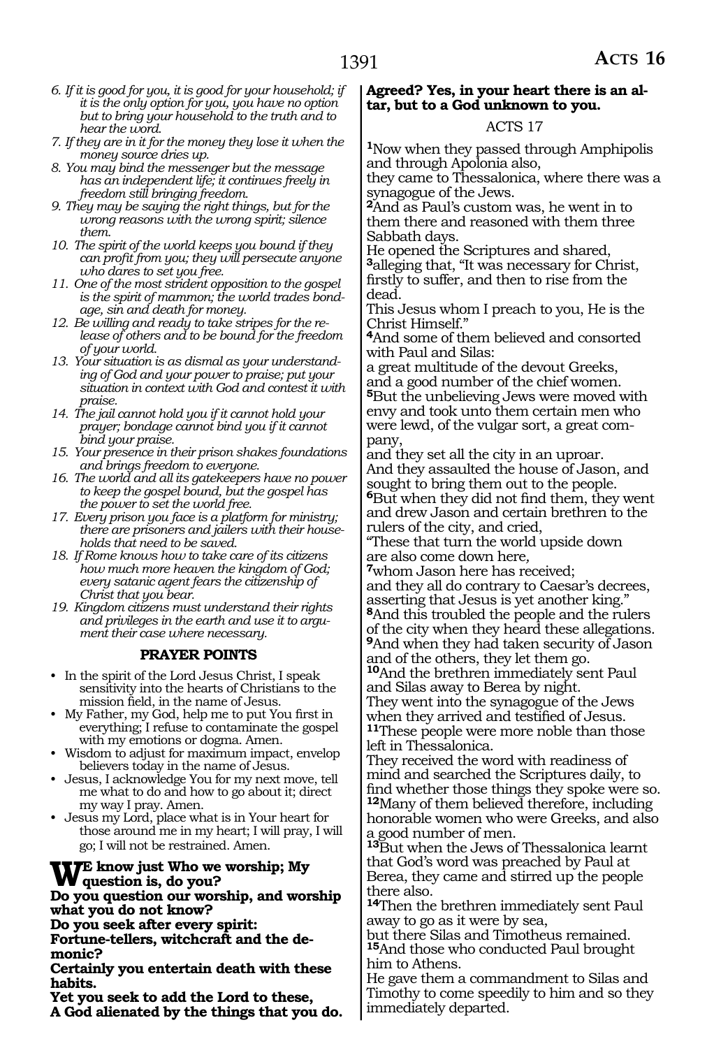6. *If it is good for you, it is good for your household; if it is the only option for you, you have no option but to bring your household to the truth and to hear the word.*
7. *If they are in it for the money they lose it when the money source dries up.*
8. *You may bind the messenger but the message has an independent life; it continues freely in freedom still bringing freedom.*
9. *They may be saying the right things, but for the wrong reasons with the wrong spirit; silence them.*
10. *The spirit of the world keeps you bound if they can profit from you; they will persecute anyone who dares to set you free.*
11. *One of the most strident opposition to the gospel is the spirit of mammon; the world trades bondage, sin and death for money.*
12. *Be willing and ready to take stripes for the release of others and to be bound for the freedom of your world.*
13. *Your situation is as dismal as your understanding of God and your power to praise; put your situation in context with God and contest it with praise.*
14. *The jail cannot hold you if it cannot hold your prayer; bondage cannot bind you if it cannot bind your praise.*
15. *Your presence in their prison shakes foundations and brings freedom to everyone.*
16. *The world and all its gatekeepers have no power to keep the gospel bound, but the gospel has the power to set the world free.*
17. *Every prison you face is a platform for ministry; there are prisoners and jailers with their households that need to be saved.*
18. *If Rome knows how to take care of its citizens how much more heaven the kingdom of God; every satanic agent fears the citizenship of Christ that you bear.*
19. *Kingdom citizens must understand their rights and privileges in the earth and use it to argument their case where necessary.*

### PRAYER POINTS

- In the spirit of the Lord Jesus Christ, I speak sensitivity into the hearts of Christians to the mission field, in the name of Jesus.
- My Father, my God, help me to put You first in everything; I refuse to contaminate the gospel with my emotions or dogma. Amen.
- Wisdom to adjust for maximum impact, envelop believers today in the name of Jesus.
- Jesus, I acknowledge You for my next move, tell me what to do and how to go about it; direct my way I pray. Amen.
- Jesus my Lord, place what is in Your heart for those around me in my heart; I will pray, I will go; I will not be restrained. Amen.

**We know just Who we worship; My question is, do you?**
**Do you question our worship, and worship what you do not know?**
**Do you seek after every spirit:**
**Fortune-tellers, witchcraft and the demonic?**
**Certainly you entertain death with these habits.**
**Yet you seek to add the Lord to these,**
**A God alienated by the things that you do.**
**Agreed? Yes, in your heart there is an altar, but to a God unknown to you.**

## ACTS 17

[1]Now when they passed through Amphipolis and through Apolonia also,
they came to Thessalonica, where there was a synagogue of the Jews.
[2]And as Paul's custom was, he went in to them there and reasoned with them three Sabbath days.
He opened the Scriptures and shared,
[3]alleging that, "It was necessary for Christ, firstly to suffer, and then to rise from the dead.
This Jesus whom I preach to you, He is the Christ Himself."
[4]And some of them believed and consorted with Paul and Silas:
a great multitude of the devout Greeks,
and a good number of the chief women.
[5]But the unbelieving Jews were moved with envy and took unto them certain men who were lewd, of the vulgar sort, a great company,
and they set all the city in an uproar.
And they assaulted the house of Jason, and sought to bring them out to the people.
[6]But when they did not find them, they went and drew Jason and certain brethren to the rulers of the city, and cried,
"These that turn the world upside down
are also come down here,
[7]whom Jason here has received;
and they all do contrary to Caesar's decrees, asserting that Jesus is yet another king."
[8]And this troubled the people and the rulers of the city when they heard these allegations.
[9]And when they had taken security of Jason and of the others, they let them go.
[10]And the brethren immediately sent Paul and Silas away to Berea by night.
They went into the synagogue of the Jews when they arrived and testified of Jesus.
[11]These people were more noble than those left in Thessalonica.
They received the word with readiness of mind and searched the Scriptures daily, to find whether those things they spoke were so.
[12]Many of them believed therefore, including honorable women who were Greeks, and also a good number of men.
[13]But when the Jews of Thessalonica learnt that God's word was preached by Paul at Berea, they came and stirred up the people there also.
[14]Then the brethren immediately sent Paul away to go as it were by sea,
but there Silas and Timotheus remained.
[15]And those who conducted Paul brought him to Athens.
He gave them a commandment to Silas and Timothy to come speedily to him and so they immediately departed.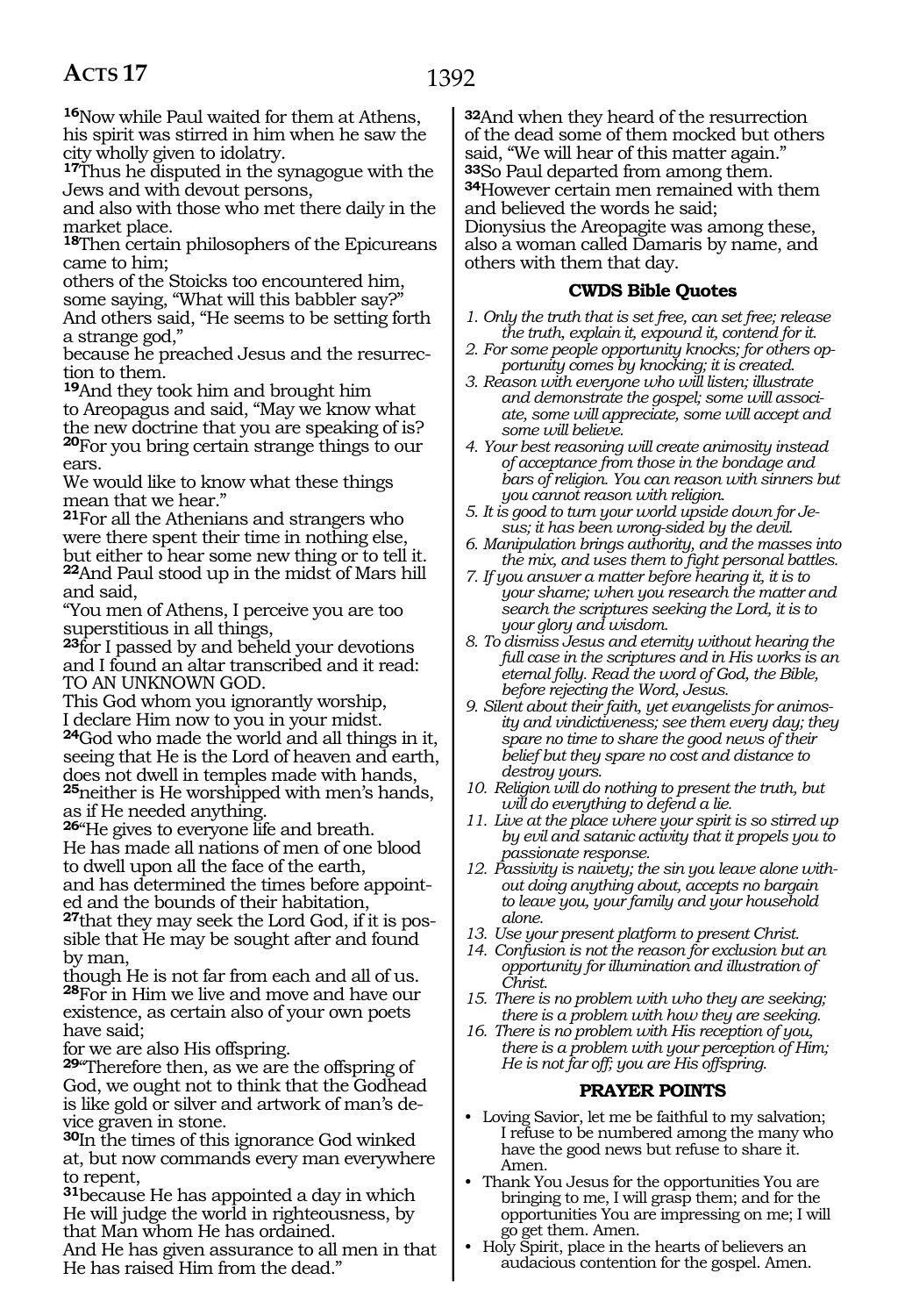[16]Now while Paul waited for them at Athens, his spirit was stirred in him when he saw the city wholly given to idolatry.
[17]Thus he disputed in the synagogue with the Jews and with devout persons,
and also with those who met there daily in the market place.
[18]Then certain philosophers of the Epicureans came to him;
others of the Stoicks too encountered him, some saying, "What will this babbler say?"
And others said, "He seems to be setting forth a strange god,"
because he preached Jesus and the resurrection to them.
[19]And they took him and brought him to Areopagus and said, "May we know what the new doctrine that you are speaking of is?
[20]For you bring certain strange things to our ears.
We would like to know what these things mean that we hear."
[21]For all the Athenians and strangers who were there spent their time in nothing else, but either to hear some new thing or to tell it.
[22]And Paul stood up in the midst of Mars hill and said,
"You men of Athens, I perceive you are too superstitious in all things,
[23]for I passed by and beheld your devotions and I found an altar transcribed and it read:
TO AN UNKNOWN GOD.
This God whom you ignorantly worship,
I declare Him now to you in your midst.
[24]God who made the world and all things in it, seeing that He is the Lord of heaven and earth, does not dwell in temples made with hands,
[25]neither is He worshipped with men's hands, as if He needed anything.
[26]"He gives to everyone life and breath.
He has made all nations of men of one blood to dwell upon all the face of the earth,
and has determined the times before appointed and the bounds of their habitation,
[27]that they may seek the Lord God, if it is possible that He may be sought after and found by man,
though He is not far from each and all of us.
[28]For in Him we live and move and have our existence, as certain also of your own poets have said;
for we are also His offspring.
[29]"Therefore then, as we are the offspring of God, we ought not to think that the Godhead is like gold or silver and artwork of man's device graven in stone.
[30]In the times of this ignorance God winked at, but now commands every man everywhere to repent,
[31]because He has appointed a day in which He will judge the world in righteousness, by that Man whom He has ordained.
And He has given assurance to all men in that He has raised Him from the dead."
[32]And when they heard of the resurrection of the dead some of them mocked but others said, "We will hear of this matter again."
[33]So Paul departed from among them.
[34]However certain men remained with them and believed the words he said;
Dionysius the Areopagite was among these, also a woman called Damaris by name, and others with them that day.

### CWDS Bible Quotes

1. *Only the truth that is set free, can set free; release the truth, explain it, expound it, contend for it.*
2. *For some people opportunity knocks; for others opportunity comes by knocking; it is created.*
3. *Reason with everyone who will listen; illustrate and demonstrate the gospel; some will associate, some will appreciate, some will accept and some will believe.*
4. *Your best reasoning will create animosity instead of acceptance from those in the bondage and bars of religion. You can reason with sinners but you cannot reason with religion.*
5. *It is good to turn your world upside down for Jesus; it has been wrong-sided by the devil.*
6. *Manipulation brings authority, and the masses into the mix, and uses them to fight personal battles.*
7. *If you answer a matter before hearing it, it is to your shame; when you research the matter and search the scriptures seeking the Lord, it is to your glory and wisdom.*
8. *To dismiss Jesus and eternity without hearing the full case in the scriptures and in His works is an eternal folly. Read the word of God, the Bible, before rejecting the Word, Jesus.*
9. *Silent about their faith, yet evangelists for animosity and vindictiveness; see them every day; they spare no time to share the good news of their belief but they spare no cost and distance to destroy yours.*
10. *Religion will do nothing to present the truth, but will do everything to defend a lie.*
11. *Live at the place where your spirit is so stirred up by evil and satanic activity that it propels you to passionate response.*
12. *Passivity is naivety; the sin you leave alone without doing anything about, accepts no bargain to leave you, your family and your household alone.*
13. *Use your present platform to present Christ.*
14. *Confusion is not the reason for exclusion but an opportunity for illumination and illustration of Christ.*
15. *There is no problem with who they are seeking; there is a problem with how they are seeking.*
16. *There is no problem with His reception of you, there is a problem with your perception of Him; He is not far off; you are His offspring.*

### PRAYER POINTS

- Loving Savior, let me be faithful to my salvation; I refuse to be numbered among the many who have the good news but refuse to share it. Amen.
- Thank You Jesus for the opportunities You are bringing to me, I will grasp them; and for the opportunities You are impressing on me; I will go get them. Amen.
- Holy Spirit, place in the hearts of believers an audacious contention for the gospel. Amen.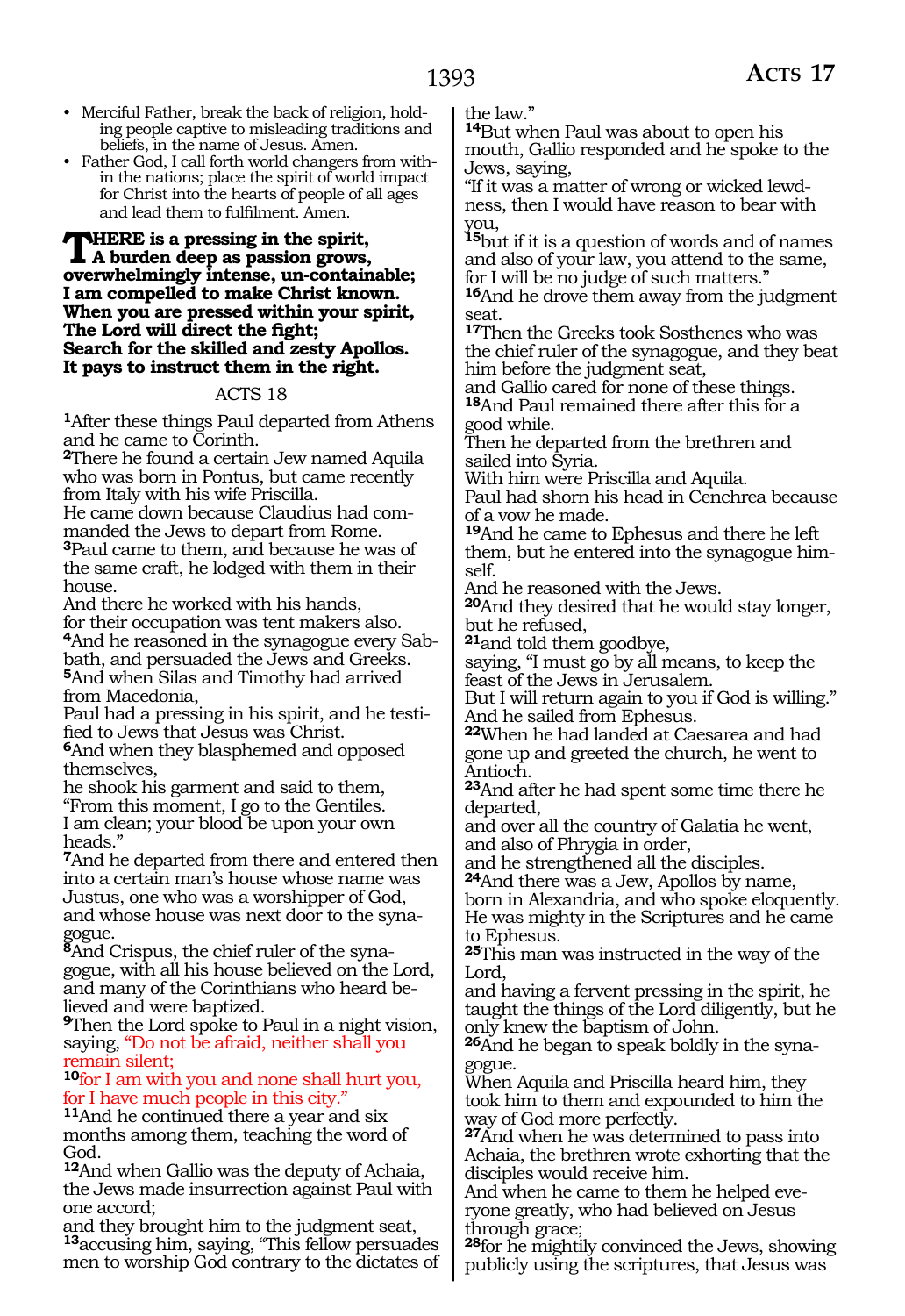- Merciful Father, break the back of religion, holding people captive to misleading traditions and beliefs, in the name of Jesus. Amen.
- Father God, I call forth world changers from within the nations; place the spirit of world impact for Christ into the hearts of people of all ages and lead them to fulfilment. Amen.

**THERE is a pressing in the spirit,**
**A burden deep as passion grows,**
**overwhelmingly intense, un-containable;**
**I am compelled to make Christ known.**
**When you are pressed within your spirit,**
**The Lord will direct the fight;**
**Search for the skilled and zesty Apollos.**
**It pays to instruct them in the right.**

## ACTS 18

**1**After these things Paul departed from Athens and he came to Corinth.
**2**There he found a certain Jew named Aquila who was born in Pontus, but came recently from Italy with his wife Priscilla.
He came down because Claudius had commanded the Jews to depart from Rome.
**3**Paul came to them, and because he was of the same craft, he lodged with them in their house.
And there he worked with his hands,
for their occupation was tent makers also.
**4**And he reasoned in the synagogue every Sabbath, and persuaded the Jews and Greeks.
**5**And when Silas and Timothy had arrived from Macedonia,
Paul had a pressing in his spirit, and he testified to Jews that Jesus was Christ.
**6**And when they blasphemed and opposed themselves,
he shook his garment and said to them,
“From this moment, I go to the Gentiles.
I am clean; your blood be upon your own heads.”
**7**And he departed from there and entered then into a certain man’s house whose name was Justus, one who was a worshipper of God, and whose house was next door to the synagogue.
**8**And Crispus, the chief ruler of the synagogue, with all his house believed on the Lord, and many of the Corinthians who heard believed and were baptized.
**9**Then the Lord spoke to Paul in a night vision, saying, “Do not be afraid, neither shall you remain silent;
**10**for I am with you and none shall hurt you, for I have much people in this city.”
**11**And he continued there a year and six months among them, teaching the word of God.
**12**And when Gallio was the deputy of Achaia, the Jews made insurrection against Paul with one accord;
and they brought him to the judgment seat,
**13**accusing him, saying, “This fellow persuades men to worship God contrary to the dictates of the law.”
**14**But when Paul was about to open his mouth, Gallio responded and he spoke to the Jews, saying,
“If it was a matter of wrong or wicked lewdness, then I would have reason to bear with you,
**15**but if it is a question of words and of names and also of your law, you attend to the same, for I will be no judge of such matters.”
**16**And he drove them away from the judgment seat.
**17**Then the Greeks took Sosthenes who was the chief ruler of the synagogue, and they beat him before the judgment seat,
and Gallio cared for none of these things.
**18**And Paul remained there after this for a good while.
Then he departed from the brethren and sailed into Syria.
With him were Priscilla and Aquila.
Paul had shorn his head in Cenchrea because of a vow he made.
**19**And he came to Ephesus and there he left them, but he entered into the synagogue himself.
And he reasoned with the Jews.
**20**And they desired that he would stay longer, but he refused,
**21**and told them goodbye,
saying, “I must go by all means, to keep the feast of the Jews in Jerusalem.
But I will return again to you if God is willing.”
And he sailed from Ephesus.
**22**When he had landed at Caesarea and had gone up and greeted the church, he went to Antioch.
**23**And after he had spent some time there he departed,
and over all the country of Galatia he went, and also of Phrygia in order,
and he strengthened all the disciples.
**24**And there was a Jew, Apollos by name, born in Alexandria, and who spoke eloquently.
He was mighty in the Scriptures and he came to Ephesus.
**25**This man was instructed in the way of the Lord,
and having a fervent pressing in the spirit, he taught the things of the Lord diligently, but he only knew the baptism of John.
**26**And he began to speak boldly in the synagogue.
When Aquila and Priscilla heard him, they took him to them and expounded to him the way of God more perfectly.
**27**And when he was determined to pass into Achaia, the brethren wrote exhorting that the disciples would receive him.
And when he came to them he helped everyone greatly, who had believed on Jesus through grace;
**28**for he mightily convinced the Jews, showing publicly using the scriptures, that Jesus was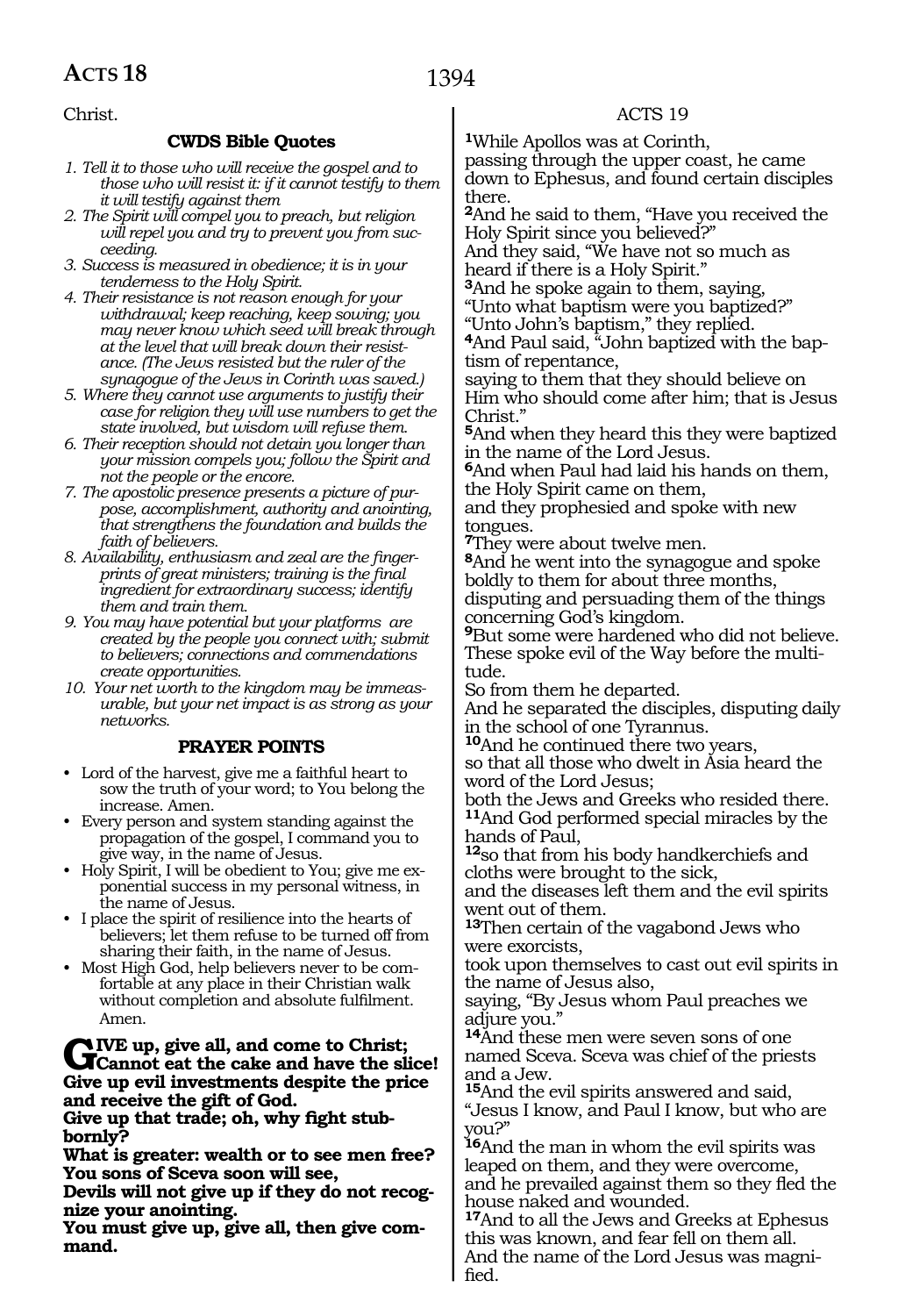Christ.

### CWDS Bible Quotes

1. *Tell it to those who will receive the gospel and to those who will resist it: if it cannot testify to them it will testify against them*
2. *The Spirit will compel you to preach, but religion will repel you and try to prevent you from succeeding.*
3. *Success is measured in obedience; it is in your tenderness to the Holy Spirit.*
4. *Their resistance is not reason enough for your withdrawal; keep reaching, keep sowing; you may never know which seed will break through at the level that will break down their resistance. (The Jews resisted but the ruler of the synagogue of the Jews in Corinth was saved.)*
5. *Where they cannot use arguments to justify their case for religion they will use numbers to get the state involved, but wisdom will refuse them.*
6. *Their reception should not detain you longer than your mission compels you; follow the Spirit and not the people or the encore.*
7. *The apostolic presence presents a picture of purpose, accomplishment, authority and anointing, that strengthens the foundation and builds the faith of believers.*
8. *Availability, enthusiasm and zeal are the fingerprints of great ministers; training is the final ingredient for extraordinary success; identify them and train them.*
9. *You may have potential but your platforms are created by the people you connect with; submit to believers; connections and commendations create opportunities.*
10. *Your net worth to the kingdom may be immeasurable, but your net impact is as strong as your networks.*

### PRAYER POINTS

- Lord of the harvest, give me a faithful heart to sow the truth of your word; to You belong the increase. Amen.
- Every person and system standing against the propagation of the gospel, I command you to give way, in the name of Jesus.
- Holy Spirit, I will be obedient to You; give me exponential success in my personal witness, in the name of Jesus.
- I place the spirit of resilience into the hearts of believers; let them refuse to be turned off from sharing their faith, in the name of Jesus.
- Most High God, help believers never to be comfortable at any place in their Christian walk without completion and absolute fulfilment. Amen.

**GIVE up, give all, and come to Christ;**
**Cannot eat the cake and have the slice!**
**Give up evil investments despite the price and receive the gift of God.**
**Give up that trade; oh, why fight stubbornly?**
**What is greater: wealth or to see men free?**
**You sons of Sceva soon will see,**
**Devils will not give up if they do not recognize your anointing.**
**You must give up, give all, then give command.**

## ACTS 19

**1**While Apollos was at Corinth,
passing through the upper coast, he came down to Ephesus, and found certain disciples there.
**2**And he said to them, "Have you received the Holy Spirit since you believed?"
And they said, "We have not so much as heard if there is a Holy Spirit."
**3**And he spoke again to them, saying,
"Unto what baptism were you baptized?"
"Unto John's baptism," they replied.
**4**And Paul said, "John baptized with the baptism of repentance,
saying to them that they should believe on Him who should come after him; that is Jesus Christ."
**5**And when they heard this they were baptized in the name of the Lord Jesus.
**6**And when Paul had laid his hands on them, the Holy Spirit came on them,
and they prophesied and spoke with new tongues.
**7**They were about twelve men.
**8**And he went into the synagogue and spoke boldly to them for about three months,
disputing and persuading them of the things concerning God's kingdom.
**9**But some were hardened who did not believe. These spoke evil of the Way before the multitude.
So from them he departed.
And he separated the disciples, disputing daily in the school of one Tyrannus.
**10**And he continued there two years,
so that all those who dwelt in Asia heard the word of the Lord Jesus;
both the Jews and Greeks who resided there.
**11**And God performed special miracles by the hands of Paul,
**12**so that from his body handkerchiefs and cloths were brought to the sick,
and the diseases left them and the evil spirits went out of them.
**13**Then certain of the vagabond Jews who were exorcists,
took upon themselves to cast out evil spirits in the name of Jesus also,
saying, "By Jesus whom Paul preaches we adjure you."
**14**And these men were seven sons of one named Sceva. Sceva was chief of the priests and a Jew.
**15**And the evil spirits answered and said,
"Jesus I know, and Paul I know, but who are you?"
**16**And the man in whom the evil spirits was leaped on them, and they were overcome,
and he prevailed against them so they fled the house naked and wounded.
**17**And to all the Jews and Greeks at Ephesus this was known, and fear fell on them all.
And the name of the Lord Jesus was magnified.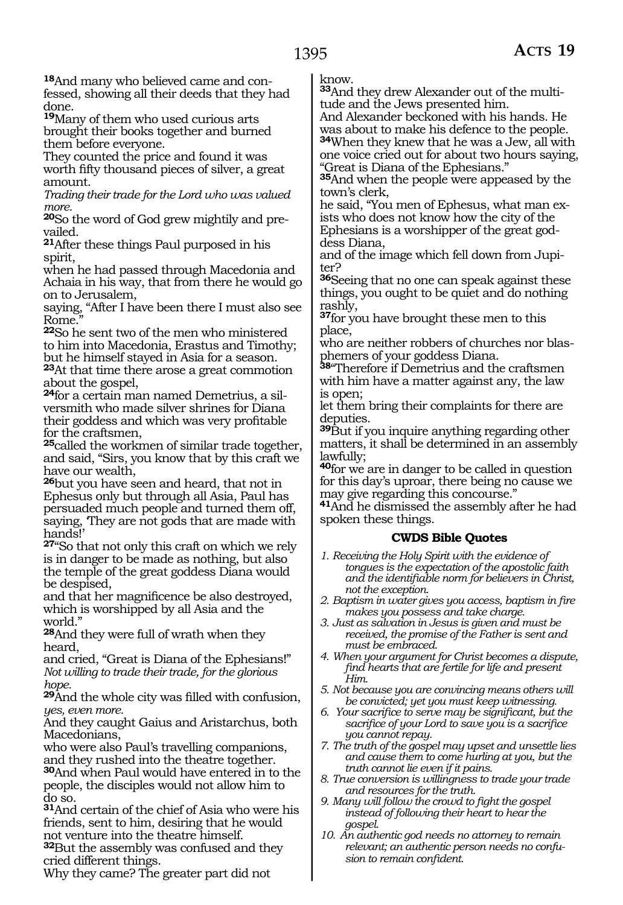[18]And many who believed came and confessed, showing all their deeds that they had done.
[19]Many of them who used curious arts brought their books together and burned them before everyone.
They counted the price and found it was worth fifty thousand pieces of silver, a great amount.
*Trading their trade for the Lord who was valued more.*
[20]So the word of God grew mightily and prevailed.
[21]After these things Paul purposed in his spirit,
when he had passed through Macedonia and Achaia in his way, that from there he would go on to Jerusalem,
saying, "After I have been there I must also see Rome."
[22]So he sent two of the men who ministered to him into Macedonia, Erastus and Timothy; but he himself stayed in Asia for a season.
[23]At that time there arose a great commotion about the gospel,
[24]for a certain man named Demetrius, a silversmith who made silver shrines for Diana their goddess and which was very profitable for the craftsmen,
[25]called the workmen of similar trade together, and said, "Sirs, you know that by this craft we have our wealth,
[26]but you have seen and heard, that not in Ephesus only but through all Asia, Paul has persuaded much people and turned them off, saying, 'They are not gods that are made with hands!'
[27]"So that not only this craft on which we rely is in danger to be made as nothing, but also the temple of the great goddess Diana would be despised,
and that her magnificence be also destroyed, which is worshipped by all Asia and the world."
[28]And they were full of wrath when they heard,
and cried, "Great is Diana of the Ephesians!"
*Not willing to trade their trade, for the glorious hope.*
[29]And the whole city was filled with confusion, *yes, even more.*
And they caught Gaius and Aristarchus, both Macedonians,
who were also Paul's travelling companions, and they rushed into the theatre together.
[30]And when Paul would have entered in to the people, the disciples would not allow him to do so.
[31]And certain of the chief of Asia who were his friends, sent to him, desiring that he would not venture into the theatre himself.
[32]But the assembly was confused and they cried different things.
Why they came? The greater part did not know.
[33]And they drew Alexander out of the multitude and the Jews presented him.
And Alexander beckoned with his hands. He was about to make his defence to the people.
[34]When they knew that he was a Jew, all with one voice cried out for about two hours saying, "Great is Diana of the Ephesians."
[35]And when the people were appeased by the town's clerk,
he said, "You men of Ephesus, what man exists who does not know how the city of the Ephesians is a worshipper of the great goddess Diana,
and of the image which fell down from Jupiter?
[36]Seeing that no one can speak against these things, you ought to be quiet and do nothing rashly,
[37]for you have brought these men to this place,
who are neither robbers of churches nor blasphemers of your goddess Diana.
[38]"Therefore if Demetrius and the craftsmen with him have a matter against any, the law is open;
let them bring their complaints for there are deputies.
[39]But if you inquire anything regarding other matters, it shall be determined in an assembly lawfully;
[40]for we are in danger to be called in question for this day's uproar, there being no cause we may give regarding this concourse."
[41]And he dismissed the assembly after he had spoken these things.

### CWDS Bible Quotes

1. *Receiving the Holy Spirit with the evidence of tongues is the expectation of the apostolic faith and the identifiable norm for believers in Christ, not the exception.*
2. *Baptism in water gives you access, baptism in fire makes you possess and take charge.*
3. *Just as salvation in Jesus is given and must be received, the promise of the Father is sent and must be embraced.*
4. *When your argument for Christ becomes a dispute, find hearts that are fertile for life and present Him.*
5. *Not because you are convincing means others will be convicted; yet you must keep witnessing.*
6. *Your sacrifice to serve may be significant, but the sacrifice of your Lord to save you is a sacrifice you cannot repay.*
7. *The truth of the gospel may upset and unsettle lies and cause them to come hurling at you, but the truth cannot lie even if it pains.*
8. *True conversion is willingness to trade your trade and resources for the truth.*
9. *Many will follow the crowd to fight the gospel instead of following their heart to hear the gospel.*
10. *An authentic god needs no attorney to remain relevant; an authentic person needs no confusion to remain confident.*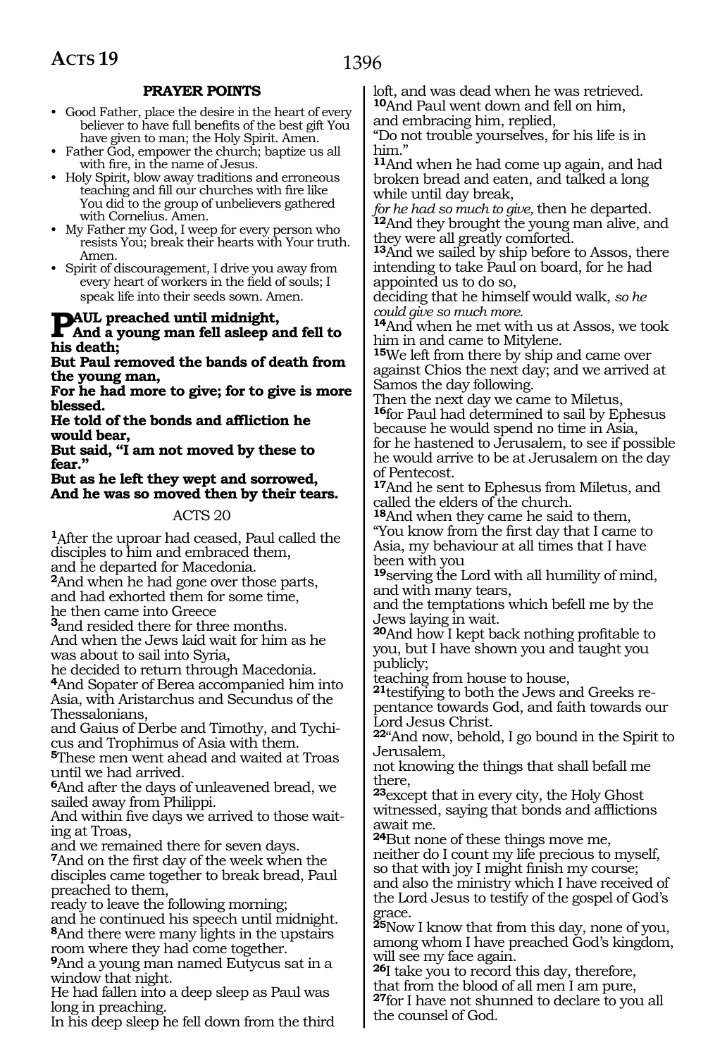## PRAYER POINTS

- Good Father, place the desire in the heart of every believer to have full benefits of the best gift You have given to man; the Holy Spirit. Amen.
- Father God, empower the church; baptize us all with fire, in the name of Jesus.
- Holy Spirit, blow away traditions and erroneous teaching and fill our churches with fire like You did to the group of unbelievers gathered with Cornelius. Amen.
- My Father my God, I weep for every person who resists You; break their hearts with Your truth. Amen.
- Spirit of discouragement, I drive you away from every heart of workers in the field of souls; I speak life into their seeds sown. Amen.

**PAUL preached until midnight,**
**And a young man fell asleep and fell to his death;**
**But Paul removed the bands of death from the young man,**
**For he had more to give; for to give is more blessed.**
**He told of the bonds and affliction he would bear,**
**But said, "I am not moved by these to fear."**
**But as he left they wept and sorrowed,**
**And he was so moved then by their tears.**

ACTS 20

[1]After the uproar had ceased, Paul called the disciples to him and embraced them,
and he departed for Macedonia.
[2]And when he had gone over those parts, and had exhorted them for some time,
he then came into Greece
[3]and resided there for three months.
And when the Jews laid wait for him as he was about to sail into Syria,
he decided to return through Macedonia.
[4]And Sopater of Berea accompanied him into Asia, with Aristarchus and Secundus of the Thessalonians,
and Gaius of Derbe and Timothy, and Tychicus and Trophimus of Asia with them.
[5]These men went ahead and waited at Troas until we had arrived.
[6]And after the days of unleavened bread, we sailed away from Philippi.
And within five days we arrived to those waiting at Troas,
and we remained there for seven days.
[7]And on the first day of the week when the disciples came together to break bread, Paul preached to them,
ready to leave the following morning;
and he continued his speech until midnight.
[8]And there were many lights in the upstairs room where they had come together.
[9]And a young man named Eutycus sat in a window that night.
He had fallen into a deep sleep as Paul was long in preaching.
In his deep sleep he fell down from the third loft, and was dead when he was retrieved.
[10]And Paul went down and fell on him,
and embracing him, replied,
"Do not trouble yourselves, for his life is in him."
[11]And when he had come up again, and had broken bread and eaten, and talked a long while until day break,
*for he had so much to give,* then he departed.
[12]And they brought the young man alive, and they were all greatly comforted.
[13]And we sailed by ship before to Assos, there intending to take Paul on board, for he had appointed us to do so,
deciding that he himself would walk, *so he could give so much more.*
[14]And when he met with us at Assos, we took him in and came to Mitylene.
[15]We left from there by ship and came over against Chios the next day; and we arrived at Samos the day following.
Then the next day we came to Miletus,
[16]for Paul had determined to sail by Ephesus because he would spend no time in Asia,
for he hastened to Jerusalem, to see if possible he would arrive to be at Jerusalem on the day of Pentecost.
[17]And he sent to Ephesus from Miletus, and called the elders of the church.
[18]And when they came he said to them,
"You know from the first day that I came to Asia, my behaviour at all times that I have been with you
[19]serving the Lord with all humility of mind, and with many tears,
and the temptations which befell me by the Jews laying in wait.
[20]And how I kept back nothing profitable to you, but I have shown you and taught you publicly;
teaching from house to house,
[21]testifying to both the Jews and Greeks repentance towards God, and faith towards our Lord Jesus Christ.
[22]"And now, behold, I go bound in the Spirit to Jerusalem,
not knowing the things that shall befall me there,
[23]except that in every city, the Holy Ghost witnessed, saying that bonds and afflictions await me.
[24]But none of these things move me,
neither do I count my life precious to myself,
so that with joy I might finish my course;
and also the ministry which I have received of the Lord Jesus to testify of the gospel of God's grace.
[25]Now I know that from this day, none of you, among whom I have preached God's kingdom, will see my face again.
[26]I take you to record this day, therefore,
that from the blood of all men I am pure,
[27]for I have not shunned to declare to you all the counsel of God.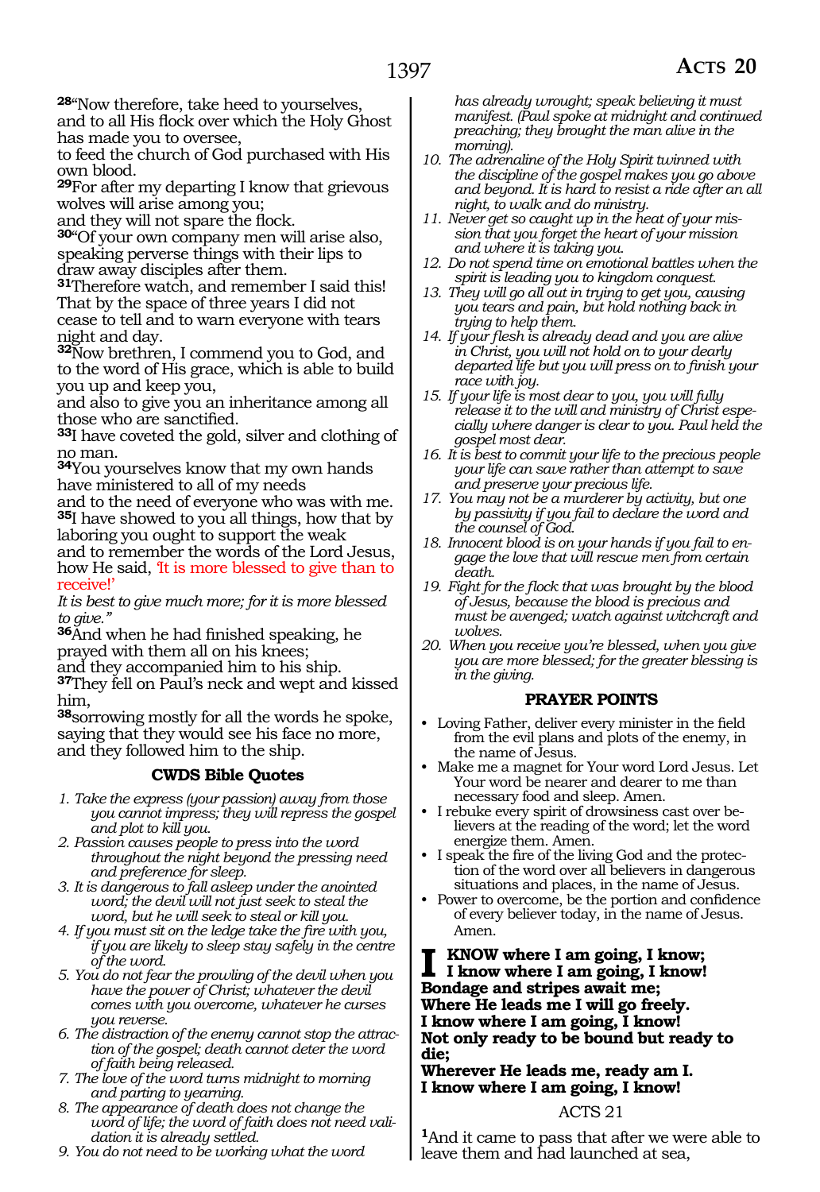**28**"Now therefore, take heed to yourselves, and to all His flock over which the Holy Ghost has made you to oversee,
to feed the church of God purchased with His own blood.
**29**For after my departing I know that grievous wolves will arise among you;
and they will not spare the flock.
**30**"Of your own company men will arise also, speaking perverse things with their lips to draw away disciples after them.
**31**Therefore watch, and remember I said this! That by the space of three years I did not cease to tell and to warn everyone with tears night and day.
**32**Now brethren, I commend you to God, and to the word of His grace, which is able to build you up and keep you,
and also to give you an inheritance among all those who are sanctified.
**33**I have coveted the gold, silver and clothing of no man.
**34**You yourselves know that my own hands have ministered to all of my needs
and to the need of everyone who was with me.
**35**I have showed to you all things, how that by laboring you ought to support the weak
and to remember the words of the Lord Jesus, how He said, 'It is more blessed to give than to receive!'
*It is best to give much more; for it is more blessed to give."*
**36**And when he had finished speaking, he prayed with them all on his knees;
and they accompanied him to his ship.
**37**They fell on Paul's neck and wept and kissed him,
**38**sorrowing mostly for all the words he spoke, saying that they would see his face no more,
and they followed him to the ship.

### CWDS Bible Quotes

1. *Take the express (your passion) away from those you cannot impress; they will repress the gospel and plot to kill you.*
2. *Passion causes people to press into the word throughout the night beyond the pressing need and preference for sleep.*
3. *It is dangerous to fall asleep under the anointed word; the devil will not just seek to steal the word, but he will seek to steal or kill you.*
4. *If you must sit on the ledge take the fire with you, if you are likely to sleep stay safely in the centre of the word.*
5. *You do not fear the prowling of the devil when you have the power of Christ; whatever the devil comes with you overcome, whatever he curses you reverse.*
6. *The distraction of the enemy cannot stop the attraction of the gospel; death cannot deter the word of faith being released.*
7. *The love of the word turns midnight to morning and parting to yearning.*
8. *The appearance of death does not change the word of life; the word of faith does not need validation it is already settled.*
9. *You do not need to be working what the word has already wrought; speak believing it must manifest. (Paul spoke at midnight and continued preaching; they brought the man alive in the morning).*
10. *The adrenaline of the Holy Spirit twinned with the discipline of the gospel makes you go above and beyond. It is hard to resist a ride after an all night, to walk and do ministry.*
11. *Never get so caught up in the heat of your mission that you forget the heart of your mission and where it is taking you.*
12. *Do not spend time on emotional battles when the spirit is leading you to kingdom conquest.*
13. *They will go all out in trying to get you, causing you tears and pain, but hold nothing back in trying to help them.*
14. *If your flesh is already dead and you are alive in Christ, you will not hold on to your dearly departed life but you will press on to finish your race with joy.*
15. *If your life is most dear to you, you will fully release it to the will and ministry of Christ especially where danger is clear to you. Paul held the gospel most dear.*
16. *It is best to commit your life to the precious people your life can save rather than attempt to save and preserve your precious life.*
17. *You may not be a murderer by activity, but one by passivity if you fail to declare the word and the counsel of God.*
18. *Innocent blood is on your hands if you fail to engage the love that will rescue men from certain death.*
19. *Fight for the flock that was brought by the blood of Jesus, because the blood is precious and must be avenged; watch against witchcraft and wolves.*
20. *When you receive you're blessed, when you give you are more blessed; for the greater blessing is in the giving.*

### PRAYER POINTS

- Loving Father, deliver every minister in the field from the evil plans and plots of the enemy, in the name of Jesus.
- Make me a magnet for Your word Lord Jesus. Let Your word be nearer and dearer to me than necessary food and sleep. Amen.
- I rebuke every spirit of drowsiness cast over believers at the reading of the word; let the word energize them. Amen.
- I speak the fire of the living God and the protection of the word over all believers in dangerous situations and places, in the name of Jesus.
- Power to overcome, be the portion and confidence of every believer today, in the name of Jesus. Amen.

**I KNOW where I am going, I know;**
**I know where I am going, I know!**
**Bondage and stripes await me;**
**Where He leads me I will go freely.**
**I know where I am going, I know!**
**Not only ready to be bound but ready to die;**
**Wherever He leads me, ready am I.**
**I know where I am going, I know!**

## ACTS 21

**1**And it came to pass that after we were able to leave them and had launched at sea,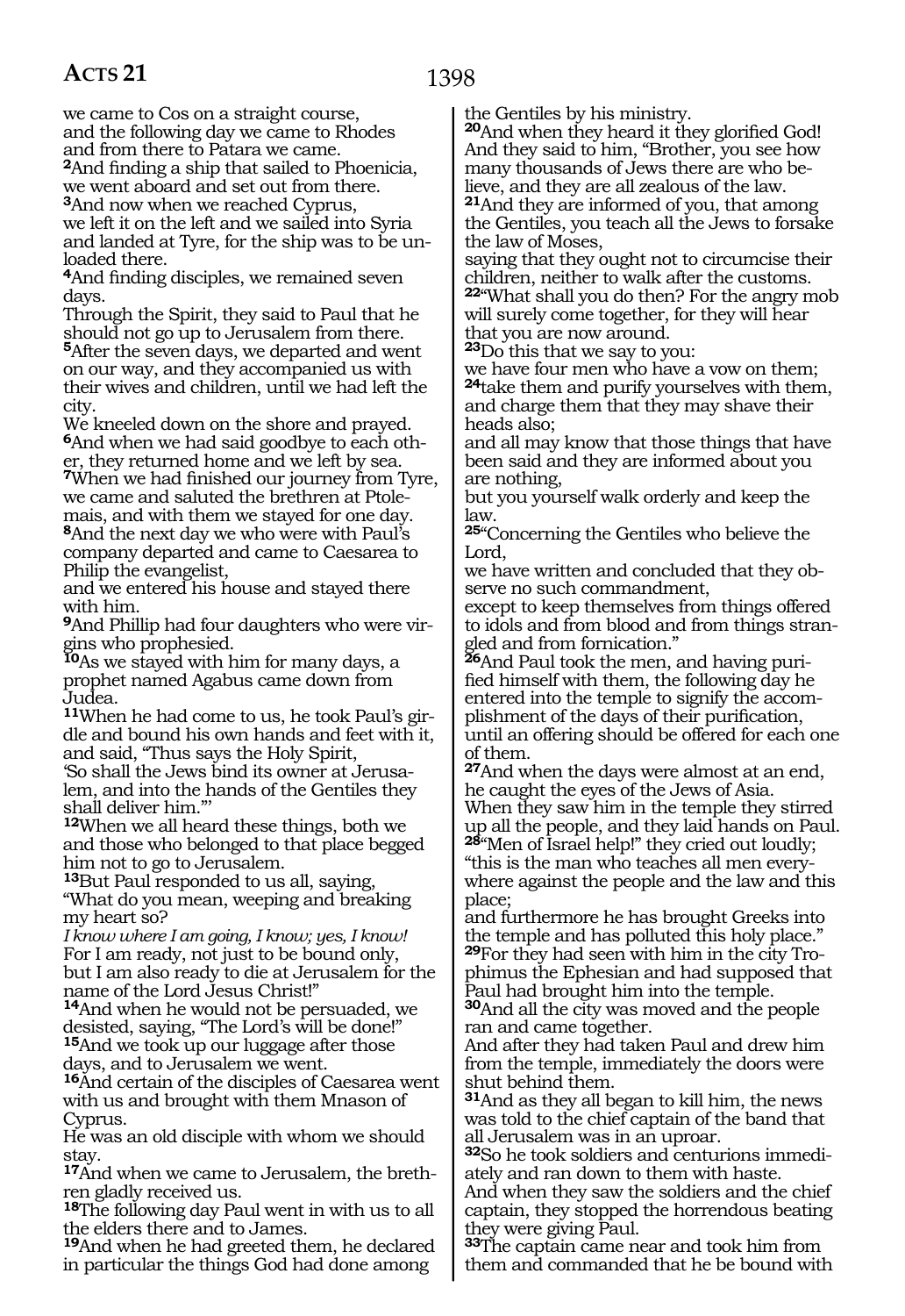we came to Cos on a straight course,
and the following day we came to Rhodes and from there to Patara we came.
**2**And finding a ship that sailed to Phoenicia, we went aboard and set out from there.
**3**And now when we reached Cyprus,
we left it on the left and we sailed into Syria and landed at Tyre, for the ship was to be unloaded there.
**4**And finding disciples, we remained seven days.
Through the Spirit, they said to Paul that he should not go up to Jerusalem from there.
**5**After the seven days, we departed and went on our way, and they accompanied us with their wives and children, until we had left the city.
We kneeled down on the shore and prayed.
**6**And when we had said goodbye to each other, they returned home and we left by sea.
**7**When we had finished our journey from Tyre, we came and saluted the brethren at Ptolemais, and with them we stayed for one day.
**8**And the next day we who were with Paul's company departed and came to Caesarea to Philip the evangelist,
and we entered his house and stayed there with him.
**9**And Phillip had four daughters who were virgins who prophesied.
**10**As we stayed with him for many days, a prophet named Agabus came down from Judea.
**11**When he had come to us, he took Paul's girdle and bound his own hands and feet with it, and said, "Thus says the Holy Spirit,
'So shall the Jews bind its owner at Jerusalem, and into the hands of the Gentiles they shall deliver him.'"
**12**When we all heard these things, both we and those who belonged to that place begged him not to go to Jerusalem.
**13**But Paul responded to us all, saying,
"What do you mean, weeping and breaking my heart so?
*I know where I am going, I know; yes, I know!*
For I am ready, not just to be bound only,
but I am also ready to die at Jerusalem for the name of the Lord Jesus Christ!"
**14**And when he would not be persuaded, we desisted, saying, "The Lord's will be done!"
**15**And we took up our luggage after those days, and to Jerusalem we went.
**16**And certain of the disciples of Caesarea went with us and brought with them Mnason of Cyprus.
He was an old disciple with whom we should stay.
**17**And when we came to Jerusalem, the brethren gladly received us.
**18**The following day Paul went in with us to all the elders there and to James.
**19**And when he had greeted them, he declared in particular the things God had done among the Gentiles by his ministry.
**20**And when they heard it they glorified God!
And they said to him, "Brother, you see how many thousands of Jews there are who believe, and they are all zealous of the law.
**21**And they are informed of you, that among the Gentiles, you teach all the Jews to forsake the law of Moses,
saying that they ought not to circumcise their children, neither to walk after the customs.
**22**"What shall you do then? For the angry mob will surely come together, for they will hear that you are now around.
**23**Do this that we say to you:
we have four men who have a vow on them;
**24**take them and purify yourselves with them, and charge them that they may shave their heads also;
and all may know that those things that have been said and they are informed about you are nothing,
but you yourself walk orderly and keep the law.
**25**"Concerning the Gentiles who believe the Lord,
we have written and concluded that they observe no such commandment,
except to keep themselves from things offered to idols and from blood and from things strangled and from fornication."
**26**And Paul took the men, and having purified himself with them, the following day he entered into the temple to signify the accomplishment of the days of their purification, until an offering should be offered for each one of them.
**27**And when the days were almost at an end, he caught the eyes of the Jews of Asia.
When they saw him in the temple they stirred up all the people, and they laid hands on Paul.
**28**"Men of Israel help!" they cried out loudly;
"this is the man who teaches all men everywhere against the people and the law and this place;
and furthermore he has brought Greeks into the temple and has polluted this holy place."
**29**For they had seen with him in the city Trophimus the Ephesian and had supposed that Paul had brought him into the temple.
**30**And all the city was moved and the people ran and came together.
And after they had taken Paul and drew him from the temple, immediately the doors were shut behind them.
**31**And as they all began to kill him, the news was told to the chief captain of the band that all Jerusalem was in an uproar.
**32**So he took soldiers and centurions immediately and ran down to them with haste.
And when they saw the soldiers and the chief captain, they stopped the horrendous beating they were giving Paul.
**33**The captain came near and took him from them and commanded that he be bound with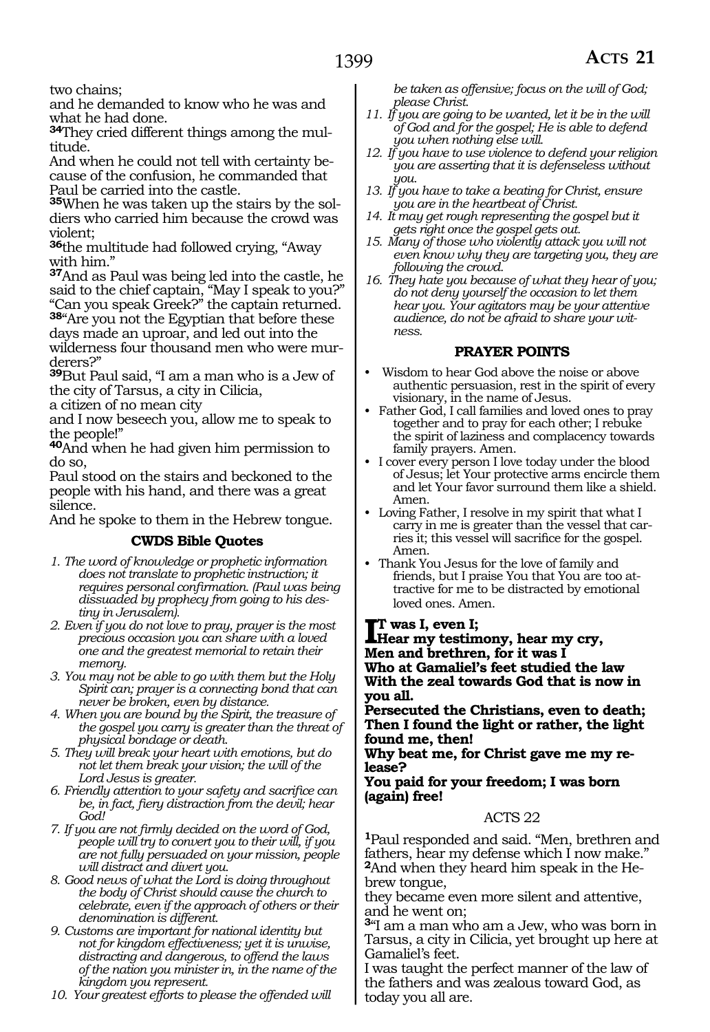two chains;
and he demanded to know who he was and what he had done.
**34**They cried different things among the multitude.
And when he could not tell with certainty because of the confusion, he commanded that Paul be carried into the castle.
**35**When he was taken up the stairs by the soldiers who carried him because the crowd was violent;
**36**the multitude had followed crying, "Away with him."
**37**And as Paul was being led into the castle, he said to the chief captain, "May I speak to you?"
"Can you speak Greek?" the captain returned.
**38**"Are you not the Egyptian that before these days made an uproar, and led out into the wilderness four thousand men who were murderers?"
**39**But Paul said, "I am a man who is a Jew of the city of Tarsus, a city in Cilicia,
a citizen of no mean city
and I now beseech you, allow me to speak to the people!"
**40**And when he had given him permission to do so,
Paul stood on the stairs and beckoned to the people with his hand, and there was a great silence.
And he spoke to them in the Hebrew tongue.

### CWDS Bible Quotes

1. *The word of knowledge or prophetic information does not translate to prophetic instruction; it requires personal confirmation. (Paul was being dissuaded by prophecy from going to his destiny in Jerusalem).*
2. *Even if you do not love to pray, prayer is the most precious occasion you can share with a loved one and the greatest memorial to retain their memory.*
3. *You may not be able to go with them but the Holy Spirit can; prayer is a connecting bond that can never be broken, even by distance.*
4. *When you are bound by the Spirit, the treasure of the gospel you carry is greater than the threat of physical bondage or death.*
5. *They will break your heart with emotions, but do not let them break your vision; the will of the Lord Jesus is greater.*
6. *Friendly attention to your safety and sacrifice can be, in fact, fiery distraction from the devil; hear God!*
7. *If you are not firmly decided on the word of God, people will try to convert you to their will, if you are not fully persuaded on your mission, people will distract and divert you.*
8. *Good news of what the Lord is doing throughout the body of Christ should cause the church to celebrate, even if the approach of others or their denomination is different.*
9. *Customs are important for national identity but not for kingdom effectiveness; yet it is unwise, distracting and dangerous, to offend the laws of the nation you minister in, in the name of the kingdom you represent.*
10. *Your greatest efforts to please the offended will be taken as offensive; focus on the will of God; please Christ.*
11. *If you are going to be wanted, let it be in the will of God and for the gospel; He is able to defend you when nothing else will.*
12. *If you have to use violence to defend your religion you are asserting that it is defenseless without you.*
13. *If you have to take a beating for Christ, ensure you are in the heartbeat of Christ.*
14. *It may get rough representing the gospel but it gets right once the gospel gets out.*
15. *Many of those who violently attack you will not even know why they are targeting you, they are following the crowd.*
16. *They hate you because of what they hear of you; do not deny yourself the occasion to let them hear you. Your agitators may be your attentive audience, do not be afraid to share your witness.*

### PRAYER POINTS

- Wisdom to hear God above the noise or above authentic persuasion, rest in the spirit of every visionary, in the name of Jesus.
- Father God, I call families and loved ones to pray together and to pray for each other; I rebuke the spirit of laziness and complacency towards family prayers. Amen.
- I cover every person I love today under the blood of Jesus; let Your protective arms encircle them and let Your favor surround them like a shield. Amen.
- Loving Father, I resolve in my spirit that what I carry in me is greater than the vessel that carries it; this vessel will sacrifice for the gospel. Amen.
- Thank You Jesus for the love of family and friends, but I praise You that You are too attractive for me to be distracted by emotional loved ones. Amen.

**IT was I, even I;**
**Hear my testimony, hear my cry,**
**Men and brethren, for it was I**
**Who at Gamaliel's feet studied the law**
**With the zeal towards God that is now in you all.**
**Persecuted the Christians, even to death;**
**Then I found the light or rather, the light found me, then!**
**Why beat me, for Christ gave me my release?**
**You paid for your freedom; I was born (again) free!**

## ACTS 22

**1**Paul responded and said. "Men, brethren and fathers, hear my defense which I now make."
**2**And when they heard him speak in the Hebrew tongue,
they became even more silent and attentive, and he went on;
**3**"I am a man who am a Jew, who was born in Tarsus, a city in Cilicia, yet brought up here at Gamaliel's feet.
I was taught the perfect manner of the law of the fathers and was zealous toward God, as today you all are.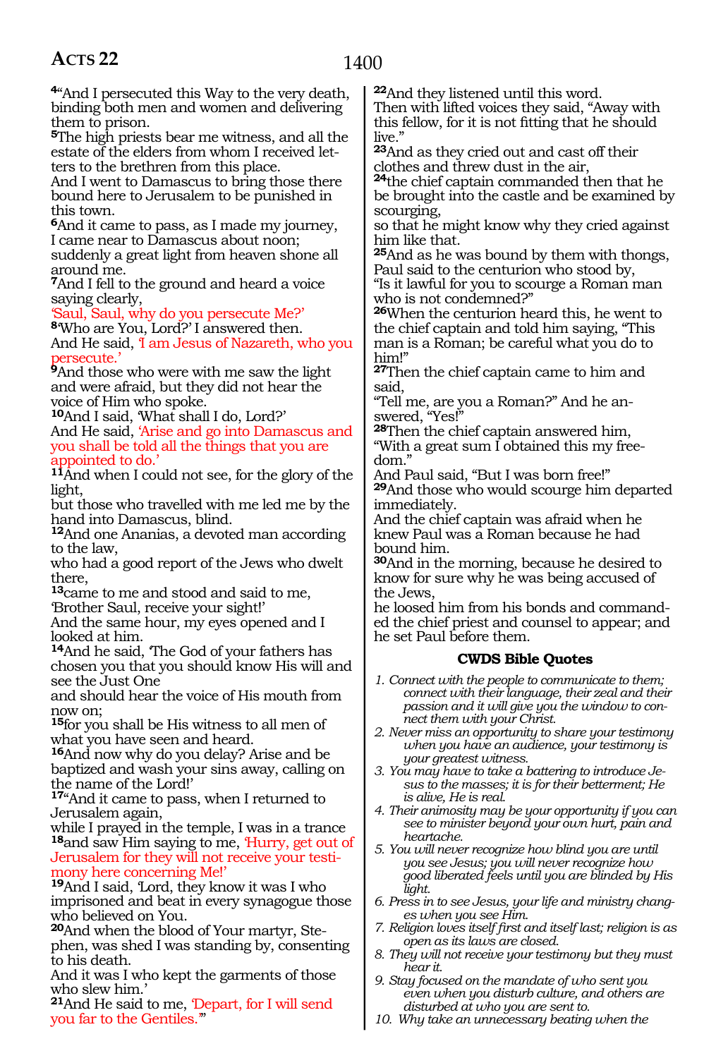[4]"And I persecuted this Way to the very death, binding both men and women and delivering them to prison.
[5]The high priests bear me witness, and all the estate of the elders from whom I received letters to the brethren from this place.
And I went to Damascus to bring those there bound here to Jerusalem to be punished in this town.
[6]And it came to pass, as I made my journey, I came near to Damascus about noon; suddenly a great light from heaven shone all around me.
[7]And I fell to the ground and heard a voice saying clearly,
'Saul, Saul, why do you persecute Me?'
[8]'Who are You, Lord?' I answered then.
And He said, 'I am Jesus of Nazareth, who you persecute.'
[9]And those who were with me saw the light and were afraid, but they did not hear the voice of Him who spoke.
[10]And I said, 'What shall I do, Lord?'
And He said, 'Arise and go into Damascus and you shall be told all the things that you are appointed to do.'
[11]And when I could not see, for the glory of the light,
but those who travelled with me led me by the hand into Damascus, blind.
[12]And one Ananias, a devoted man according to the law,
who had a good report of the Jews who dwelt there,
[13]came to me and stood and said to me,
'Brother Saul, receive your sight!'
And the same hour, my eyes opened and I looked at him.
[14]And he said, 'The God of your fathers has chosen you that you should know His will and see the Just One
and should hear the voice of His mouth from now on;
[15]for you shall be His witness to all men of what you have seen and heard.
[16]And now why do you delay? Arise and be baptized and wash your sins away, calling on the name of the Lord!'
[17]"And it came to pass, when I returned to Jerusalem again,
while I prayed in the temple, I was in a trance
[18]and saw Him saying to me, 'Hurry, get out of Jerusalem for they will not receive your testimony here concerning Me!'
[19]And I said, 'Lord, they know it was I who imprisoned and beat in every synagogue those who believed on You.
[20]And when the blood of Your martyr, Stephen, was shed I was standing by, consenting to his death.
And it was I who kept the garments of those who slew him.'
[21]And He said to me, 'Depart, for I will send you far to the Gentiles.'"
[22]And they listened until this word.
Then with lifted voices they said, "Away with this fellow, for it is not fitting that he should live."
[23]And as they cried out and cast off their clothes and threw dust in the air,
[24]the chief captain commanded then that he be brought into the castle and be examined by scourging,
so that he might know why they cried against him like that.
[25]And as he was bound by them with thongs, Paul said to the centurion who stood by,
"Is it lawful for you to scourge a Roman man who is not condemned?"
[26]When the centurion heard this, he went to the chief captain and told him saying, "This man is a Roman; be careful what you do to him!"
[27]Then the chief captain came to him and said,
"Tell me, are you a Roman?" And he answered, "Yes!"
[28]Then the chief captain answered him,
"With a great sum I obtained this my freedom."
And Paul said, "But I was born free!"
[29]And those who would scourge him departed immediately.
And the chief captain was afraid when he knew Paul was a Roman because he had bound him.
[30]And in the morning, because he desired to know for sure why he was being accused of the Jews,
he loosed him from his bonds and commanded the chief priest and counsel to appear; and he set Paul before them.

### CWDS Bible Quotes

1. *Connect with the people to communicate to them; connect with their language, their zeal and their passion and it will give you the window to connect them with your Christ.*
2. *Never miss an opportunity to share your testimony when you have an audience, your testimony is your greatest witness.*
3. *You may have to take a battering to introduce Jesus to the masses; it is for their betterment; He is alive, He is real.*
4. *Their animosity may be your opportunity if you can see to minister beyond your own hurt, pain and heartache.*
5. *You will never recognize how blind you are until you see Jesus; you will never recognize how good liberated feels until you are blinded by His light.*
6. *Press in to see Jesus, your life and ministry changes when you see Him.*
7. *Religion loves itself first and itself last; religion is as open as its laws are closed.*
8. *They will not receive your testimony but they must hear it.*
9. *Stay focused on the mandate of who sent you even when you disturb culture, and others are disturbed at who you are sent to.*
10. *Why take an unnecessary beating when the*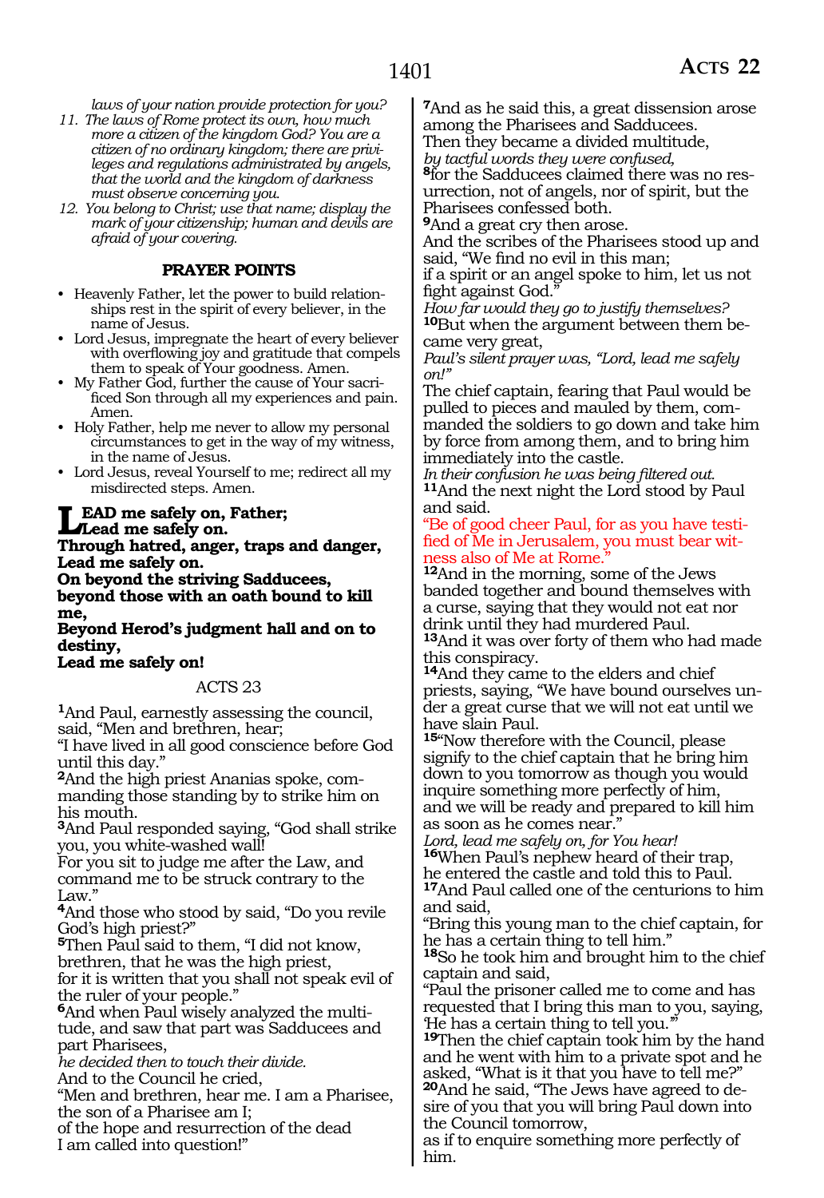*laws of your nation provide protection for you?*

11. *The laws of Rome protect its own, how much more a citizen of the kingdom God? You are a citizen of no ordinary kingdom; there are privileges and regulations administrated by angels, that the world and the kingdom of darkness must observe concerning you.*
12. *You belong to Christ; use that name; display the mark of your citizenship; human and devils are afraid of your covering.*

### PRAYER POINTS

- Heavenly Father, let the power to build relationships rest in the spirit of every believer, in the name of Jesus.
- Lord Jesus, impregnate the heart of every believer with overflowing joy and gratitude that compels them to speak of Your goodness. Amen.
- My Father God, further the cause of Your sacrificed Son through all my experiences and pain. Amen.
- Holy Father, help me never to allow my personal circumstances to get in the way of my witness, in the name of Jesus.
- Lord Jesus, reveal Yourself to me; redirect all my misdirected steps. Amen.

**LEAD me safely on, Father;**
**Lead me safely on.**
**Through hatred, anger, traps and danger,**
**Lead me safely on.**
**On beyond the striving Sadducees,**
**beyond those with an oath bound to kill me,**
**Beyond Herod's judgment hall and on to destiny,**
**Lead me safely on!**

## ACTS 23

**1**And Paul, earnestly assessing the council, said, "Men and brethren, hear;
"I have lived in all good conscience before God until this day."
**2**And the high priest Ananias spoke, commanding those standing by to strike him on his mouth.
**3**And Paul responded saying, "God shall strike you, you white-washed wall!
For you sit to judge me after the Law, and command me to be struck contrary to the Law."
**4**And those who stood by said, "Do you revile God's high priest?"
**5**Then Paul said to them, "I did not know, brethren, that he was the high priest,
for it is written that you shall not speak evil of the ruler of your people."
**6**And when Paul wisely analyzed the multitude, and saw that part was Sadducees and part Pharisees,
*he decided then to touch their divide.*
And to the Council he cried,
"Men and brethren, hear me. I am a Pharisee, the son of a Pharisee am I;
of the hope and resurrection of the dead
I am called into question!"
**7**And as he said this, a great dissension arose among the Pharisees and Sadducees.
Then they became a divided multitude,
*by tactful words they were confused,*
**8**for the Sadducees claimed there was no resurrection, not of angels, nor of spirit, but the Pharisees confessed both.
**9**And a great cry then arose.
And the scribes of the Pharisees stood up and said, "We find no evil in this man;
if a spirit or an angel spoke to him, let us not fight against God."
*How far would they go to justify themselves?*
**10**But when the argument between them became very great,
*Paul's silent prayer was, "Lord, lead me safely on!"*
The chief captain, fearing that Paul would be pulled to pieces and mauled by them, commanded the soldiers to go down and take him by force from among them, and to bring him immediately into the castle.
*In their confusion he was being filtered out.*
**11**And the next night the Lord stood by Paul and said.
"Be of good cheer Paul, for as you have testified of Me in Jerusalem, you must bear witness also of Me at Rome."
**12**And in the morning, some of the Jews banded together and bound themselves with a curse, saying that they would not eat nor drink until they had murdered Paul.
**13**And it was over forty of them who had made this conspiracy.
**14**And they came to the elders and chief priests, saying, "We have bound ourselves under a great curse that we will not eat until we have slain Paul.
**15**"Now therefore with the Council, please signify to the chief captain that he bring him down to you tomorrow as though you would inquire something more perfectly of him,
and we will be ready and prepared to kill him as soon as he comes near."
*Lord, lead me safely on, for You hear!*
**16**When Paul's nephew heard of their trap,
he entered the castle and told this to Paul.
**17**And Paul called one of the centurions to him and said,
"Bring this young man to the chief captain, for he has a certain thing to tell him."
**18**So he took him and brought him to the chief captain and said,
"Paul the prisoner called me to come and has requested that I bring this man to you, saying, 'He has a certain thing to tell you.'"
**19**Then the chief captain took him by the hand and he went with him to a private spot and he asked, "What is it that you have to tell me?"
**20**And he said, "The Jews have agreed to desire of you that you will bring Paul down into the Council tomorrow,
as if to enquire something more perfectly of him.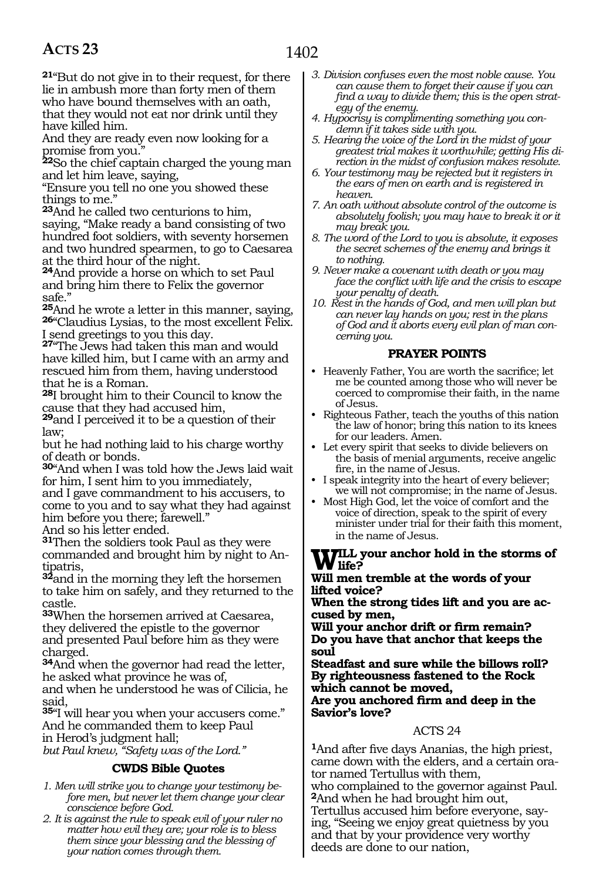**21**"But do not give in to their request, for there lie in ambush more than forty men of them who have bound themselves with an oath, that they would not eat nor drink until they have killed him.
And they are ready even now looking for a promise from you."
**22**So the chief captain charged the young man and let him leave, saying,
"Ensure you tell no one you showed these things to me."
**23**And he called two centurions to him, saying, "Make ready a band consisting of two hundred foot soldiers, with seventy horsemen and two hundred spearmen, to go to Caesarea at the third hour of the night.
**24**And provide a horse on which to set Paul and bring him there to Felix the governor safe."
**25**And he wrote a letter in this manner, saying, **26**"Claudius Lysias, to the most excellent Felix. I send greetings to you this day.
**27**"The Jews had taken this man and would have killed him, but I came with an army and rescued him from them, having understood that he is a Roman.
**28**I brought him to their Council to know the cause that they had accused him,
**29**and I perceived it to be a question of their law;
but he had nothing laid to his charge worthy of death or bonds.
**30**"And when I was told how the Jews laid wait for him, I sent him to you immediately,
and I gave commandment to his accusers, to come to you and to say what they had against him before you there; farewell."
And so his letter ended.
**31**Then the soldiers took Paul as they were commanded and brought him by night to Antipatris,
**32**and in the morning they left the horsemen to take him on safely, and they returned to the castle.
**33**When the horsemen arrived at Caesarea, they delivered the epistle to the governor
and presented Paul before him as they were charged.
**34**And when the governor had read the letter, he asked what province he was of,
and when he understood he was of Cilicia, he said,
**35**"I will hear you when your accusers come."
And he commanded them to keep Paul
in Herod's judgment hall;
*but Paul knew, "Safety was of the Lord."*

### CWDS Bible Quotes

1. *Men will strike you to change your testimony before men, but never let them change your clear conscience before God.*
2. *It is against the rule to speak evil of your ruler no matter how evil they are; your role is to bless them since your blessing and the blessing of your nation comes through them.*
3. *Division confuses even the most noble cause. You can cause them to forget their cause if you can find a way to divide them; this is the open strategy of the enemy.*
4. *Hypocrisy is complimenting something you condemn if it takes side with you.*
5. *Hearing the voice of the Lord in the midst of your greatest trial makes it worthwhile; getting His direction in the midst of confusion makes resolute.*
6. *Your testimony may be rejected but it registers in the ears of men on earth and is registered in heaven.*
7. *An oath without absolute control of the outcome is absolutely foolish; you may have to break it or it may break you.*
8. *The word of the Lord to you is absolute, it exposes the secret schemes of the enemy and brings it to nothing.*
9. *Never make a covenant with death or you may face the conflict with life and the crisis to escape your penalty of death.*
10. *Rest in the hands of God, and men will plan but can never lay hands on you; rest in the plans of God and it aborts every evil plan of man concerning you.*

### PRAYER POINTS

- Heavenly Father, You are worth the sacrifice; let me be counted among those who will never be coerced to compromise their faith, in the name of Jesus.
- Righteous Father, teach the youths of this nation the law of honor; bring this nation to its knees for our leaders. Amen.
- Let every spirit that seeks to divide believers on the basis of menial arguments, receive angelic fire, in the name of Jesus.
- I speak integrity into the heart of every believer; we will not compromise; in the name of Jesus.
- Most High God, let the voice of comfort and the voice of direction, speak to the spirit of every minister under trial for their faith this moment, in the name of Jesus.

**WILL your anchor hold in the storms of life?**
**Will men tremble at the words of your lifted voice?**
**When the strong tides lift and you are accused by men,**
**Will your anchor drift or firm remain?**
**Do you have that anchor that keeps the soul**
**Steadfast and sure while the billows roll?**
**By righteousness fastened to the Rock which cannot be moved,**
**Are you anchored firm and deep in the Savior's love?**

## ACTS 24

**1**And after five days Ananias, the high priest, came down with the elders, and a certain orator named Tertullus with them,
who complained to the governor against Paul.
**2**And when he had brought him out,
Tertullus accused him before everyone, saying, "Seeing we enjoy great quietness by you and that by your providence very worthy deeds are done to our nation,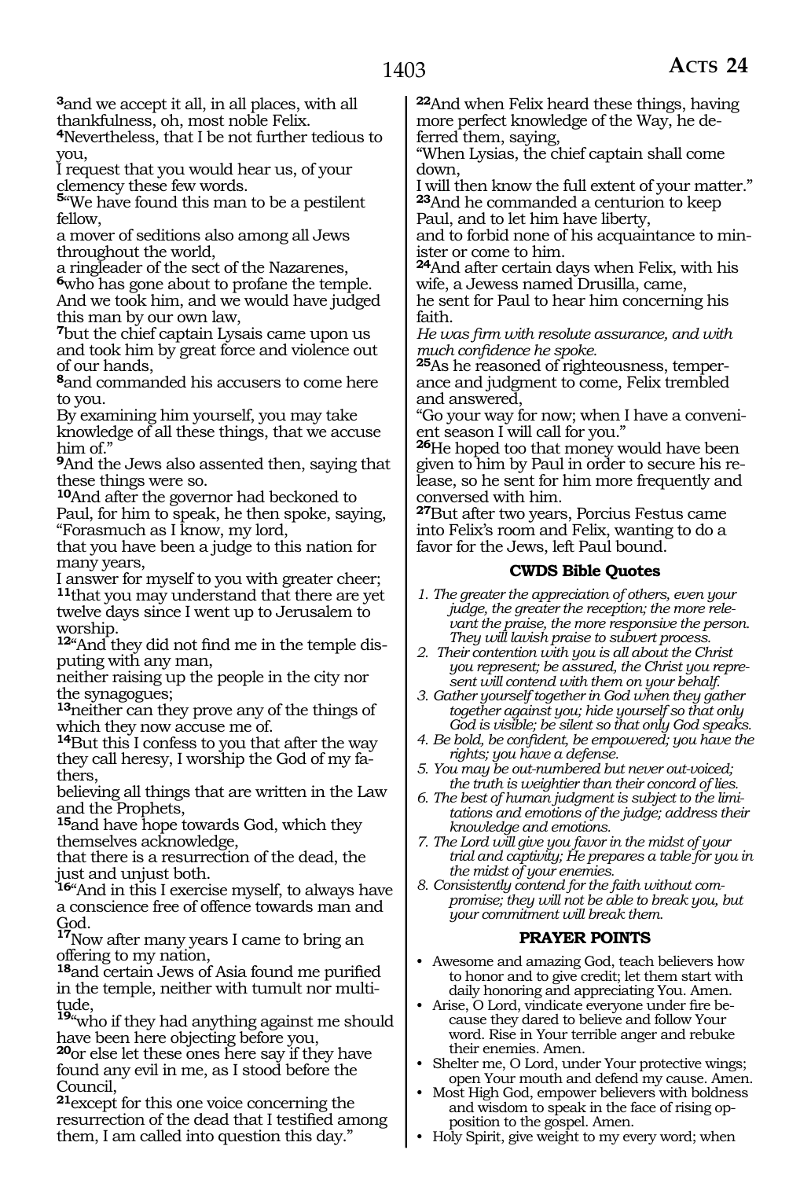[3]and we accept it all, in all places, with all thankfulness, oh, most noble Felix.
[4]Nevertheless, that I be not further tedious to you,
I request that you would hear us, of your clemency these few words.
[5]"We have found this man to be a pestilent fellow,
a mover of seditions also among all Jews throughout the world,
a ringleader of the sect of the Nazarenes,
[6]who has gone about to profane the temple.
And we took him, and we would have judged this man by our own law,
[7]but the chief captain Lysais came upon us and took him by great force and violence out of our hands,
[8]and commanded his accusers to come here to you.
By examining him yourself, you may take knowledge of all these things, that we accuse him of."
[9]And the Jews also assented then, saying that these things were so.
[10]And after the governor had beckoned to Paul, for him to speak, he then spoke, saying, "Forasmuch as I know, my lord,
that you have been a judge to this nation for many years,
I answer for myself to you with greater cheer;
[11]that you may understand that there are yet twelve days since I went up to Jerusalem to worship.
[12]"And they did not find me in the temple disputing with any man,
neither raising up the people in the city nor the synagogues;
[13]neither can they prove any of the things of which they now accuse me of.
[14]But this I confess to you that after the way they call heresy, I worship the God of my fathers,
believing all things that are written in the Law and the Prophets,
[15]and have hope towards God, which they themselves acknowledge,
that there is a resurrection of the dead, the just and unjust both.
[16]"And in this I exercise myself, to always have a conscience free of offence towards man and God.
[17]Now after many years I came to bring an offering to my nation,
[18]and certain Jews of Asia found me purified in the temple, neither with tumult nor multitude,
[19]"who if they had anything against me should have been here objecting before you,
[20]or else let these ones here say if they have found any evil in me, as I stood before the Council,
[21]except for this one voice concerning the resurrection of the dead that I testified among them, I am called into question this day."
[22]And when Felix heard these things, having more perfect knowledge of the Way, he deferred them, saying,
"When Lysias, the chief captain shall come down,
I will then know the full extent of your matter."
[23]And he commanded a centurion to keep Paul, and to let him have liberty,
and to forbid none of his acquaintance to minister or come to him.
[24]And after certain days when Felix, with his wife, a Jewess named Drusilla, came,
he sent for Paul to hear him concerning his faith.
*He was firm with resolute assurance, and with much confidence he spoke.*
[25]As he reasoned of righteousness, temperance and judgment to come, Felix trembled and answered,
"Go your way for now; when I have a convenient season I will call for you."
[26]He hoped too that money would have been given to him by Paul in order to secure his release, so he sent for him more frequently and conversed with him.
[27]But after two years, Porcius Festus came into Felix's room and Felix, wanting to do a favor for the Jews, left Paul bound.

### CWDS Bible Quotes

1. *The greater the appreciation of others, even your judge, the greater the reception; the more relevant the praise, the more responsive the person. They will lavish praise to subvert process.*
2. *Their contention with you is all about the Christ you represent; be assured, the Christ you represent will contend with them on your behalf.*
3. *Gather yourself together in God when they gather together against you; hide yourself so that only God is visible; be silent so that only God speaks.*
4. *Be bold, be confident, be empowered; you have the rights; you have a defense.*
5. *You may be out-numbered but never out-voiced; the truth is weightier than their concord of lies.*
6. *The best of human judgment is subject to the limitations and emotions of the judge; address their knowledge and emotions.*
7. *The Lord will give you favor in the midst of your trial and captivity; He prepares a table for you in the midst of your enemies.*
8. *Consistently contend for the faith without compromise; they will not be able to break you, but your commitment will break them.*

### PRAYER POINTS

- Awesome and amazing God, teach believers how to honor and to give credit; let them start with daily honoring and appreciating You. Amen.
- Arise, O Lord, vindicate everyone under fire because they dared to believe and follow Your word. Rise in Your terrible anger and rebuke their enemies. Amen.
- Shelter me, O Lord, under Your protective wings; open Your mouth and defend my cause. Amen.
- Most High God, empower believers with boldness and wisdom to speak in the face of rising opposition to the gospel. Amen.
- Holy Spirit, give weight to my every word; when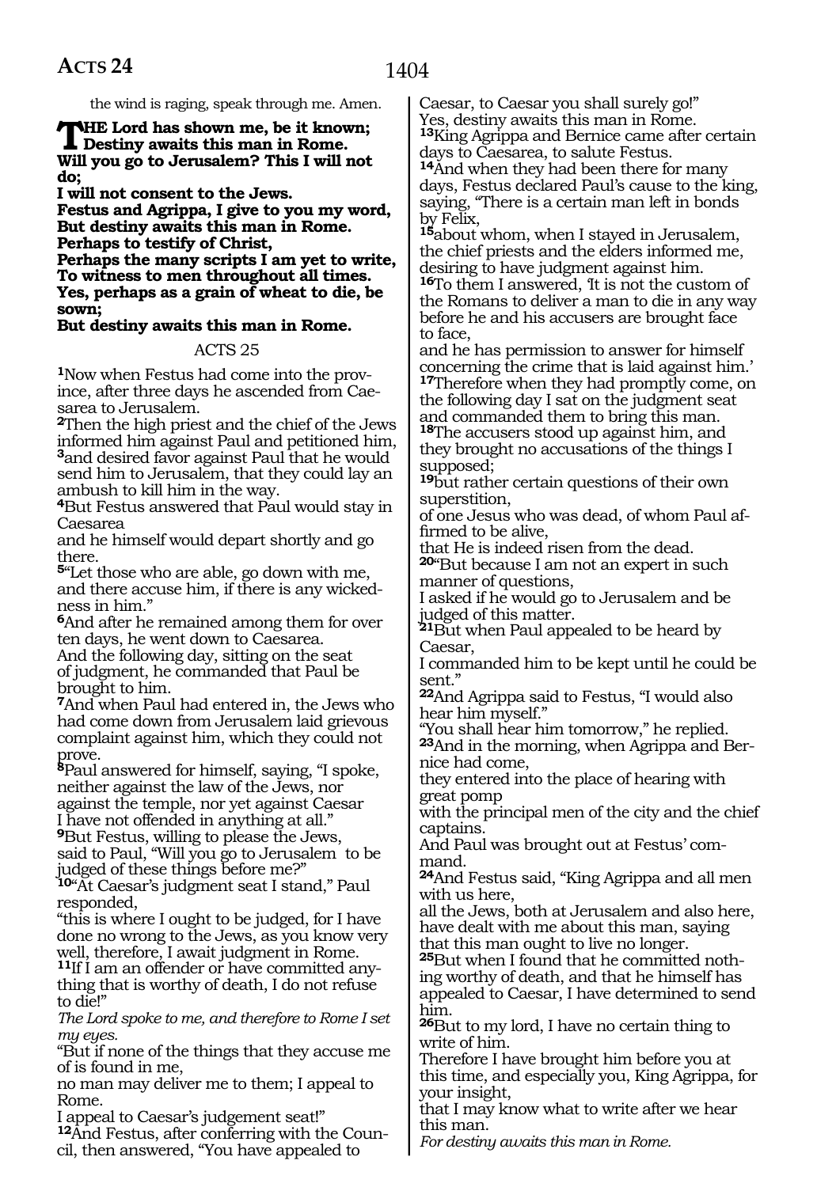the wind is raging, speak through me. Amen.

**THE Lord has shown me, be it known;**
**Destiny awaits this man in Rome.**
**Will you go to Jerusalem? This I will not do;**
**I will not consent to the Jews.**
**Festus and Agrippa, I give to you my word,**
**But destiny awaits this man in Rome.**
**Perhaps to testify of Christ,**
**Perhaps the many scripts I am yet to write,**
**To witness to men throughout all times.**
**Yes, perhaps as a grain of wheat to die, be sown;**
**But destiny awaits this man in Rome.**

ACTS 25

**1**Now when Festus had come into the province, after three days he ascended from Caesarea to Jerusalem.
**2**Then the high priest and the chief of the Jews informed him against Paul and petitioned him, **3**and desired favor against Paul that he would send him to Jerusalem, that they could lay an ambush to kill him in the way.
**4**But Festus answered that Paul would stay in Caesarea
and he himself would depart shortly and go there.
**5**"Let those who are able, go down with me, and there accuse him, if there is any wickedness in him."
**6**And after he remained among them for over ten days, he went down to Caesarea.
And the following day, sitting on the seat of judgment, he commanded that Paul be brought to him.
**7**And when Paul had entered in, the Jews who had come down from Jerusalem laid grievous complaint against him, which they could not prove.
**8**Paul answered for himself, saying, "I spoke, neither against the law of the Jews, nor against the temple, nor yet against Caesar
I have not offended in anything at all."
**9**But Festus, willing to please the Jews, said to Paul, "Will you go to Jerusalem to be judged of these things before me?"
**10**"At Caesar's judgment seat I stand," Paul responded,
"this is where I ought to be judged, for I have done no wrong to the Jews, as you know very well, therefore, I await judgment in Rome.
**11**If I am an offender or have committed anything that is worthy of death, I do not refuse to die!"
*The Lord spoke to me, and therefore to Rome I set my eyes.*
"But if none of the things that they accuse me of is found in me,
no man may deliver me to them; I appeal to Rome.
I appeal to Caesar's judgement seat!"
**12**And Festus, after conferring with the Council, then answered, "You have appealed to Caesar, to Caesar you shall surely go!"
Yes, destiny awaits this man in Rome.
**13**King Agrippa and Bernice came after certain days to Caesarea, to salute Festus.
**14**And when they had been there for many days, Festus declared Paul's cause to the king, saying, "There is a certain man left in bonds by Felix,
**15**about whom, when I stayed in Jerusalem, the chief priests and the elders informed me, desiring to have judgment against him.
**16**To them I answered, 'It is not the custom of the Romans to deliver a man to die in any way before he and his accusers are brought face to face,
and he has permission to answer for himself concerning the crime that is laid against him.'
**17**Therefore when they had promptly come, on the following day I sat on the judgment seat and commanded them to bring this man.
**18**The accusers stood up against him, and they brought no accusations of the things I supposed;
**19**but rather certain questions of their own superstition,
of one Jesus who was dead, of whom Paul affirmed to be alive,
that He is indeed risen from the dead.
**20**"But because I am not an expert in such manner of questions,
I asked if he would go to Jerusalem and be judged of this matter.
**21**But when Paul appealed to be heard by Caesar,
I commanded him to be kept until he could be sent."
**22**And Agrippa said to Festus, "I would also hear him myself."
"You shall hear him tomorrow," he replied.
**23**And in the morning, when Agrippa and Bernice had come,
they entered into the place of hearing with great pomp
with the principal men of the city and the chief captains.
And Paul was brought out at Festus' command.
**24**And Festus said, "King Agrippa and all men with us here,
all the Jews, both at Jerusalem and also here, have dealt with me about this man, saying that this man ought to live no longer.
**25**But when I found that he committed nothing worthy of death, and that he himself has appealed to Caesar, I have determined to send him.
**26**But to my lord, I have no certain thing to write of him.
Therefore I have brought him before you at this time, and especially you, King Agrippa, for your insight,
that I may know what to write after we hear this man.
*For destiny awaits this man in Rome.*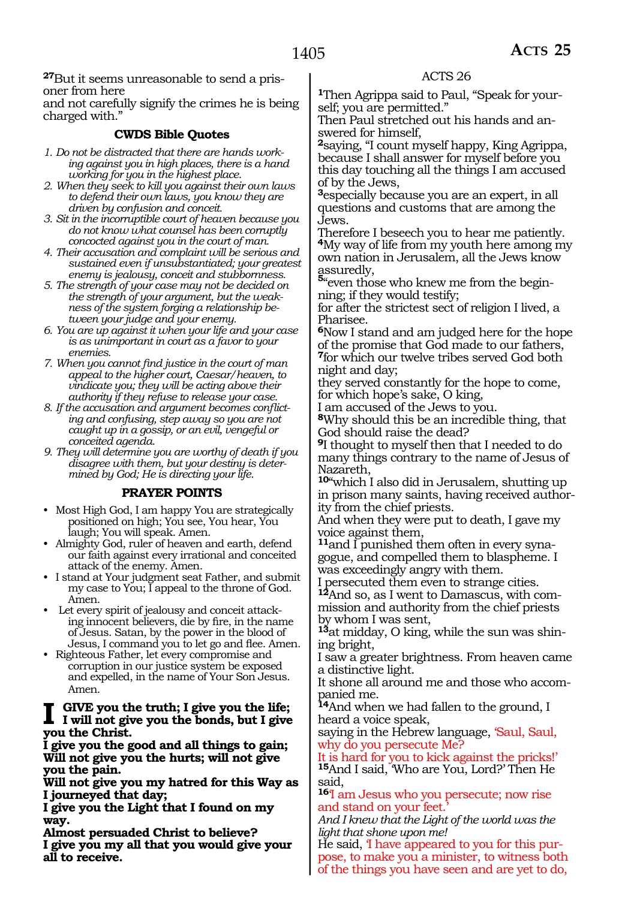[27]But it seems unreasonable to send a prisoner from here
and not carefully signify the crimes he is being charged with."

### CWDS Bible Quotes

1. *Do not be distracted that there are hands working against you in high places, there is a hand working for you in the highest place.*
2. *When they seek to kill you against their own laws to defend their own laws, you know they are driven by confusion and conceit.*
3. *Sit in the incorruptible court of heaven because you do not know what counsel has been corruptly concocted against you in the court of man.*
4. *Their accusation and complaint will be serious and sustained even if unsubstantiated; your greatest enemy is jealousy, conceit and stubbornness.*
5. *The strength of your case may not be decided on the strength of your argument, but the weakness of the system forging a relationship between your judge and your enemy.*
6. *You are up against it when your life and your case is as unimportant in court as a favor to your enemies.*
7. *When you cannot find justice in the court of man appeal to the higher court, Caesar/heaven, to vindicate you; they will be acting above their authority if they refuse to release your case.*
8. *If the accusation and argument becomes conflicting and confusing, step away so you are not caught up in a gossip, or an evil, vengeful or conceited agenda.*
9. *They will determine you are worthy of death if you disagree with them, but your destiny is determined by God; He is directing your life.*

### PRAYER POINTS

- Most High God, I am happy You are strategically positioned on high; You see, You hear, You laugh; You will speak. Amen.
- Almighty God, ruler of heaven and earth, defend our faith against every irrational and conceited attack of the enemy. Amen.
- I stand at Your judgment seat Father, and submit my case to You; I appeal to the throne of God. Amen.
- Let every spirit of jealousy and conceit attacking innocent believers, die by fire, in the name of Jesus. Satan, by the power in the blood of Jesus, I command you to let go and flee. Amen.
- Righteous Father, let every compromise and corruption in our justice system be exposed and expelled, in the name of Your Son Jesus. Amen.

**I GIVE you the truth; I give you the life;
I will not give you the bonds, but I give you the Christ.
I give you the good and all things to gain;
Will not give you the hurts; will not give you the pain.
Will not give you my hatred for this Way as I journeyed that day;
I give you the Light that I found on my way.
Almost persuaded Christ to believe?
I give you my all that you would give your all to receive.**

ACTS 26

[1]Then Agrippa said to Paul, "Speak for yourself; you are permitted."
Then Paul stretched out his hands and answered for himself,
[2]saying, "I count myself happy, King Agrippa, because I shall answer for myself before you this day touching all the things I am accused of by the Jews,
[3]especially because you are an expert, in all questions and customs that are among the Jews.
Therefore I beseech you to hear me patiently.
[4]My way of life from my youth here among my own nation in Jerusalem, all the Jews know assuredly,
[5]"even those who knew me from the beginning; if they would testify;
for after the strictest sect of religion I lived, a Pharisee.
[6]Now I stand and am judged here for the hope of the promise that God made to our fathers,
[7]for which our twelve tribes served God both night and day;
they served constantly for the hope to come,
for which hope's sake, O king,
I am accused of the Jews to you.
[8]Why should this be an incredible thing, that God should raise the dead?
[9]I thought to myself then that I needed to do many things contrary to the name of Jesus of Nazareth,
[10]"which I also did in Jerusalem, shutting up in prison many saints, having received authority from the chief priests.
And when they were put to death, I gave my voice against them,
[11]and I punished them often in every synagogue, and compelled them to blaspheme. I was exceedingly angry with them.
I persecuted them even to strange cities.
[12]And so, as I went to Damascus, with commission and authority from the chief priests by whom I was sent,
[13]at midday, O king, while the sun was shining bright,
I saw a greater brightness. From heaven came a distinctive light.
It shone all around me and those who accompanied me.
[14]And when we had fallen to the ground, I heard a voice speak,
saying in the Hebrew language, 'Saul, Saul, why do you persecute Me?
It is hard for you to kick against the pricks!'
[15]And I said, 'Who are You, Lord?' Then He said,
[16]'I am Jesus who you persecute; now rise and stand on your feet.'
*And I knew that the Light of the world was the light that shone upon me!*
He said, 'I have appeared to you for this purpose, to make you a minister, to witness both of the things you have seen and are yet to do,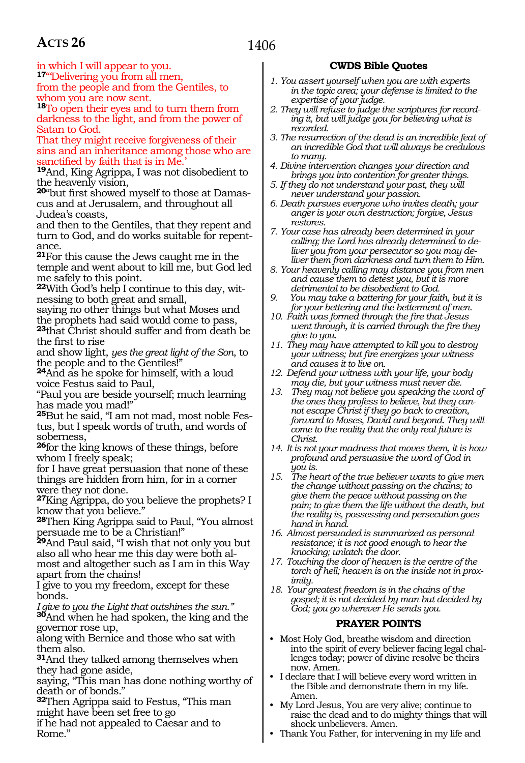in which I will appear to you.
**17**"Delivering you from all men,
from the people and from the Gentiles, to whom you are now sent.
**18**To open their eyes and to turn them from darkness to the light, and from the power of Satan to God.
That they might receive forgiveness of their sins and an inheritance among those who are sanctified by faith that is in Me.'
**19**And, King Agrippa, I was not disobedient to the heavenly vision,
**20**"but first showed myself to those at Damascus and at Jerusalem, and throughout all Judea's coasts,
and then to the Gentiles, that they repent and turn to God, and do works suitable for repentance.
**21**For this cause the Jews caught me in the temple and went about to kill me, but God led me safely to this point.
**22**With God's help I continue to this day, witnessing to both great and small,
saying no other things but what Moses and the prophets had said would come to pass,
**23**that Christ should suffer and from death be the first to rise
and show light, *yes the great light of the Son*, to the people and to the Gentiles!"
**24**And as he spoke for himself, with a loud voice Festus said to Paul,
"Paul you are beside yourself; much learning has made you mad!"
**25**But he said, "I am not mad, most noble Festus, but I speak words of truth, and words of soberness,
**26**for the king knows of these things, before whom I freely speak;
for I have great persuasion that none of these things are hidden from him, for in a corner were they not done.
**27**King Agrippa, do you believe the prophets? I know that you believe."
**28**Then King Agrippa said to Paul, "You almost persuade me to be a Christian!"
**29**And Paul said, "I wish that not only you but also all who hear me this day were both almost and altogether such as I am in this Way apart from the chains!
I give to you my freedom, except for these bonds.
*I give to you the Light that outshines the sun."*
**30**And when he had spoken, the king and the governor rose up,
along with Bernice and those who sat with them also.
**31**And they talked among themselves when they had gone aside,
saying, "This man has done nothing worthy of death or of bonds."
**32**Then Agrippa said to Festus, "This man might have been set free to go
if he had not appealed to Caesar and to Rome."

## CWDS Bible Quotes

1. *You assert yourself when you are with experts in the topic area; your defense is limited to the expertise of your judge.*
2. *They will refuse to judge the scriptures for recording it, but will judge you for believing what is recorded.*
3. *The resurrection of the dead is an incredible feat of an incredible God that will always be credulous to many.*
4. *Divine intervention changes your direction and brings you into contention for greater things.*
5. *If they do not understand your past, they will never understand your passion.*
6. *Death pursues everyone who invites death; your anger is your own destruction; forgive, Jesus restores.*
7. *Your case has already been determined in your calling; the Lord has already determined to deliver you from your persecutor so you may deliver them from darkness and turn them to Him.*
8. *Your heavenly calling may distance you from men and cause them to detest you, but it is more detrimental to be disobedient to God.*
9. *You may take a battering for your faith, but it is for your bettering and the betterment of men.*
10. *Faith was formed through the fire that Jesus went through, it is carried through the fire they give to you.*
11. *They may have attempted to kill you to destroy your witness; but fire energizes your witness and causes it to live on.*
12. *Defend your witness with your life, your body may die, but your witness must never die.*
13. *They may not believe you speaking the word of the ones they profess to believe, but they cannot escape Christ if they go back to creation, forward to Moses, David and beyond. They will come to the reality that the only real future is Christ.*
14. *It is not your madness that moves them, it is how profound and persuasive the word of God in you is.*
15. *The heart of the true believer wants to give men the change without passing on the chains; to give them the peace without passing on the pain; to give them the life without the death, but the reality is, possessing and persecution goes hand in hand.*
16. *Almost persuaded is summarized as personal resistance; it is not good enough to hear the knocking; unlatch the door.*
17. *Touching the door of heaven is the centre of the torch of hell; heaven is on the inside not in proximity.*
18. *Your greatest freedom is in the chains of the gospel; it is not decided by man but decided by God; you go wherever He sends you.*

## PRAYER POINTS

- Most Holy God, breathe wisdom and direction into the spirit of every believer facing legal challenges today; power of divine resolve be theirs now. Amen.
- I declare that I will believe every word written in the Bible and demonstrate them in my life. Amen.
- My Lord Jesus, You are very alive; continue to raise the dead and to do mighty things that will shock unbelievers. Amen.
- Thank You Father, for intervening in my life and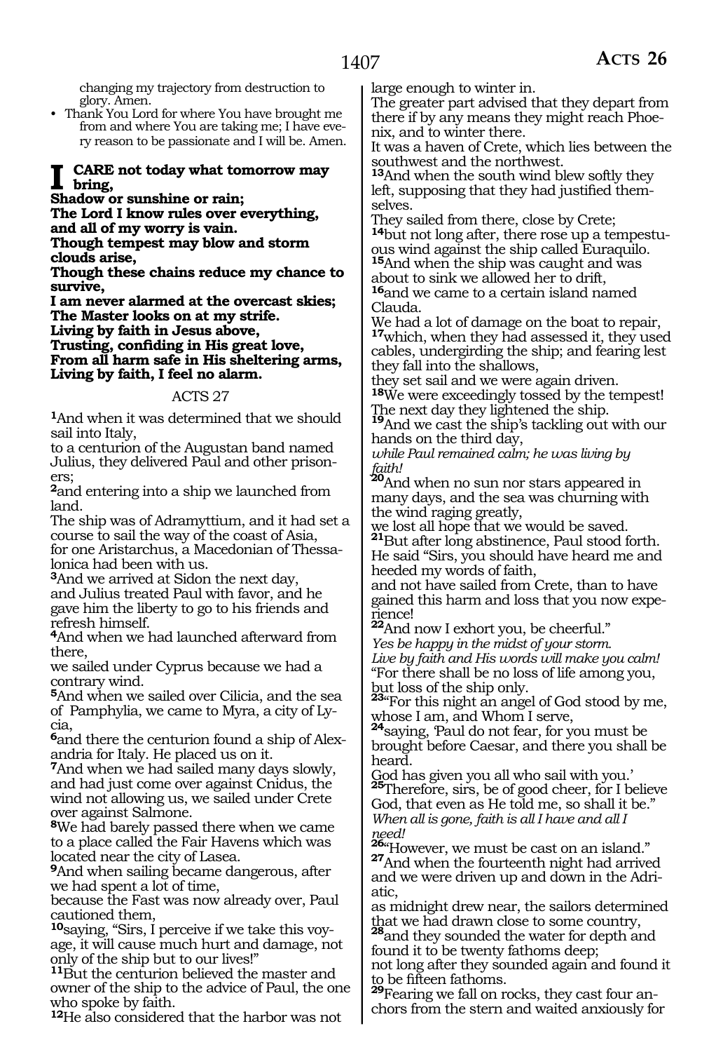changing my trajectory from destruction to glory. Amen.

- Thank You Lord for where You have brought me from and where You are taking me; I have every reason to be passionate and I will be. Amen.

**I CARE not today what tomorrow may bring,**
**Shadow or sunshine or rain;**
**The Lord I know rules over everything,**
**and all of my worry is vain.**
**Though tempest may blow and storm clouds arise,**
**Though these chains reduce my chance to survive,**
**I am never alarmed at the overcast skies;**
**The Master looks on at my strife.**
**Living by faith in Jesus above,**
**Trusting, confiding in His great love,**
**From all harm safe in His sheltering arms,**
**Living by faith, I feel no alarm.**

## ACTS 27

**1**And when it was determined that we should sail into Italy,
to a centurion of the Augustan band named Julius, they delivered Paul and other prisoners;
**2**and entering into a ship we launched from land.
The ship was of Adramyttium, and it had set a course to sail the way of the coast of Asia,
for one Aristarchus, a Macedonian of Thessalonica had been with us.
**3**And we arrived at Sidon the next day,
and Julius treated Paul with favor, and he gave him the liberty to go to his friends and refresh himself.
**4**And when we had launched afterward from there,
we sailed under Cyprus because we had a contrary wind.
**5**And when we sailed over Cilicia, and the sea of Pamphylia, we came to Myra, a city of Lycia,
**6**and there the centurion found a ship of Alexandria for Italy. He placed us on it.
**7**And when we had sailed many days slowly, and had just come over against Cnidus, the wind not allowing us, we sailed under Crete over against Salmone.
**8**We had barely passed there when we came to a place called the Fair Havens which was located near the city of Lasea.
**9**And when sailing became dangerous, after we had spent a lot of time,
because the Fast was now already over, Paul cautioned them,
**10**saying, "Sirs, I perceive if we take this voyage, it will cause much hurt and damage, not only of the ship but to our lives!"
**11**But the centurion believed the master and owner of the ship to the advice of Paul, the one who spoke by faith.
**12**He also considered that the harbor was not large enough to winter in.
The greater part advised that they depart from there if by any means they might reach Phoenix, and to winter there.
It was a haven of Crete, which lies between the southwest and the northwest.
**13**And when the south wind blew softly they left, supposing that they had justified themselves.
They sailed from there, close by Crete;
**14**but not long after, there rose up a tempestuous wind against the ship called Euraquilo.
**15**And when the ship was caught and was about to sink we allowed her to drift,
**16**and we came to a certain island named Clauda.
We had a lot of damage on the boat to repair,
**17**which, when they had assessed it, they used cables, undergirding the ship; and fearing lest they fall into the shallows,
they set sail and we were again driven.
**18**We were exceedingly tossed by the tempest!
The next day they lightened the ship.
**19**And we cast the ship's tackling out with our hands on the third day,
*while Paul remained calm; he was living by faith!*
**20**And when no sun nor stars appeared in many days, and the sea was churning with the wind raging greatly,
we lost all hope that we would be saved.
**21**But after long abstinence, Paul stood forth.
He said "Sirs, you should have heard me and heeded my words of faith,
and not have sailed from Crete, than to have gained this harm and loss that you now experience!
**22**And now I exhort you, be cheerful."
*Yes be happy in the midst of your storm.*
*Live by faith and His words will make you calm!*
"For there shall be no loss of life among you, but loss of the ship only.
**23**"For this night an angel of God stood by me, whose I am, and Whom I serve,
**24**saying, 'Paul do not fear, for you must be brought before Caesar, and there you shall be heard.
God has given you all who sail with you.'
**25**Therefore, sirs, be of good cheer, for I believe God, that even as He told me, so shall it be."
*When all is gone, faith is all I have and all I need!*
**26**"However, we must be cast on an island."
**27**And when the fourteenth night had arrived and we were driven up and down in the Adriatic,
as midnight drew near, the sailors determined that we had drawn close to some country,
**28**and they sounded the water for depth and found it to be twenty fathoms deep;
not long after they sounded again and found it to be fifteen fathoms.
**29**Fearing we fall on rocks, they cast four anchors from the stern and waited anxiously for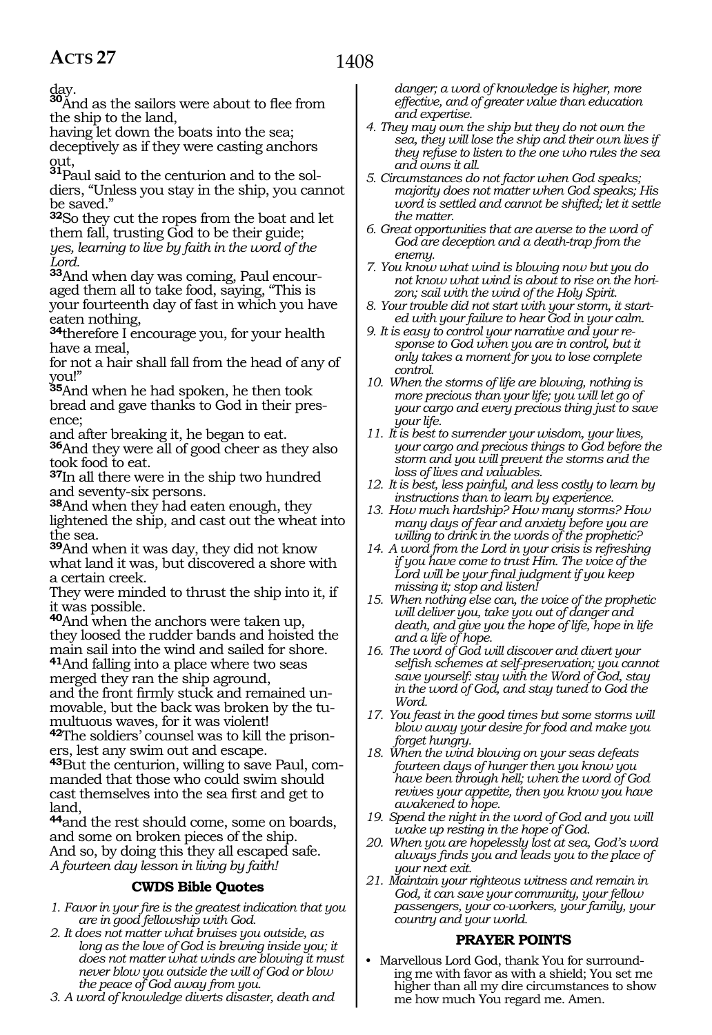day.

**30**And as the sailors were about to flee from the ship to the land,
having let down the boats into the sea;
deceptively as if they were casting anchors out,

**31**Paul said to the centurion and to the soldiers, "Unless you stay in the ship, you cannot be saved."

**32**So they cut the ropes from the boat and let them fall, trusting God to be their guide;
*yes, learning to live by faith in the word of the Lord.*

**33**And when day was coming, Paul encouraged them all to take food, saying, "This is your fourteenth day of fast in which you have eaten nothing,

**34**therefore I encourage you, for your health have a meal,
for not a hair shall fall from the head of any of you!"

**35**And when he had spoken, he then took bread and gave thanks to God in their presence;
and after breaking it, he began to eat.

**36**And they were all of good cheer as they also took food to eat.

**37**In all there were in the ship two hundred and seventy-six persons.

**38**And when they had eaten enough, they lightened the ship, and cast out the wheat into the sea.

**39**And when it was day, they did not know what land it was, but discovered a shore with a certain creek.
They were minded to thrust the ship into it, if it was possible.

**40**And when the anchors were taken up, they loosed the rudder bands and hoisted the main sail into the wind and sailed for shore.

**41**And falling into a place where two seas merged they ran the ship aground,
and the front firmly stuck and remained unmovable, but the back was broken by the tumultuous waves, for it was violent!

**42**The soldiers' counsel was to kill the prisoners, lest any swim out and escape.

**43**But the centurion, willing to save Paul, commanded that those who could swim should cast themselves into the sea first and get to land,

**44**and the rest should come, some on boards, and some on broken pieces of the ship.
And so, by doing this they all escaped safe.
*A fourteen day lesson in living by faith!*

### CWDS Bible Quotes

*1. Favor in your fire is the greatest indication that you are in good fellowship with God.*

*2. It does not matter what bruises you outside, as long as the love of God is brewing inside you; it does not matter what winds are blowing it must never blow you outside the will of God or blow the peace of God away from you.*

*3. A word of knowledge diverts disaster, death and danger; a word of knowledge is higher, more effective, and of greater value than education and expertise.*

*4. They may own the ship but they do not own the sea, they will lose the ship and their own lives if they refuse to listen to the one who rules the sea and owns it all.*

*5. Circumstances do not factor when God speaks; majority does not matter when God speaks; His word is settled and cannot be shifted; let it settle the matter.*

*6. Great opportunities that are averse to the word of God are deception and a death-trap from the enemy.*

*7. You know what wind is blowing now but you do not know what wind is about to rise on the horizon; sail with the wind of the Holy Spirit.*

*8. Your trouble did not start with your storm, it started with your failure to hear God in your calm.*

*9. It is easy to control your narrative and your response to God when you are in control, but it only takes a moment for you to lose complete control.*

*10. When the storms of life are blowing, nothing is more precious than your life; you will let go of your cargo and every precious thing just to save your life.*

*11. It is best to surrender your wisdom, your lives, your cargo and precious things to God before the storm and you will prevent the storms and the loss of lives and valuables.*

*12. It is best, less painful, and less costly to learn by instructions than to learn by experience.*

*13. How much hardship? How many storms? How many days of fear and anxiety before you are willing to drink in the words of the prophetic?*

*14. A word from the Lord in your crisis is refreshing if you have come to trust Him. The voice of the Lord will be your final judgment if you keep missing it; stop and listen!*

*15. When nothing else can, the voice of the prophetic will deliver you, take you out of danger and death, and give you the hope of life, hope in life and a life of hope.*

*16. The word of God will discover and divert your selfish schemes at self-preservation; you cannot save yourself: stay with the Word of God, stay in the word of God, and stay tuned to God the Word.*

*17. You feast in the good times but some storms will blow away your desire for food and make you forget hungry.*

*18. When the wind blowing on your seas defeats fourteen days of hunger then you know you have been through hell; when the word of God revives your appetite, then you know you have awakened to hope.*

*19. Spend the night in the word of God and you will wake up resting in the hope of God.*

*20. When you are hopelessly lost at sea, God's word always finds you and leads you to the place of your next exit.*

*21. Maintain your righteous witness and remain in God, it can save your community, your fellow passengers, your co-workers, your family, your country and your world.*

### PRAYER POINTS

- Marvellous Lord God, thank You for surrounding me with favor as with a shield; You set me higher than all my dire circumstances to show me how much You regard me. Amen.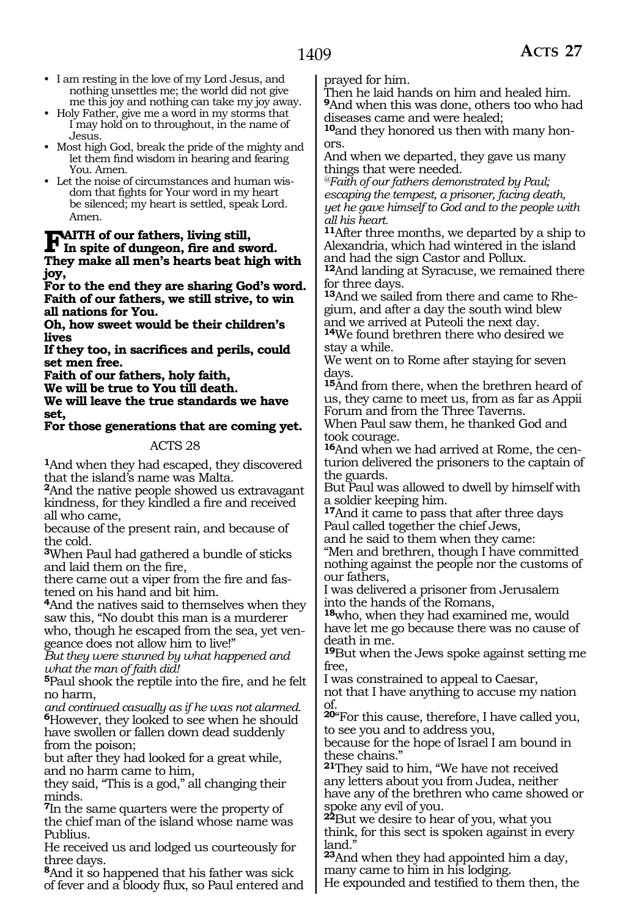- I am resting in the love of my Lord Jesus, and nothing unsettles me; the world did not give me this joy and nothing can take my joy away.
- Holy Father, give me a word in my storms that I may hold on to throughout, in the name of Jesus.
- Most high God, break the pride of the mighty and let them find wisdom in hearing and fearing You. Amen.
- Let the noise of circumstances and human wisdom that fights for Your word in my heart be silenced; my heart is settled, speak Lord. Amen.

**FAITH of our fathers, living still,**
**In spite of dungeon, fire and sword.**
**They make all men's hearts beat high with joy,**
**For to the end they are sharing God's word.**
**Faith of our fathers, we still strive, to win all nations for You.**
**Oh, how sweet would be their children's lives**
**If they too, in sacrifices and perils, could set men free.**
**Faith of our fathers, holy faith,**
**We will be true to You till death.**
**We will leave the true standards we have set,**
**For those generations that are coming yet.**

## ACTS 28

[1]And when they had escaped, they discovered that the island's name was Malta.
[2]And the native people showed us extravagant kindness, for they kindled a fire and received all who came,
because of the present rain, and because of the cold.
[3]When Paul had gathered a bundle of sticks and laid them on the fire,
there came out a viper from the fire and fastened on his hand and bit him.
[4]And the natives said to themselves when they saw this, "No doubt this man is a murderer who, though he escaped from the sea, yet vengeance does not allow him to live!"
*But they were stunned by what happened and what the man of faith did!*
[5]Paul shook the reptile into the fire, and he felt no harm,
*and continued casually as if he was not alarmed.*
[6]However, they looked to see when he should have swollen or fallen down dead suddenly from the poison;
but after they had looked for a great while, and no harm came to him,
they said, "This is a god," all changing their minds.
[7]In the same quarters were the property of the chief man of the island whose name was Publius.
He received us and lodged us courteously for three days.
[8]And it so happened that his father was sick of fever and a bloody flux, so Paul entered and prayed for him.
Then he laid hands on him and healed him.
[9]And when this was done, others too who had diseases came and were healed;
[10]and they honored us then with many honors.
And when we departed, they gave us many things that were needed.
*@Faith of our fathers demonstrated by Paul; escaping the tempest, a prisoner, facing death, yet he gave himself to God and to the people with all his heart.*
[11]After three months, we departed by a ship to Alexandria, which had wintered in the island and had the sign Castor and Pollux.
[12]And landing at Syracuse, we remained there for three days.
[13]And we sailed from there and came to Rhegium, and after a day the south wind blew and we arrived at Puteoli the next day.
[14]We found brethren there who desired we stay a while.
We went on to Rome after staying for seven days.
[15]And from there, when the brethren heard of us, they came to meet us, from as far as Appii Forum and from the Three Taverns.
When Paul saw them, he thanked God and took courage.
[16]And when we had arrived at Rome, the centurion delivered the prisoners to the captain of the guards.
But Paul was allowed to dwell by himself with a soldier keeping him.
[17]And it came to pass that after three days Paul called together the chief Jews,
and he said to them when they came:
"Men and brethren, though I have committed nothing against the people nor the customs of our fathers,
I was delivered a prisoner from Jerusalem into the hands of the Romans,
[18]who, when they had examined me, would have let me go because there was no cause of death in me.
[19]But when the Jews spoke against setting me free,
I was constrained to appeal to Caesar,
not that I have anything to accuse my nation of.
[20]"For this cause, therefore, I have called you, to see you and to address you,
because for the hope of Israel I am bound in these chains."
[21]They said to him, "We have not received any letters about you from Judea, neither have any of the brethren who came showed or spoke any evil of you.
[22]But we desire to hear of you, what you think, for this sect is spoken against in every land."
[23]And when they had appointed him a day, many came to him in his lodging.
He expounded and testified to them then, the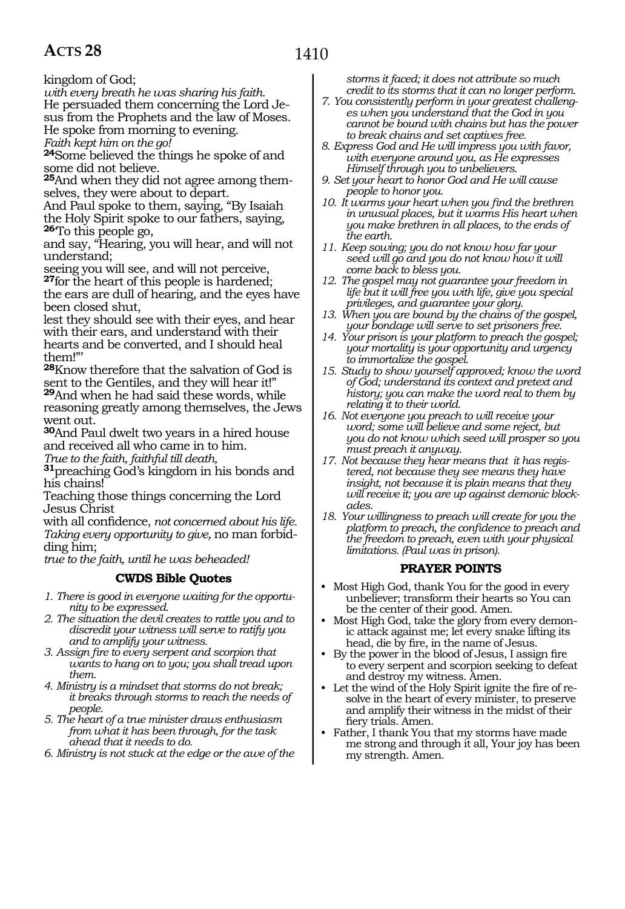kingdom of God;
*with every breath he was sharing his faith.*
He persuaded them concerning the Lord Jesus from the Prophets and the law of Moses.
He spoke from morning to evening.
*Faith kept him on the go!*
**24**Some believed the things he spoke of and some did not believe.
**25**And when they did not agree among themselves, they were about to depart.
And Paul spoke to them, saying, "By Isaiah the Holy Spirit spoke to our fathers, saying,
**26**'To this people go,
and say, "Hearing, you will hear, and will not understand;
seeing you will see, and will not perceive,
**27**for the heart of this people is hardened;
the ears are dull of hearing, and the eyes have been closed shut,
lest they should see with their eyes, and hear with their ears, and understand with their hearts and be converted, and I should heal them!"'
**28**Know therefore that the salvation of God is sent to the Gentiles, and they will hear it!"
**29**And when he had said these words, while reasoning greatly among themselves, the Jews went out.
**30**And Paul dwelt two years in a hired house and received all who came in to him.
*True to the faith, faithful till death,*
**31**preaching God's kingdom in his bonds and his chains!
Teaching those things concerning the Lord Jesus Christ
with all confidence, *not concerned about his life.*
*Taking every opportunity to give,* no man forbidding him;
*true to the faith, until he was beheaded!*

## CWDS Bible Quotes

1. *There is good in everyone waiting for the opportunity to be expressed.*
2. *The situation the devil creates to rattle you and to discredit your witness will serve to ratify you and to amplify your witness.*
3. *Assign fire to every serpent and scorpion that wants to hang on to you; you shall tread upon them.*
4. *Ministry is a mindset that storms do not break; it breaks through storms to reach the needs of people.*
5. *The heart of a true minister draws enthusiasm from what it has been through, for the task ahead that it needs to do.*
6. *Ministry is not stuck at the edge or the awe of the storms it faced; it does not attribute so much credit to its storms that it can no longer perform.*
7. *You consistently perform in your greatest challenges when you understand that the God in you cannot be bound with chains but has the power to break chains and set captives free.*
8. *Express God and He will impress you with favor, with everyone around you, as He expresses Himself through you to unbelievers.*
9. *Set your heart to honor God and He will cause people to honor you.*
10. *It warms your heart when you find the brethren in unusual places, but it warms His heart when you make brethren in all places, to the ends of the earth.*
11. *Keep sowing; you do not know how far your seed will go and you do not know how it will come back to bless you.*
12. *The gospel may not guarantee your freedom in life but it will free you with life, give you special privileges, and guarantee your glory.*
13. *When you are bound by the chains of the gospel, your bondage will serve to set prisoners free.*
14. *Your prison is your platform to preach the gospel; your mortality is your opportunity and urgency to immortalize the gospel.*
15. *Study to show yourself approved; know the word of God; understand its context and pretext and history; you can make the word real to them by relating it to their world.*
16. *Not everyone you preach to will receive your word; some will believe and some reject, but you do not know which seed will prosper so you must preach it anyway.*
17. *Not because they hear means that it has registered, not because they see means they have insight, not because it is plain means that they will receive it; you are up against demonic blockades.*
18. *Your willingness to preach will create for you the platform to preach, the confidence to preach and the freedom to preach, even with your physical limitations. (Paul was in prison).*

## PRAYER POINTS

- Most High God, thank You for the good in every unbeliever; transform their hearts so You can be the center of their good. Amen.
- Most High God, take the glory from every demonic attack against me; let every snake lifting its head, die by fire, in the name of Jesus.
- By the power in the blood of Jesus, I assign fire to every serpent and scorpion seeking to defeat and destroy my witness. Amen.
- Let the wind of the Holy Spirit ignite the fire of resolve in the heart of every minister, to preserve and amplify their witness in the midst of their fiery trials. Amen.
- Father, I thank You that my storms have made me strong and through it all, Your joy has been my strength. Amen.